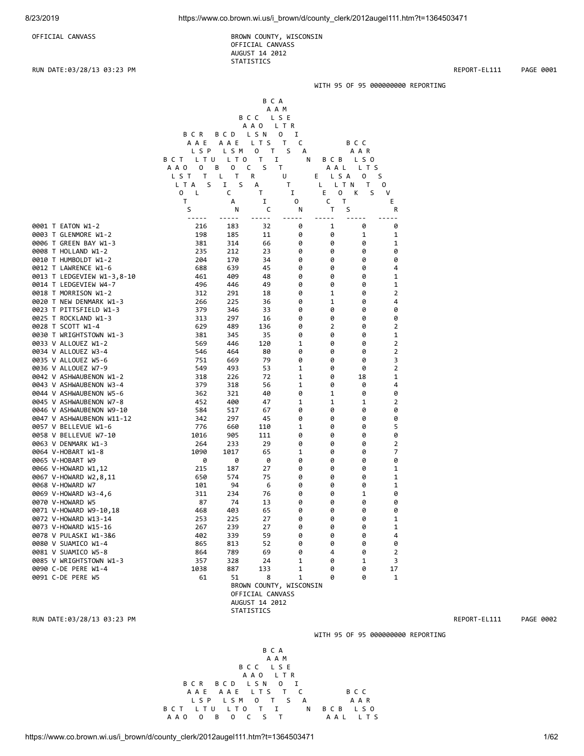OFFICIAL CANVASS

BROWN COUNTY, WISCONSIN
OFFICIAL CANVASS
AUGUST 14 2012
STATISTICS

RUN DATE:03/28/13 03:23 PM REPORT-EL111

WITH 95 OF 95 000000000 REPORTING

| | BALLOTS CAST TOTAL | BALLOTS CAST REPUBLICAN | BALLOTS CAST DEMOCRATIC | BALLOTS CAST CONSTITUTION | BALLOTS CAST AMERICANELECTS | BALLOTS CAST BLANKS | BALLOTS CAST CROSSOVER |
|---|---|---|---|---|---|---|---|
| 0001 T EATON W1-2 | 216 | 183 | 32 | 0 | 1 | 0 | 0 |
| 0003 T GLENMORE W1-2 | 198 | 185 | 11 | 0 | 0 | 1 | 1 |
| 0006 T GREEN BAY W1-3 | 381 | 314 | 66 | 0 | 0 | 0 | 1 |
| 0008 T HOLLAND W1-2 | 235 | 212 | 23 | 0 | 0 | 0 | 0 |
| 0010 T HUMBOLDT W1-2 | 204 | 170 | 34 | 0 | 0 | 0 | 0 |
| 0012 T LAWRENCE W1-6 | 688 | 639 | 45 | 0 | 0 | 0 | 4 |
| 0013 T LEDGEVIEW W1-3,8-10 | 461 | 409 | 48 | 0 | 0 | 0 | 1 |
| 0014 T LEDGEVIEW W4-7 | 496 | 446 | 49 | 0 | 0 | 0 | 1 |
| 0018 T MORRISON W1-2 | 312 | 291 | 18 | 0 | 1 | 0 | 2 |
| 0020 T NEW DENMARK W1-3 | 266 | 225 | 36 | 0 | 1 | 0 | 4 |
| 0023 T PITTSFIELD W1-3 | 379 | 346 | 33 | 0 | 0 | 0 | 0 |
| 0025 T ROCKLAND W1-3 | 313 | 297 | 16 | 0 | 0 | 0 | 0 |
| 0028 T SCOTT W1-4 | 629 | 489 | 136 | 0 | 2 | 0 | 2 |
| 0030 T WRIGHTSTOWN W1-3 | 381 | 345 | 35 | 0 | 0 | 0 | 1 |
| 0033 V ALLOUEZ W1-2 | 569 | 446 | 120 | 1 | 0 | 0 | 2 |
| 0034 V ALLOUEZ W3-4 | 546 | 464 | 80 | 0 | 0 | 0 | 2 |
| 0035 V ALLOUEZ W5-6 | 751 | 669 | 79 | 0 | 0 | 0 | 3 |
| 0036 V ALLOUEZ W7-9 | 549 | 493 | 53 | 1 | 0 | 0 | 2 |
| 0042 V ASHWAUBENON W1-2 | 318 | 226 | 72 | 1 | 0 | 18 | 1 |
| 0043 V ASHWAUBENON W3-4 | 379 | 318 | 56 | 1 | 0 | 0 | 4 |
| 0044 V ASHWAUBENON W5-6 | 362 | 321 | 40 | 0 | 1 | 0 | 0 |
| 0045 V ASHWAUBENON W7-8 | 452 | 400 | 47 | 1 | 1 | 1 | 2 |
| 0046 V ASHWAUBENON W9-10 | 584 | 517 | 67 | 0 | 0 | 0 | 0 |
| 0047 V ASHWAUBENON W11-12 | 342 | 297 | 45 | 0 | 0 | 0 | 0 |
| 0057 V BELLEVUE W1-6 | 776 | 660 | 110 | 1 | 0 | 0 | 5 |
| 0058 V BELLEVUE W7-10 | 1016 | 905 | 111 | 0 | 0 | 0 | 0 |
| 0063 V DENMARK W1-3 | 264 | 233 | 29 | 0 | 0 | 0 | 2 |
| 0064 V-HOBART W1-8 | 1090 | 1017 | 65 | 1 | 0 | 0 | 7 |
| 0065 V-HOBART W9 | 0 | 0 | 0 | 0 | 0 | 0 | 0 |
| 0066 V-HOWARD W1,12 | 215 | 187 | 27 | 0 | 0 | 0 | 1 |
| 0067 V-HOWARD W2,8,11 | 650 | 574 | 75 | 0 | 0 | 0 | 1 |
| 0068 V-HOWARD W7 | 101 | 94 | 6 | 0 | 0 | 0 | 1 |
| 0069 V-HOWARD W3-4,6 | 311 | 234 | 76 | 0 | 0 | 1 | 0 |
| 0070 V-HOWARD W5 | 87 | 74 | 13 | 0 | 0 | 0 | 0 |
| 0071 V-HOWARD W9-10,18 | 468 | 403 | 65 | 0 | 0 | 0 | 0 |
| 0072 V-HOWARD W13-14 | 253 | 225 | 27 | 0 | 0 | 0 | 1 |
| 0073 V-HOWARD W15-16 | 267 | 239 | 27 | 0 | 0 | 0 | 1 |
| 0078 V PULASKI W1-3&6 | 402 | 339 | 59 | 0 | 0 | 0 | 4 |
| 0080 V SUAMICO W1-4 | 865 | 813 | 52 | 0 | 0 | 0 | 0 |
| 0081 V SUAMICO W5-8 | 864 | 789 | 69 | 0 | 4 | 0 | 2 |
| 0085 V WRIGHTSTOWN W1-3 | 357 | 328 | 24 | 1 | 0 | 1 | 3 |
| 0090 C-DE PERE W1-4 | 1038 | 887 | 133 | 1 | 0 | 0 | 17 |
| 0091 C-DE PERE W5 | 61 | 51 | 8 | 1 | 0 | 0 | 1 |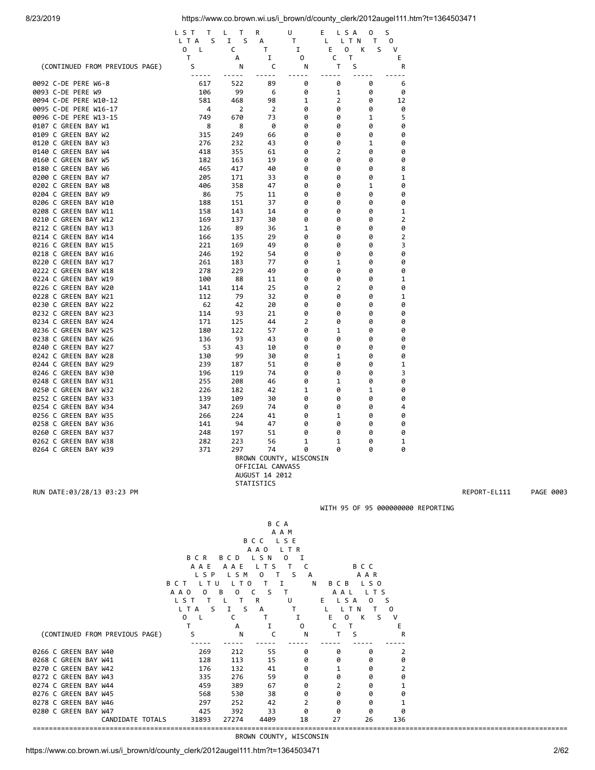(CONTINUED FROM PREVIOUS PAGE)

| | BALLOTS CAST TOTAL | BALLOTS CAST DEMOCRATIC | BALLOTS CAST REPUBLICAN | BALLOTS CAST CONSTITUTION | BALLOTS CAST AMERICANS ELECT | BALLOTS CAST BLANK | BALLOTS CAST CROSSOVER |
|---|---|---|---|---|---|---|---|
| 0092 C-DE PERE W6-8 | 617 | 522 | 89 | 0 | 0 | 0 | 6 |
| 0093 C-DE PERE W9 | 106 | 99 | 6 | 0 | 1 | 0 | 0 |
| 0094 C-DE PERE W10-12 | 581 | 468 | 98 | 1 | 2 | 0 | 12 |
| 0095 C-DE PERE W16-17 | 4 | 2 | 2 | 0 | 0 | 0 | 0 |
| 0096 C-DE PERE W13-15 | 749 | 670 | 73 | 0 | 0 | 1 | 5 |
| 0107 C GREEN BAY W1 | 8 | 8 | 0 | 0 | 0 | 0 | 0 |
| 0109 C GREEN BAY W2 | 315 | 249 | 66 | 0 | 0 | 0 | 0 |
| 0120 C GREEN BAY W3 | 276 | 232 | 43 | 0 | 0 | 1 | 0 |
| 0140 C GREEN BAY W4 | 418 | 355 | 61 | 0 | 2 | 0 | 0 |
| 0160 C GREEN BAY W5 | 182 | 163 | 19 | 0 | 0 | 0 | 0 |
| 0180 C GREEN BAY W6 | 465 | 417 | 40 | 0 | 0 | 0 | 8 |
| 0200 C GREEN BAY W7 | 205 | 171 | 33 | 0 | 0 | 0 | 1 |
| 0202 C GREEN BAY W8 | 406 | 358 | 47 | 0 | 0 | 1 | 0 |
| 0204 C GREEN BAY W9 | 86 | 75 | 11 | 0 | 0 | 0 | 0 |
| 0206 C GREEN BAY W10 | 188 | 151 | 37 | 0 | 0 | 0 | 0 |
| 0208 C GREEN BAY W11 | 158 | 143 | 14 | 0 | 0 | 0 | 1 |
| 0210 C GREEN BAY W12 | 169 | 137 | 30 | 0 | 0 | 0 | 2 |
| 0212 C GREEN BAY W13 | 126 | 89 | 36 | 1 | 0 | 0 | 0 |
| 0214 C GREEN BAY W14 | 166 | 135 | 29 | 0 | 0 | 0 | 2 |
| 0216 C GREEN BAY W15 | 221 | 169 | 49 | 0 | 0 | 0 | 3 |
| 0218 C GREEN BAY W16 | 246 | 192 | 54 | 0 | 0 | 0 | 0 |
| 0220 C GREEN BAY W17 | 261 | 183 | 77 | 0 | 1 | 0 | 0 |
| 0222 C GREEN BAY W18 | 278 | 229 | 49 | 0 | 0 | 0 | 0 |
| 0224 C GREEN BAY W19 | 100 | 88 | 11 | 0 | 0 | 0 | 1 |
| 0226 C GREEN BAY W20 | 141 | 114 | 25 | 0 | 2 | 0 | 0 |
| 0228 C GREEN BAY W21 | 112 | 79 | 32 | 0 | 0 | 0 | 1 |
| 0230 C GREEN BAY W22 | 62 | 42 | 20 | 0 | 0 | 0 | 0 |
| 0232 C GREEN BAY W23 | 114 | 93 | 21 | 0 | 0 | 0 | 0 |
| 0234 C GREEN BAY W24 | 171 | 125 | 44 | 2 | 0 | 0 | 0 |
| 0236 C GREEN BAY W25 | 180 | 122 | 57 | 0 | 1 | 0 | 0 |
| 0238 C GREEN BAY W26 | 136 | 93 | 43 | 0 | 0 | 0 | 0 |
| 0240 C GREEN BAY W27 | 53 | 43 | 10 | 0 | 0 | 0 | 0 |
| 0242 C GREEN BAY W28 | 130 | 99 | 30 | 0 | 1 | 0 | 0 |
| 0244 C GREEN BAY W29 | 239 | 187 | 51 | 0 | 0 | 0 | 1 |
| 0246 C GREEN BAY W30 | 196 | 119 | 74 | 0 | 0 | 0 | 3 |
| 0248 C GREEN BAY W31 | 255 | 208 | 46 | 0 | 1 | 0 | 0 |
| 0250 C GREEN BAY W32 | 226 | 182 | 42 | 1 | 0 | 1 | 0 |
| 0252 C GREEN BAY W33 | 139 | 109 | 30 | 0 | 0 | 0 | 0 |
| 0254 C GREEN BAY W34 | 347 | 269 | 74 | 0 | 0 | 0 | 4 |
| 0256 C GREEN BAY W35 | 266 | 224 | 41 | 0 | 1 | 0 | 0 |
| 0258 C GREEN BAY W36 | 141 | 94 | 47 | 0 | 0 | 0 | 0 |
| 0260 C GREEN BAY W37 | 248 | 197 | 51 | 0 | 0 | 0 | 0 |
| 0262 C GREEN BAY W38 | 282 | 223 | 56 | 1 | 1 | 0 | 1 |
| 0264 C GREEN BAY W39 | 371 | 297 | 74 | 0 | 0 | 0 | 0 |

BROWN COUNTY, WISCONSIN
OFFICIAL CANVASS
AUGUST 14 2012
STATISTICS

RUN DATE:03/28/13 03:23 PM — REPORT-EL111 PAGE 0003

WITH 95 OF 95 000000000 REPORTING

(CONTINUED FROM PREVIOUS PAGE)

| | BALLOTS CAST TOTAL | BALLOTS CAST DEMOCRATIC | BALLOTS CAST REPUBLICAN | BALLOTS CAST CONSTITUTION | BALLOTS CAST AMERICANS ELECT | BALLOTS CAST BLANK | BALLOTS CAST CROSSOVER |
|---|---|---|---|---|---|---|---|
| 0266 C GREEN BAY W40 | 269 | 212 | 55 | 0 | 0 | 0 | 2 |
| 0268 C GREEN BAY W41 | 128 | 113 | 15 | 0 | 0 | 0 | 0 |
| 0270 C GREEN BAY W42 | 176 | 132 | 41 | 0 | 1 | 0 | 2 |
| 0272 C GREEN BAY W43 | 335 | 276 | 59 | 0 | 0 | 0 | 0 |
| 0274 C GREEN BAY W44 | 459 | 389 | 67 | 0 | 2 | 0 | 1 |
| 0276 C GREEN BAY W45 | 568 | 530 | 38 | 0 | 0 | 0 | 0 |
| 0278 C GREEN BAY W46 | 297 | 252 | 42 | 2 | 0 | 0 | 1 |
| 0280 C GREEN BAY W47 | 425 | 392 | 33 | 0 | 0 | 0 | 0 |
| CANDIDATE TOTALS | 31893 | 27274 | 4409 | 18 | 27 | 26 | 136 |

BROWN COUNTY, WISCONSIN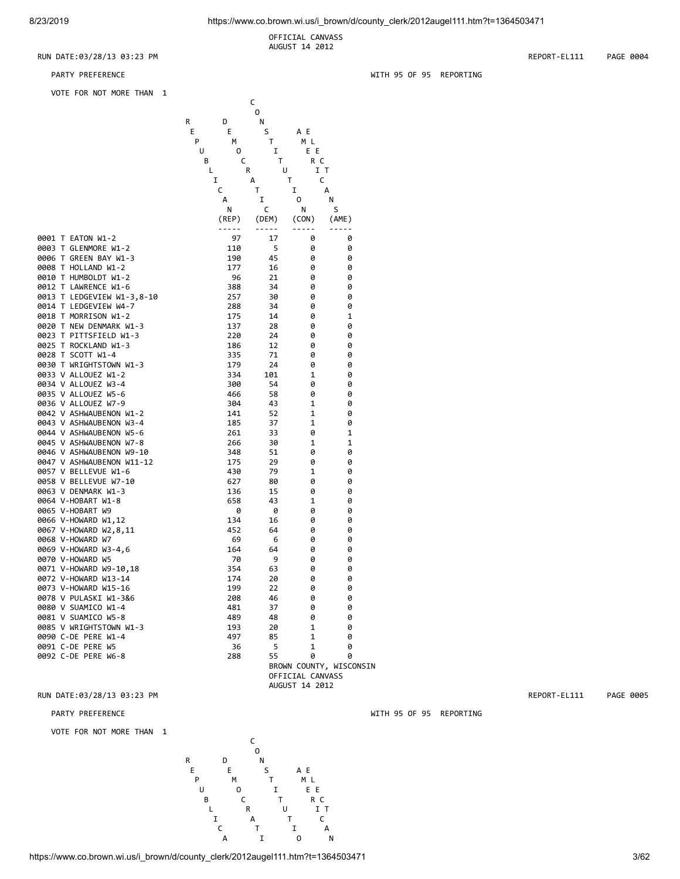OFFICIAL CANVASS
AUGUST 14 2012

RUN DATE:03/28/13 03:23 PM REPORT-EL111 PAGE 0004

PARTY PREFERENCE WITH 95 OF 95 REPORTING

VOTE FOR NOT MORE THAN 1

| | REPUBLICAN (REP) | DEMOCRATIC (DEM) | CONSTITUTION (CON) | AMERICAN ELECTS (AME) |
|---|---|---|---|---|
| 0001 T EATON W1-2 | 97 | 17 | 0 | 0 |
| 0003 T GLENMORE W1-2 | 110 | 5 | 0 | 0 |
| 0006 T GREEN BAY W1-3 | 190 | 45 | 0 | 0 |
| 0008 T HOLLAND W1-2 | 177 | 16 | 0 | 0 |
| 0010 T HUMBOLDT W1-2 | 96 | 21 | 0 | 0 |
| 0012 T LAWRENCE W1-6 | 388 | 34 | 0 | 0 |
| 0013 T LEDGEVIEW W1-3,8-10 | 257 | 30 | 0 | 0 |
| 0014 T LEDGEVIEW W4-7 | 288 | 34 | 0 | 0 |
| 0018 T MORRISON W1-2 | 175 | 14 | 0 | 1 |
| 0020 T NEW DENMARK W1-3 | 137 | 28 | 0 | 0 |
| 0023 T PITTSFIELD W1-3 | 220 | 24 | 0 | 0 |
| 0025 T ROCKLAND W1-3 | 186 | 12 | 0 | 0 |
| 0028 T SCOTT W1-4 | 335 | 71 | 0 | 0 |
| 0030 T WRIGHTSTOWN W1-3 | 179 | 24 | 0 | 0 |
| 0033 V ALLOUEZ W1-2 | 334 | 101 | 1 | 0 |
| 0034 V ALLOUEZ W3-4 | 300 | 54 | 0 | 0 |
| 0035 V ALLOUEZ W5-6 | 466 | 58 | 0 | 0 |
| 0036 V ALLOUEZ W7-9 | 304 | 43 | 1 | 0 |
| 0042 V ASHWAUBENON W1-2 | 141 | 52 | 1 | 0 |
| 0043 V ASHWAUBENON W3-4 | 185 | 37 | 1 | 0 |
| 0044 V ASHWAUBENON W5-6 | 261 | 33 | 0 | 1 |
| 0045 V ASHWAUBENON W7-8 | 266 | 30 | 1 | 1 |
| 0046 V ASHWAUBENON W9-10 | 348 | 51 | 0 | 0 |
| 0047 V ASHWAUBENON W11-12 | 175 | 29 | 0 | 0 |
| 0057 V BELLEVUE W1-6 | 430 | 79 | 1 | 0 |
| 0058 V BELLEVUE W7-10 | 627 | 80 | 0 | 0 |
| 0063 V DENMARK W1-3 | 136 | 15 | 0 | 0 |
| 0064 V-HOBART W1-8 | 658 | 43 | 1 | 0 |
| 0065 V-HOBART W9 | 0 | 0 | 0 | 0 |
| 0066 V-HOWARD W1,12 | 134 | 16 | 0 | 0 |
| 0067 V-HOWARD W2,8,11 | 452 | 64 | 0 | 0 |
| 0068 V-HOWARD W7 | 69 | 6 | 0 | 0 |
| 0069 V-HOWARD W3-4,6 | 164 | 64 | 0 | 0 |
| 0070 V-HOWARD W5 | 70 | 9 | 0 | 0 |
| 0071 V-HOWARD W9-10,18 | 354 | 63 | 0 | 0 |
| 0072 V-HOWARD W13-14 | 174 | 20 | 0 | 0 |
| 0073 V-HOWARD W15-16 | 199 | 22 | 0 | 0 |
| 0078 V PULASKI W1-3&6 | 208 | 46 | 0 | 0 |
| 0080 V SUAMICO W1-4 | 481 | 37 | 0 | 0 |
| 0081 V SUAMICO W5-8 | 489 | 48 | 0 | 0 |
| 0085 V WRIGHTSTOWN W1-3 | 193 | 20 | 1 | 0 |
| 0090 C-DE PERE W1-4 | 497 | 85 | 1 | 0 |
| 0091 C-DE PERE W5 | 36 | 5 | 1 | 0 |
| 0092 C-DE PERE W6-8 | 288 | 55 | 0 | 0 |

BROWN COUNTY, WISCONSIN
OFFICIAL CANVASS
AUGUST 14 2012

RUN DATE:03/28/13 03:23 PM REPORT-EL111 PAGE 0005

PARTY PREFERENCE WITH 95 OF 95 REPORTING

VOTE FOR NOT MORE THAN 1

| REPUBLICAN | DEMOCRATIC | CONSTITUTION | AMERICAN ELECTS |
|---|---|---|---|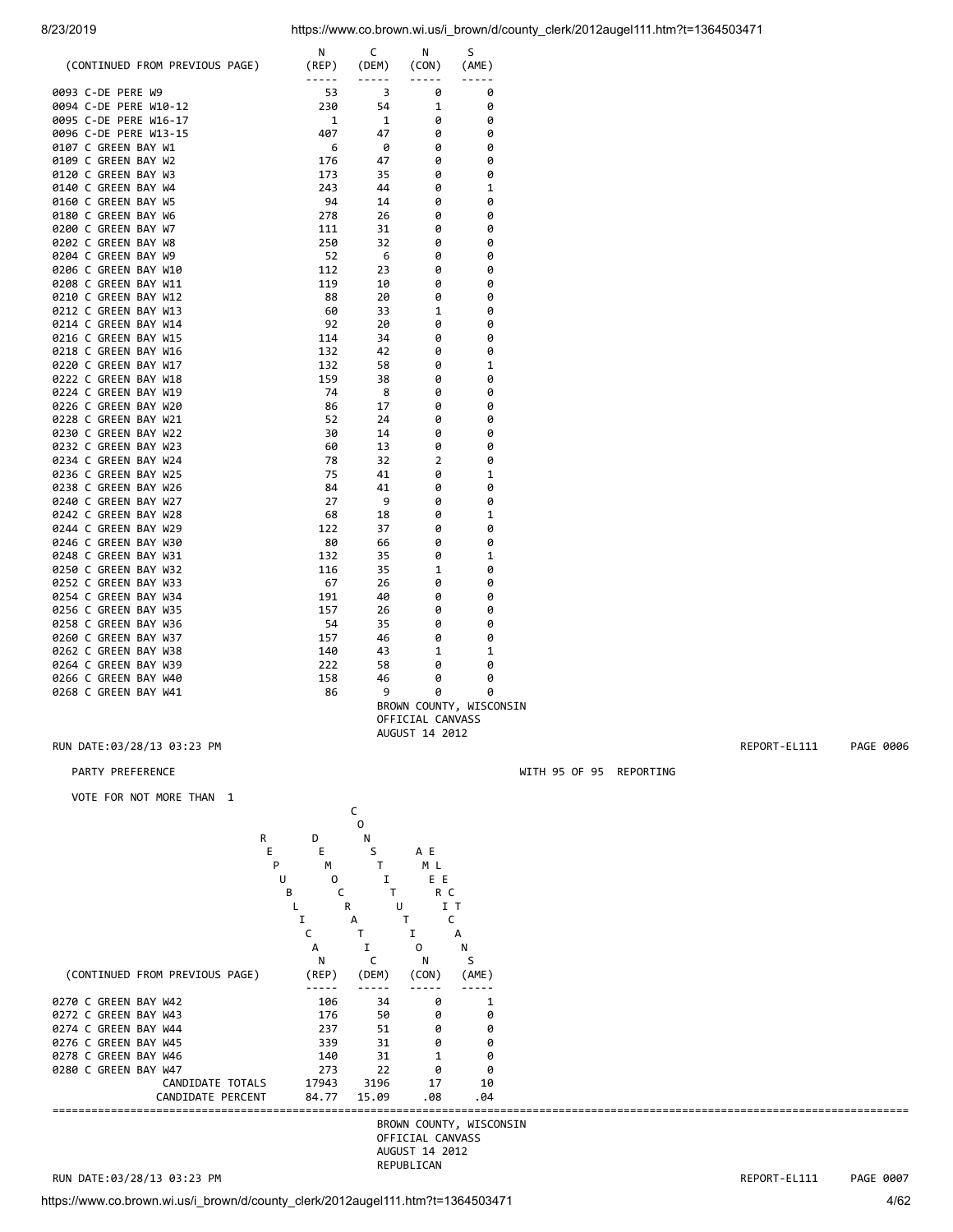| (CONTINUED FROM PREVIOUS PAGE) | REPUBLICAN (REP) | DEMOCRATIC (DEM) | CONSTITUTION (CON) | AMERICAN ELECT (AME) |
|---|---|---|---|---|
| 0093 C-DE PERE W9 | 53 | 3 | 0 | 0 |
| 0094 C-DE PERE W10-12 | 230 | 54 | 1 | 0 |
| 0095 C-DE PERE W16-17 | 1 | 1 | 0 | 0 |
| 0096 C-DE PERE W13-15 | 407 | 47 | 0 | 0 |
| 0107 C GREEN BAY W1 | 6 | 0 | 0 | 0 |
| 0109 C GREEN BAY W2 | 176 | 47 | 0 | 0 |
| 0120 C GREEN BAY W3 | 173 | 35 | 0 | 0 |
| 0140 C GREEN BAY W4 | 243 | 44 | 0 | 1 |
| 0160 C GREEN BAY W5 | 94 | 14 | 0 | 0 |
| 0180 C GREEN BAY W6 | 278 | 26 | 0 | 0 |
| 0200 C GREEN BAY W7 | 111 | 31 | 0 | 0 |
| 0202 C GREEN BAY W8 | 250 | 32 | 0 | 0 |
| 0204 C GREEN BAY W9 | 52 | 6 | 0 | 0 |
| 0206 C GREEN BAY W10 | 112 | 23 | 0 | 0 |
| 0208 C GREEN BAY W11 | 119 | 10 | 0 | 0 |
| 0210 C GREEN BAY W12 | 88 | 20 | 0 | 0 |
| 0212 C GREEN BAY W13 | 60 | 33 | 1 | 0 |
| 0214 C GREEN BAY W14 | 92 | 20 | 0 | 0 |
| 0216 C GREEN BAY W15 | 114 | 34 | 0 | 0 |
| 0218 C GREEN BAY W16 | 132 | 42 | 0 | 0 |
| 0220 C GREEN BAY W17 | 132 | 58 | 0 | 1 |
| 0222 C GREEN BAY W18 | 159 | 38 | 0 | 0 |
| 0224 C GREEN BAY W19 | 74 | 8 | 0 | 0 |
| 0226 C GREEN BAY W20 | 86 | 17 | 0 | 0 |
| 0228 C GREEN BAY W21 | 52 | 24 | 0 | 0 |
| 0230 C GREEN BAY W22 | 30 | 14 | 0 | 0 |
| 0232 C GREEN BAY W23 | 60 | 13 | 0 | 0 |
| 0234 C GREEN BAY W24 | 78 | 32 | 2 | 0 |
| 0236 C GREEN BAY W25 | 75 | 41 | 0 | 1 |
| 0238 C GREEN BAY W26 | 84 | 41 | 0 | 0 |
| 0240 C GREEN BAY W27 | 27 | 9 | 0 | 0 |
| 0242 C GREEN BAY W28 | 68 | 18 | 0 | 1 |
| 0244 C GREEN BAY W29 | 122 | 37 | 0 | 0 |
| 0246 C GREEN BAY W30 | 80 | 66 | 0 | 0 |
| 0248 C GREEN BAY W31 | 132 | 35 | 0 | 1 |
| 0250 C GREEN BAY W32 | 116 | 35 | 1 | 0 |
| 0252 C GREEN BAY W33 | 67 | 26 | 0 | 0 |
| 0254 C GREEN BAY W34 | 191 | 40 | 0 | 0 |
| 0256 C GREEN BAY W35 | 157 | 26 | 0 | 0 |
| 0258 C GREEN BAY W36 | 54 | 35 | 0 | 0 |
| 0260 C GREEN BAY W37 | 157 | 46 | 0 | 0 |
| 0262 C GREEN BAY W38 | 140 | 43 | 1 | 1 |
| 0264 C GREEN BAY W39 | 222 | 58 | 0 | 0 |
| 0266 C GREEN BAY W40 | 158 | 46 | 0 | 0 |
| 0268 C GREEN BAY W41 | 86 | 9 | 0 | 0 |

BROWN COUNTY, WISCONSIN
OFFICIAL CANVASS
AUGUST 14 2012

RUN DATE:03/28/13 03:23 PM REPORT-EL111 PAGE 0006

PARTY PREFERENCE WITH 95 OF 95 REPORTING

VOTE FOR NOT MORE THAN 1

| (CONTINUED FROM PREVIOUS PAGE) | REPUBLICAN (REP) | DEMOCRATIC (DEM) | CONSTITUTION (CON) | AMERICAN ELECT (AME) |
|---|---|---|---|---|
| 0270 C GREEN BAY W42 | 106 | 34 | 0 | 1 |
| 0272 C GREEN BAY W43 | 176 | 50 | 0 | 0 |
| 0274 C GREEN BAY W44 | 237 | 51 | 0 | 0 |
| 0276 C GREEN BAY W45 | 339 | 31 | 0 | 0 |
| 0278 C GREEN BAY W46 | 140 | 31 | 1 | 0 |
| 0280 C GREEN BAY W47 | 273 | 22 | 0 | 0 |
| CANDIDATE TOTALS | 17943 | 3196 | 17 | 10 |
| CANDIDATE PERCENT | 84.77 | 15.09 | .08 | .04 |

BROWN COUNTY, WISCONSIN
OFFICIAL CANVASS
AUGUST 14 2012
REPUBLICAN

RUN DATE:03/28/13 03:23 PM REPORT-EL111 PAGE 0007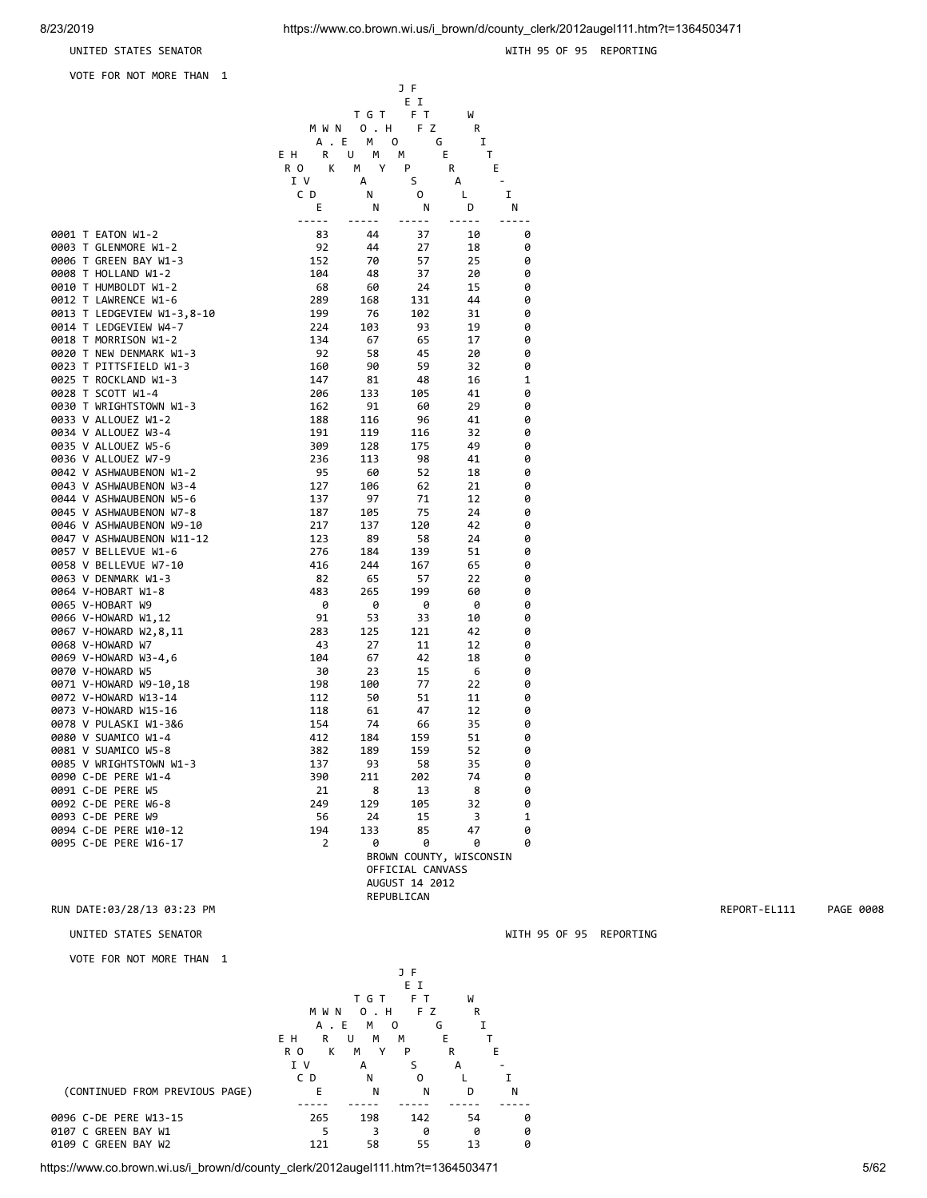UNITED STATES SENATOR

WITH 95 OF 95 REPORTING

VOTE FOR NOT MORE THAN 1

| | ERIC HOVDE | MARK NEUMANN | TOMMY G. THOMPSON | JEFF FITZGERALD | WRITE-IN |
|---|---|---|---|---|---|
| 0001 T EATON W1-2 | 83 | 44 | 37 | 10 | 0 |
| 0003 T GLENMORE W1-2 | 92 | 44 | 27 | 18 | 0 |
| 0006 T GREEN BAY W1-3 | 152 | 70 | 57 | 25 | 0 |
| 0008 T HOLLAND W1-2 | 104 | 48 | 37 | 20 | 0 |
| 0010 T HUMBOLDT W1-2 | 68 | 60 | 24 | 15 | 0 |
| 0012 T LAWRENCE W1-6 | 289 | 168 | 131 | 44 | 0 |
| 0013 T LEDGEVIEW W1-3,8-10 | 199 | 76 | 102 | 31 | 0 |
| 0014 T LEDGEVIEW W4-7 | 224 | 103 | 93 | 19 | 0 |
| 0018 T MORRISON W1-2 | 134 | 67 | 65 | 17 | 0 |
| 0020 T NEW DENMARK W1-3 | 92 | 58 | 45 | 20 | 0 |
| 0023 T PITTSFIELD W1-3 | 160 | 90 | 59 | 32 | 0 |
| 0025 T ROCKLAND W1-3 | 147 | 81 | 48 | 16 | 1 |
| 0028 T SCOTT W1-4 | 206 | 133 | 105 | 41 | 0 |
| 0030 T WRIGHTSTOWN W1-3 | 162 | 91 | 60 | 29 | 0 |
| 0033 V ALLOUEZ W1-2 | 188 | 116 | 96 | 41 | 0 |
| 0034 V ALLOUEZ W3-4 | 191 | 119 | 116 | 32 | 0 |
| 0035 V ALLOUEZ W5-6 | 309 | 128 | 175 | 49 | 0 |
| 0036 V ALLOUEZ W7-9 | 236 | 113 | 98 | 41 | 0 |
| 0042 V ASHWAUBENON W1-2 | 95 | 60 | 52 | 18 | 0 |
| 0043 V ASHWAUBENON W3-4 | 127 | 106 | 62 | 21 | 0 |
| 0044 V ASHWAUBENON W5-6 | 137 | 97 | 71 | 12 | 0 |
| 0045 V ASHWAUBENON W7-8 | 187 | 105 | 75 | 24 | 0 |
| 0046 V ASHWAUBENON W9-10 | 217 | 137 | 120 | 42 | 0 |
| 0047 V ASHWAUBENON W11-12 | 123 | 89 | 58 | 24 | 0 |
| 0057 V BELLEVUE W1-6 | 276 | 184 | 139 | 51 | 0 |
| 0058 V BELLEVUE W7-10 | 416 | 244 | 167 | 65 | 0 |
| 0063 V DENMARK W1-3 | 82 | 65 | 57 | 22 | 0 |
| 0064 V-HOBART W1-8 | 483 | 265 | 199 | 60 | 0 |
| 0065 V-HOBART W9 | 0 | 0 | 0 | 0 | 0 |
| 0066 V-HOWARD W1,12 | 91 | 53 | 33 | 10 | 0 |
| 0067 V-HOWARD W2,8,11 | 283 | 125 | 121 | 42 | 0 |
| 0068 V-HOWARD W7 | 43 | 27 | 11 | 12 | 0 |
| 0069 V-HOWARD W3-4,6 | 104 | 67 | 42 | 18 | 0 |
| 0070 V-HOWARD W5 | 30 | 23 | 15 | 6 | 0 |
| 0071 V-HOWARD W9-10,18 | 198 | 100 | 77 | 22 | 0 |
| 0072 V-HOWARD W13-14 | 112 | 50 | 51 | 11 | 0 |
| 0073 V-HOWARD W15-16 | 118 | 61 | 47 | 12 | 0 |
| 0078 V PULASKI W1-3&6 | 154 | 74 | 66 | 35 | 0 |
| 0080 V SUAMICO W1-4 | 412 | 184 | 159 | 51 | 0 |
| 0081 V SUAMICO W5-8 | 382 | 189 | 159 | 52 | 0 |
| 0085 V WRIGHTSTOWN W1-3 | 137 | 93 | 58 | 35 | 0 |
| 0090 C-DE PERE W1-4 | 390 | 211 | 202 | 74 | 0 |
| 0091 C-DE PERE W5 | 21 | 8 | 13 | 8 | 0 |
| 0092 C-DE PERE W6-8 | 249 | 129 | 105 | 32 | 0 |
| 0093 C-DE PERE W9 | 56 | 24 | 15 | 3 | 1 |
| 0094 C-DE PERE W10-12 | 194 | 133 | 85 | 47 | 0 |
| 0095 C-DE PERE W16-17 | 2 | 0 | 0 | 0 | 0 |

BROWN COUNTY, WISCONSIN
OFFICIAL CANVASS
AUGUST 14 2012
REPUBLICAN

RUN DATE:03/28/13 03:23 PM REPORT-EL111 PAGE 0008

UNITED STATES SENATOR

WITH 95 OF 95 REPORTING

VOTE FOR NOT MORE THAN 1

| (CONTINUED FROM PREVIOUS PAGE) | ERIC HOVDE | MARK NEUMANN | TOMMY G. THOMPSON | JEFF FITZGERALD | WRITE-IN |
|---|---|---|---|---|---|
| 0096 C-DE PERE W13-15 | 265 | 198 | 142 | 54 | 0 |
| 0107 C GREEN BAY W1 | 5 | 3 | 0 | 0 | 0 |
| 0109 C GREEN BAY W2 | 121 | 58 | 55 | 13 | 0 |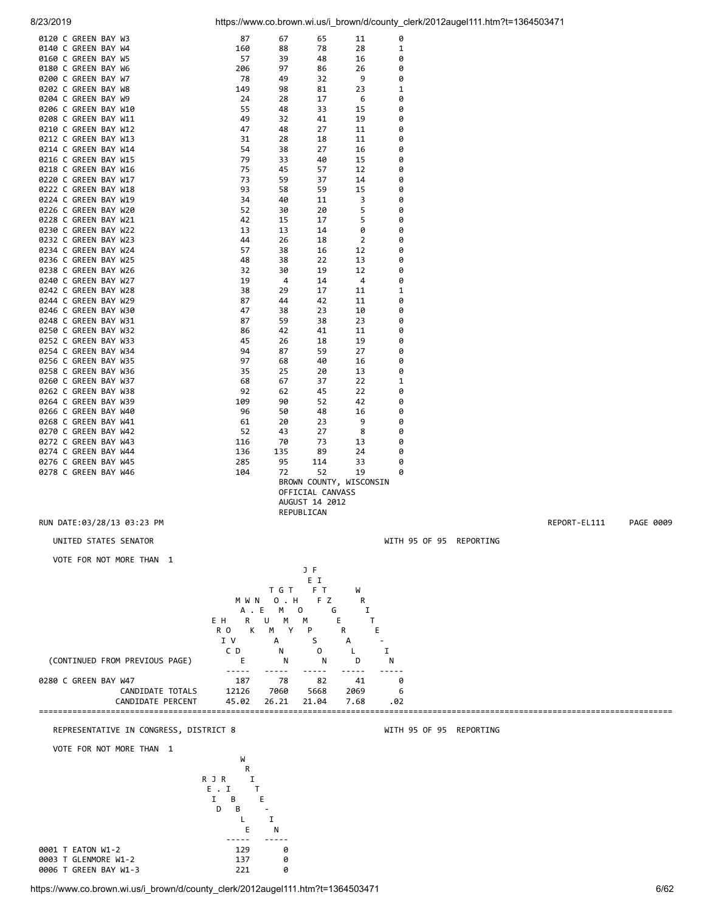| Ward | | | | | |
|---|---|---|---|---|---|
| 0120 C GREEN BAY W3 | 87 | 67 | 65 | 11 | 0 |
| 0140 C GREEN BAY W4 | 160 | 88 | 78 | 28 | 1 |
| 0160 C GREEN BAY W5 | 57 | 39 | 48 | 16 | 0 |
| 0180 C GREEN BAY W6 | 206 | 97 | 86 | 26 | 0 |
| 0200 C GREEN BAY W7 | 78 | 49 | 32 | 9 | 0 |
| 0202 C GREEN BAY W8 | 149 | 98 | 81 | 23 | 1 |
| 0204 C GREEN BAY W9 | 24 | 28 | 17 | 6 | 0 |
| 0206 C GREEN BAY W10 | 55 | 48 | 33 | 15 | 0 |
| 0208 C GREEN BAY W11 | 49 | 32 | 41 | 19 | 0 |
| 0210 C GREEN BAY W12 | 47 | 48 | 27 | 11 | 0 |
| 0212 C GREEN BAY W13 | 31 | 28 | 18 | 11 | 0 |
| 0214 C GREEN BAY W14 | 54 | 38 | 27 | 16 | 0 |
| 0216 C GREEN BAY W15 | 79 | 33 | 40 | 15 | 0 |
| 0218 C GREEN BAY W16 | 75 | 45 | 57 | 12 | 0 |
| 0220 C GREEN BAY W17 | 73 | 59 | 37 | 14 | 0 |
| 0222 C GREEN BAY W18 | 93 | 58 | 59 | 15 | 0 |
| 0224 C GREEN BAY W19 | 34 | 40 | 11 | 3 | 0 |
| 0226 C GREEN BAY W20 | 52 | 30 | 20 | 5 | 0 |
| 0228 C GREEN BAY W21 | 42 | 15 | 17 | 5 | 0 |
| 0230 C GREEN BAY W22 | 13 | 13 | 14 | 0 | 0 |
| 0232 C GREEN BAY W23 | 44 | 26 | 18 | 2 | 0 |
| 0234 C GREEN BAY W24 | 57 | 38 | 16 | 12 | 0 |
| 0236 C GREEN BAY W25 | 48 | 38 | 22 | 13 | 0 |
| 0238 C GREEN BAY W26 | 32 | 30 | 19 | 12 | 0 |
| 0240 C GREEN BAY W27 | 19 | 4 | 14 | 4 | 0 |
| 0242 C GREEN BAY W28 | 38 | 29 | 17 | 11 | 1 |
| 0244 C GREEN BAY W29 | 87 | 44 | 42 | 11 | 0 |
| 0246 C GREEN BAY W30 | 47 | 38 | 23 | 10 | 0 |
| 0248 C GREEN BAY W31 | 87 | 59 | 38 | 23 | 0 |
| 0250 C GREEN BAY W32 | 86 | 42 | 41 | 11 | 0 |
| 0252 C GREEN BAY W33 | 45 | 26 | 18 | 19 | 0 |
| 0254 C GREEN BAY W34 | 94 | 87 | 59 | 27 | 0 |
| 0256 C GREEN BAY W35 | 97 | 68 | 40 | 16 | 0 |
| 0258 C GREEN BAY W36 | 35 | 25 | 20 | 13 | 0 |
| 0260 C GREEN BAY W37 | 68 | 67 | 37 | 22 | 1 |
| 0262 C GREEN BAY W38 | 92 | 62 | 45 | 22 | 0 |
| 0264 C GREEN BAY W39 | 109 | 90 | 52 | 42 | 0 |
| 0266 C GREEN BAY W40 | 96 | 50 | 48 | 16 | 0 |
| 0268 C GREEN BAY W41 | 61 | 20 | 23 | 9 | 0 |
| 0270 C GREEN BAY W42 | 52 | 43 | 27 | 8 | 0 |
| 0272 C GREEN BAY W43 | 116 | 70 | 73 | 13 | 0 |
| 0274 C GREEN BAY W44 | 136 | 135 | 89 | 24 | 0 |
| 0276 C GREEN BAY W45 | 285 | 95 | 114 | 33 | 0 |
| 0278 C GREEN BAY W46 | 104 | 72 | 52 | 19 | 0 |

BROWN COUNTY, WISCONSIN
OFFICIAL CANVASS
AUGUST 14 2012
REPUBLICAN

RUN DATE:03/28/13 03:23 PM REPORT-EL111 PAGE 0009

## UNITED STATES SENATOR

WITH 95 OF 95 REPORTING

VOTE FOR NOT MORE THAN 1

| (CONTINUED FROM PREVIOUS PAGE) | ERIC HOVDE | MARK NEUMANN | TOMMY G. THOMPSON | JEFF FITZGERALD | WRITE-IN |
|---|---|---|---|---|---|
| 0280 C GREEN BAY W47 | 187 | 78 | 82 | 41 | 0 |
| CANDIDATE TOTALS | 12126 | 7060 | 5668 | 2069 | 6 |
| CANDIDATE PERCENT | 45.02 | 26.21 | 21.04 | 7.68 | .02 |

## REPRESENTATIVE IN CONGRESS, DISTRICT 8

WITH 95 OF 95 REPORTING

VOTE FOR NOT MORE THAN 1

| | REID J. RIBBLE | WRITE-IN |
|---|---|---|
| 0001 T EATON W1-2 | 129 | 0 |
| 0003 T GLENMORE W1-2 | 137 | 0 |
| 0006 T GREEN BAY W1-3 | 221 | 0 |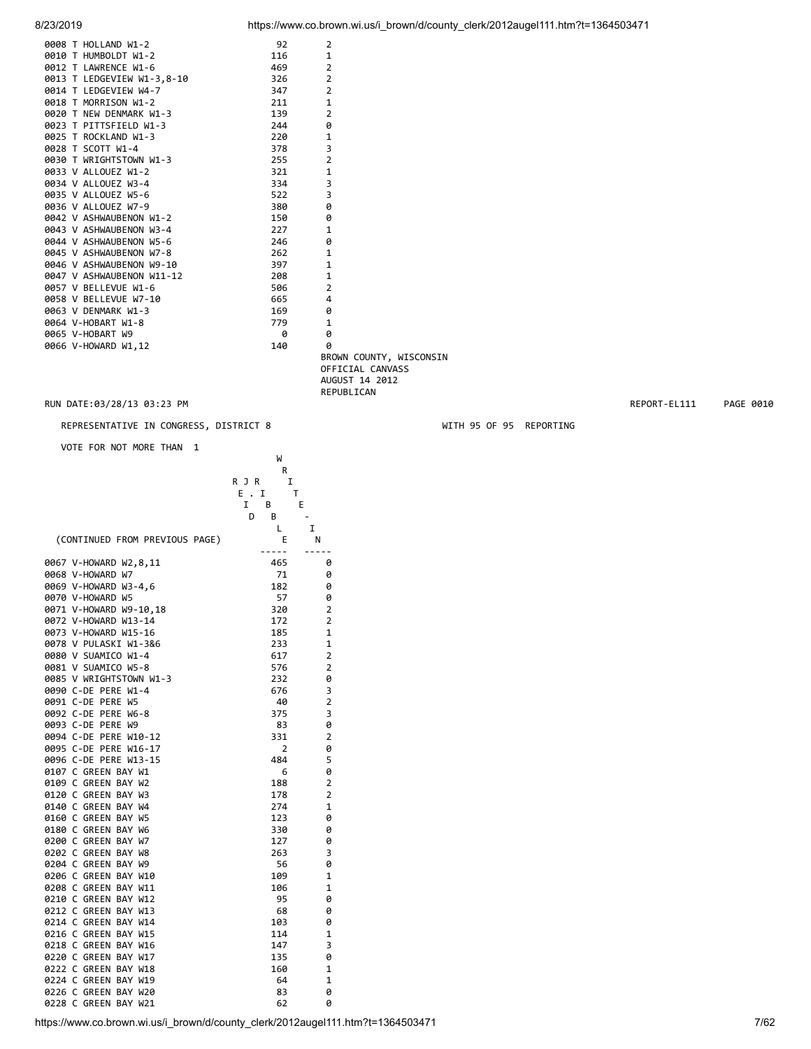| | | |
|---|---|---|
| 0008 T HOLLAND W1-2 | 92 | 2 |
| 0010 T HUMBOLDT W1-2 | 116 | 1 |
| 0012 T LAWRENCE W1-6 | 469 | 2 |
| 0013 T LEDGEVIEW W1-3,8-10 | 326 | 2 |
| 0014 T LEDGEVIEW W4-7 | 347 | 2 |
| 0018 T MORRISON W1-2 | 211 | 1 |
| 0020 T NEW DENMARK W1-3 | 139 | 2 |
| 0023 T PITTSFIELD W1-3 | 244 | 0 |
| 0025 T ROCKLAND W1-3 | 220 | 1 |
| 0028 T SCOTT W1-4 | 378 | 3 |
| 0030 T WRIGHTSTOWN W1-3 | 255 | 2 |
| 0033 V ALLOUEZ W1-2 | 321 | 1 |
| 0034 V ALLOUEZ W3-4 | 334 | 3 |
| 0035 V ALLOUEZ W5-6 | 522 | 3 |
| 0036 V ALLOUEZ W7-9 | 380 | 0 |
| 0042 V ASHWAUBENON W1-2 | 150 | 0 |
| 0043 V ASHWAUBENON W3-4 | 227 | 1 |
| 0044 V ASHWAUBENON W5-6 | 246 | 0 |
| 0045 V ASHWAUBENON W7-8 | 262 | 1 |
| 0046 V ASHWAUBENON W9-10 | 397 | 1 |
| 0047 V ASHWAUBENON W11-12 | 208 | 1 |
| 0057 V BELLEVUE W1-6 | 506 | 2 |
| 0058 V BELLEVUE W7-10 | 665 | 4 |
| 0063 V DENMARK W1-3 | 169 | 0 |
| 0064 V-HOBART W1-8 | 779 | 1 |
| 0065 V-HOBART W9 | 0 | 0 |
| 0066 V-HOWARD W1,12 | 140 | 0 |

BROWN COUNTY, WISCONSIN
OFFICIAL CANVASS
AUGUST 14 2012
REPUBLICAN

RUN DATE:03/28/13 03:23 PM REPORT-EL111 PAGE 0010

REPRESENTATIVE IN CONGRESS, DISTRICT 8 WITH 95 OF 95 REPORTING

VOTE FOR NOT MORE THAN 1

| (CONTINUED FROM PREVIOUS PAGE) | REID J. RIBBLE | WRITE-IN |
|---|---|---|
| 0067 V-HOWARD W2,8,11 | 465 | 0 |
| 0068 V-HOWARD W7 | 71 | 0 |
| 0069 V-HOWARD W3-4,6 | 182 | 0 |
| 0070 V-HOWARD W5 | 57 | 0 |
| 0071 V-HOWARD W9-10,18 | 320 | 2 |
| 0072 V-HOWARD W13-14 | 172 | 2 |
| 0073 V-HOWARD W15-16 | 185 | 1 |
| 0078 V PULASKI W1-3&6 | 233 | 1 |
| 0080 V SUAMICO W1-4 | 617 | 2 |
| 0081 V SUAMICO W5-8 | 576 | 2 |
| 0085 V WRIGHTSTOWN W1-3 | 232 | 0 |
| 0090 C-DE PERE W1-4 | 676 | 3 |
| 0091 C-DE PERE W5 | 40 | 2 |
| 0092 C-DE PERE W6-8 | 375 | 3 |
| 0093 C-DE PERE W9 | 83 | 0 |
| 0094 C-DE PERE W10-12 | 331 | 2 |
| 0095 C-DE PERE W16-17 | 2 | 0 |
| 0096 C-DE PERE W13-15 | 484 | 5 |
| 0107 C GREEN BAY W1 | 6 | 0 |
| 0109 C GREEN BAY W2 | 188 | 2 |
| 0120 C GREEN BAY W3 | 178 | 2 |
| 0140 C GREEN BAY W4 | 274 | 1 |
| 0160 C GREEN BAY W5 | 123 | 0 |
| 0180 C GREEN BAY W6 | 330 | 0 |
| 0200 C GREEN BAY W7 | 127 | 0 |
| 0202 C GREEN BAY W8 | 263 | 3 |
| 0204 C GREEN BAY W9 | 56 | 0 |
| 0206 C GREEN BAY W10 | 109 | 1 |
| 0208 C GREEN BAY W11 | 106 | 1 |
| 0210 C GREEN BAY W12 | 95 | 0 |
| 0212 C GREEN BAY W13 | 68 | 0 |
| 0214 C GREEN BAY W14 | 103 | 0 |
| 0216 C GREEN BAY W15 | 114 | 1 |
| 0218 C GREEN BAY W16 | 147 | 3 |
| 0220 C GREEN BAY W17 | 135 | 0 |
| 0222 C GREEN BAY W18 | 160 | 1 |
| 0224 C GREEN BAY W19 | 64 | 1 |
| 0226 C GREEN BAY W20 | 83 | 0 |
| 0228 C GREEN BAY W21 | 62 | 0 |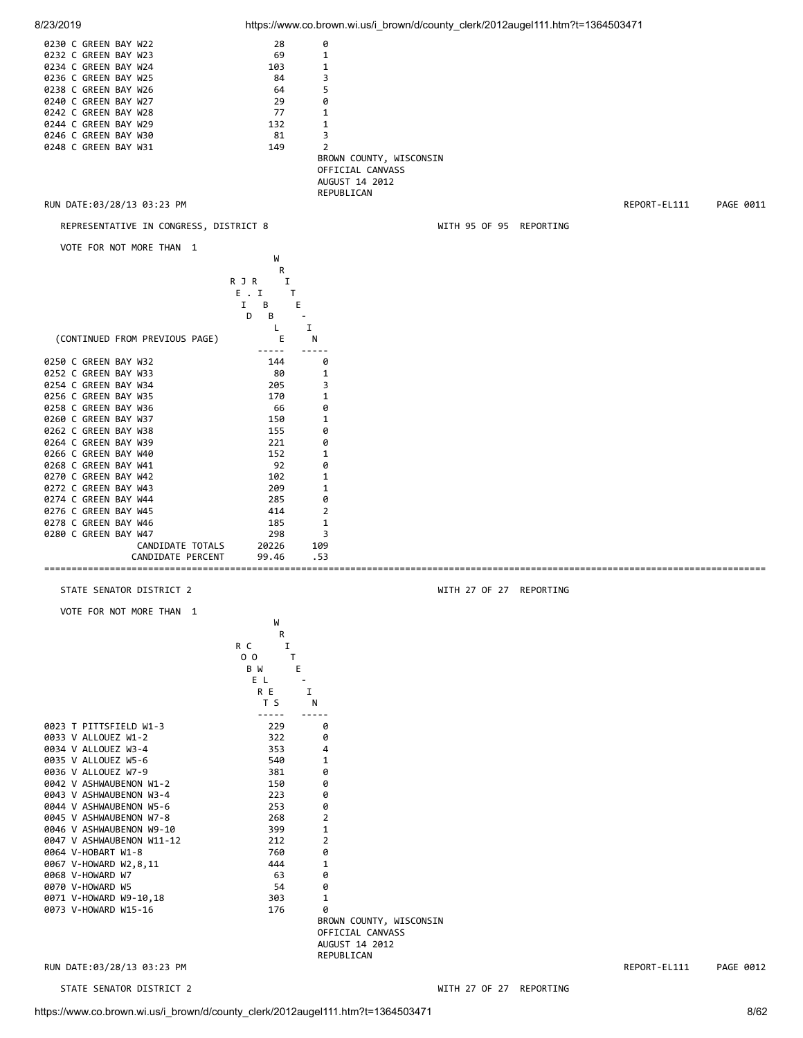| | | |
|---|---|---|
| 0230 C GREEN BAY W22 | 28 | 0 |
| 0232 C GREEN BAY W23 | 69 | 1 |
| 0234 C GREEN BAY W24 | 103 | 1 |
| 0236 C GREEN BAY W25 | 84 | 3 |
| 0238 C GREEN BAY W26 | 64 | 5 |
| 0240 C GREEN BAY W27 | 29 | 0 |
| 0242 C GREEN BAY W28 | 77 | 1 |
| 0244 C GREEN BAY W29 | 132 | 1 |
| 0246 C GREEN BAY W30 | 81 | 3 |
| 0248 C GREEN BAY W31 | 149 | 2 |

BROWN COUNTY, WISCONSIN
OFFICIAL CANVASS
AUGUST 14 2012
REPUBLICAN

RUN DATE:03/28/13 03:23 PM REPORT-EL111 PAGE 0011

REPRESENTATIVE IN CONGRESS, DISTRICT 8 WITH 95 OF 95 REPORTING

VOTE FOR NOT MORE THAN 1

| (CONTINUED FROM PREVIOUS PAGE) | REID J. RIBBLE | WRITE-IN |
|---|---|---|
| 0250 C GREEN BAY W32 | 144 | 0 |
| 0252 C GREEN BAY W33 | 80 | 1 |
| 0254 C GREEN BAY W34 | 205 | 3 |
| 0256 C GREEN BAY W35 | 170 | 1 |
| 0258 C GREEN BAY W36 | 66 | 0 |
| 0260 C GREEN BAY W37 | 150 | 1 |
| 0262 C GREEN BAY W38 | 155 | 0 |
| 0264 C GREEN BAY W39 | 221 | 0 |
| 0266 C GREEN BAY W40 | 152 | 1 |
| 0268 C GREEN BAY W41 | 92 | 0 |
| 0270 C GREEN BAY W42 | 102 | 1 |
| 0272 C GREEN BAY W43 | 209 | 1 |
| 0274 C GREEN BAY W44 | 285 | 0 |
| 0276 C GREEN BAY W45 | 414 | 2 |
| 0278 C GREEN BAY W46 | 185 | 1 |
| 0280 C GREEN BAY W47 | 298 | 3 |
| CANDIDATE TOTALS | 20226 | 109 |
| CANDIDATE PERCENT | 99.46 | .53 |

STATE SENATOR DISTRICT 2 WITH 27 OF 27 REPORTING

VOTE FOR NOT MORE THAN 1

| | ROBERT COWLES | WRITE-IN |
|---|---|---|
| 0023 T PITTSFIELD W1-3 | 229 | 0 |
| 0033 V ALLOUEZ W1-2 | 322 | 0 |
| 0034 V ALLOUEZ W3-4 | 353 | 4 |
| 0035 V ALLOUEZ W5-6 | 540 | 1 |
| 0036 V ALLOUEZ W7-9 | 381 | 0 |
| 0042 V ASHWAUBENON W1-2 | 150 | 0 |
| 0043 V ASHWAUBENON W3-4 | 223 | 0 |
| 0044 V ASHWAUBENON W5-6 | 253 | 0 |
| 0045 V ASHWAUBENON W7-8 | 268 | 2 |
| 0046 V ASHWAUBENON W9-10 | 399 | 1 |
| 0047 V ASHWAUBENON W11-12 | 212 | 2 |
| 0064 V-HOBART W1-8 | 760 | 0 |
| 0067 V-HOWARD W2,8,11 | 444 | 1 |
| 0068 V-HOWARD W7 | 63 | 0 |
| 0070 V-HOWARD W5 | 54 | 0 |
| 0071 V-HOWARD W9-10,18 | 303 | 1 |
| 0073 V-HOWARD W15-16 | 176 | 0 |

BROWN COUNTY, WISCONSIN
OFFICIAL CANVASS
AUGUST 14 2012
REPUBLICAN

RUN DATE:03/28/13 03:23 PM REPORT-EL111 PAGE 0012

STATE SENATOR DISTRICT 2 WITH 27 OF 27 REPORTING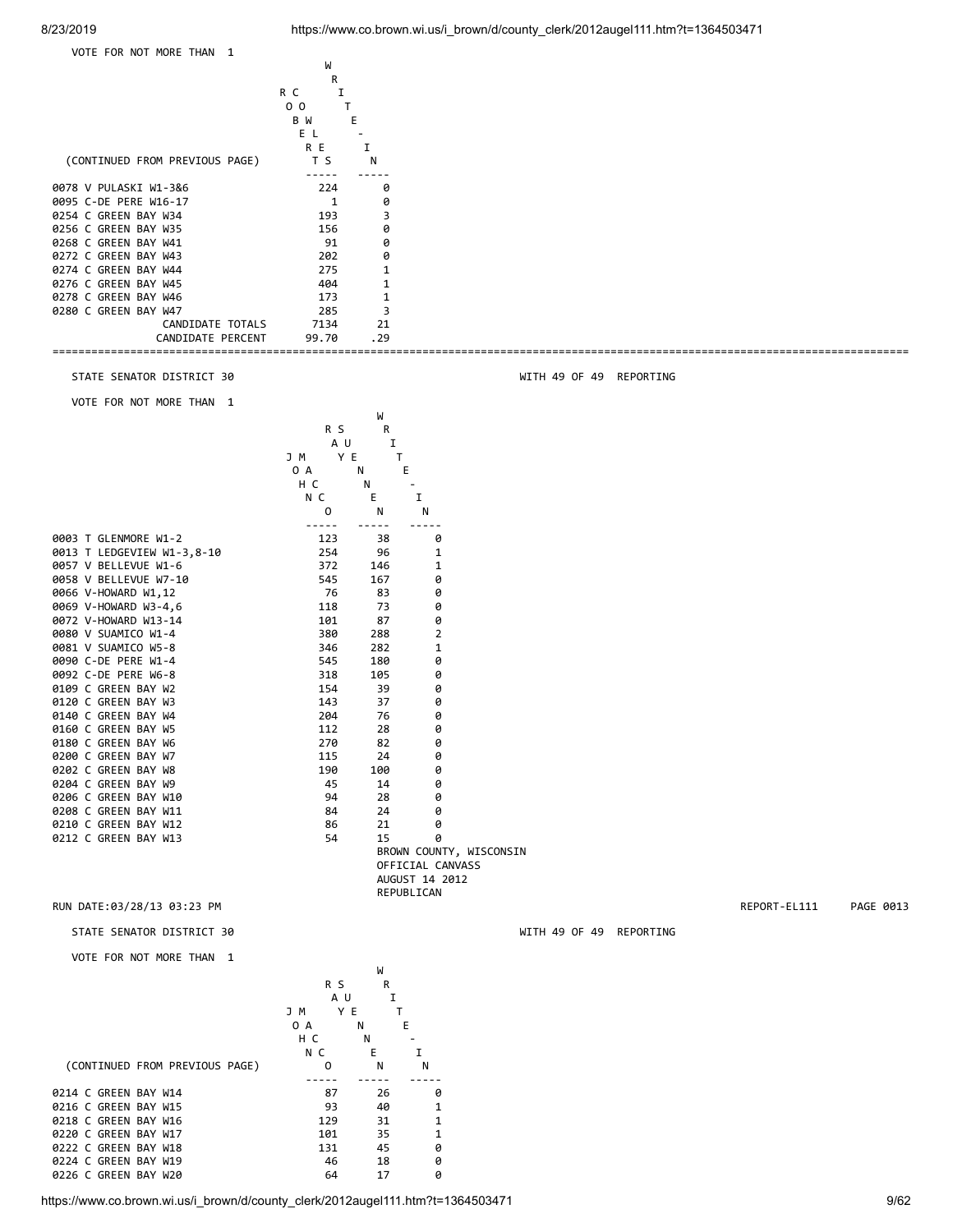VOTE FOR NOT MORE THAN 1

| (CONTINUED FROM PREVIOUS PAGE) | ROBERT COWLES | WRITE-IN |
|---|---|---|
| 0078 V PULASKI W1-3&6 | 224 | 0 |
| 0095 C-DE PERE W16-17 | 1 | 0 |
| 0254 C GREEN BAY W34 | 193 | 3 |
| 0256 C GREEN BAY W35 | 156 | 0 |
| 0268 C GREEN BAY W41 | 91 | 0 |
| 0272 C GREEN BAY W43 | 202 | 0 |
| 0274 C GREEN BAY W44 | 275 | 1 |
| 0276 C GREEN BAY W45 | 404 | 1 |
| 0278 C GREEN BAY W46 | 173 | 1 |
| 0280 C GREEN BAY W47 | 285 | 3 |
| CANDIDATE TOTALS | 7134 | 21 |
| CANDIDATE PERCENT | 99.70 | .29 |

STATE SENATOR DISTRICT 30 — WITH 49 OF 49 REPORTING

VOTE FOR NOT MORE THAN 1

| | JOHN MACCO | RAY SUENNEN | WRITE-IN |
|---|---|---|---|
| 0003 T GLENMORE W1-2 | 123 | 38 | 0 |
| 0013 T LEDGEVIEW W1-3,8-10 | 254 | 96 | 1 |
| 0057 V BELLEVUE W1-6 | 372 | 146 | 1 |
| 0058 V BELLEVUE W7-10 | 545 | 167 | 0 |
| 0066 V-HOWARD W1,12 | 76 | 83 | 0 |
| 0069 V-HOWARD W3-4,6 | 118 | 73 | 0 |
| 0072 V-HOWARD W13-14 | 101 | 87 | 0 |
| 0080 V SUAMICO W1-4 | 380 | 288 | 2 |
| 0081 V SUAMICO W5-8 | 346 | 282 | 1 |
| 0090 C-DE PERE W1-4 | 545 | 180 | 0 |
| 0092 C-DE PERE W6-8 | 318 | 105 | 0 |
| 0109 C GREEN BAY W2 | 154 | 39 | 0 |
| 0120 C GREEN BAY W3 | 143 | 37 | 0 |
| 0140 C GREEN BAY W4 | 204 | 76 | 0 |
| 0160 C GREEN BAY W5 | 112 | 28 | 0 |
| 0180 C GREEN BAY W6 | 270 | 82 | 0 |
| 0200 C GREEN BAY W7 | 115 | 24 | 0 |
| 0202 C GREEN BAY W8 | 190 | 100 | 0 |
| 0204 C GREEN BAY W9 | 45 | 14 | 0 |
| 0206 C GREEN BAY W10 | 94 | 28 | 0 |
| 0208 C GREEN BAY W11 | 84 | 24 | 0 |
| 0210 C GREEN BAY W12 | 86 | 21 | 0 |
| 0212 C GREEN BAY W13 | 54 | 15 | 0 |

BROWN COUNTY, WISCONSIN
OFFICIAL CANVASS
AUGUST 14 2012
REPUBLICAN

RUN DATE:03/28/13 03:23 PM — REPORT-EL111 PAGE 0013

STATE SENATOR DISTRICT 30 — WITH 49 OF 49 REPORTING

VOTE FOR NOT MORE THAN 1

| (CONTINUED FROM PREVIOUS PAGE) | JOHN MACCO | RAY SUENNEN | WRITE-IN |
|---|---|---|---|
| 0214 C GREEN BAY W14 | 87 | 26 | 0 |
| 0216 C GREEN BAY W15 | 93 | 40 | 1 |
| 0218 C GREEN BAY W16 | 129 | 31 | 1 |
| 0220 C GREEN BAY W17 | 101 | 35 | 1 |
| 0222 C GREEN BAY W18 | 131 | 45 | 0 |
| 0224 C GREEN BAY W19 | 46 | 18 | 0 |
| 0226 C GREEN BAY W20 | 64 | 17 | 0 |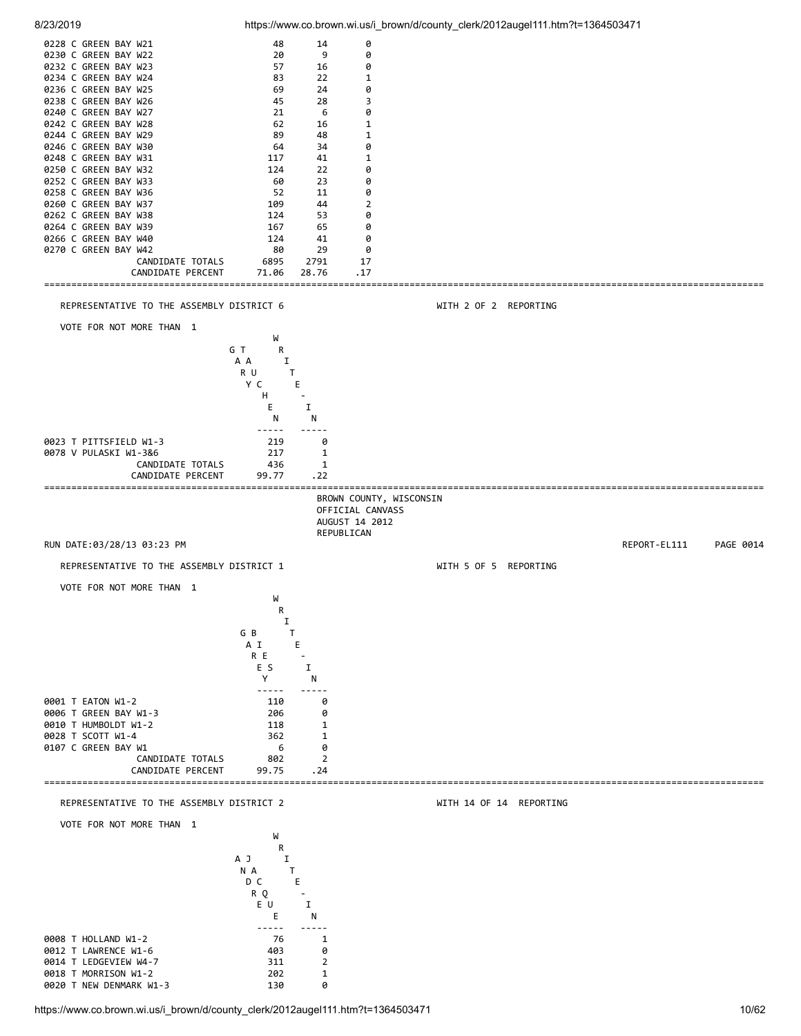| | | | |
|---|---|---|---|
| 0228 C GREEN BAY W21 | 48 | 14 | 0 |
| 0230 C GREEN BAY W22 | 20 | 9 | 0 |
| 0232 C GREEN BAY W23 | 57 | 16 | 0 |
| 0234 C GREEN BAY W24 | 83 | 22 | 1 |
| 0236 C GREEN BAY W25 | 69 | 24 | 0 |
| 0238 C GREEN BAY W26 | 45 | 28 | 3 |
| 0240 C GREEN BAY W27 | 21 | 6 | 0 |
| 0242 C GREEN BAY W28 | 62 | 16 | 1 |
| 0244 C GREEN BAY W29 | 89 | 48 | 1 |
| 0246 C GREEN BAY W30 | 64 | 34 | 0 |
| 0248 C GREEN BAY W31 | 117 | 41 | 1 |
| 0250 C GREEN BAY W32 | 124 | 22 | 0 |
| 0252 C GREEN BAY W33 | 60 | 23 | 0 |
| 0258 C GREEN BAY W36 | 52 | 11 | 0 |
| 0260 C GREEN BAY W37 | 109 | 44 | 2 |
| 0262 C GREEN BAY W38 | 124 | 53 | 0 |
| 0264 C GREEN BAY W39 | 167 | 65 | 0 |
| 0266 C GREEN BAY W40 | 124 | 41 | 0 |
| 0270 C GREEN BAY W42 | 80 | 29 | 0 |
| CANDIDATE TOTALS | 6895 | 2791 | 17 |
| CANDIDATE PERCENT | 71.06 | 28.76 | .17 |

## REPRESENTATIVE TO THE ASSEMBLY DISTRICT 6

WITH 2 OF 2 REPORTING

VOTE FOR NOT MORE THAN 1

| | GARY TAUCHEN | WRITE-IN |
|---|---|---|
| 0023 T PITTSFIELD W1-3 | 219 | 0 |
| 0078 V PULASKI W1-3&6 | 217 | 1 |
| CANDIDATE TOTALS | 436 | 1 |
| CANDIDATE PERCENT | 99.77 | .22 |

BROWN COUNTY, WISCONSIN
OFFICIAL CANVASS
AUGUST 14 2012
REPUBLICAN

RUN DATE:03/28/13 03:23 PM

REPORT-EL111 PAGE 0014

## REPRESENTATIVE TO THE ASSEMBLY DISTRICT 1

WITH 5 OF 5 REPORTING

VOTE FOR NOT MORE THAN 1

| | GARY BIES | WRITE-IN |
|---|---|---|
| 0001 T EATON W1-2 | 110 | 0 |
| 0006 T GREEN BAY W1-3 | 206 | 0 |
| 0010 T HUMBOLDT W1-2 | 118 | 1 |
| 0028 T SCOTT W1-4 | 362 | 1 |
| 0107 C GREEN BAY W1 | 6 | 0 |
| CANDIDATE TOTALS | 802 | 2 |
| CANDIDATE PERCENT | 99.75 | .24 |

## REPRESENTATIVE TO THE ASSEMBLY DISTRICT 2

WITH 14 OF 14 REPORTING

VOTE FOR NOT MORE THAN 1

| | ANDRE JACQUE | WRITE-IN |
|---|---|---|
| 0008 T HOLLAND W1-2 | 76 | 1 |
| 0012 T LAWRENCE W1-6 | 403 | 0 |
| 0014 T LEDGEVIEW W4-7 | 311 | 2 |
| 0018 T MORRISON W1-2 | 202 | 1 |
| 0020 T NEW DENMARK W1-3 | 130 | 0 |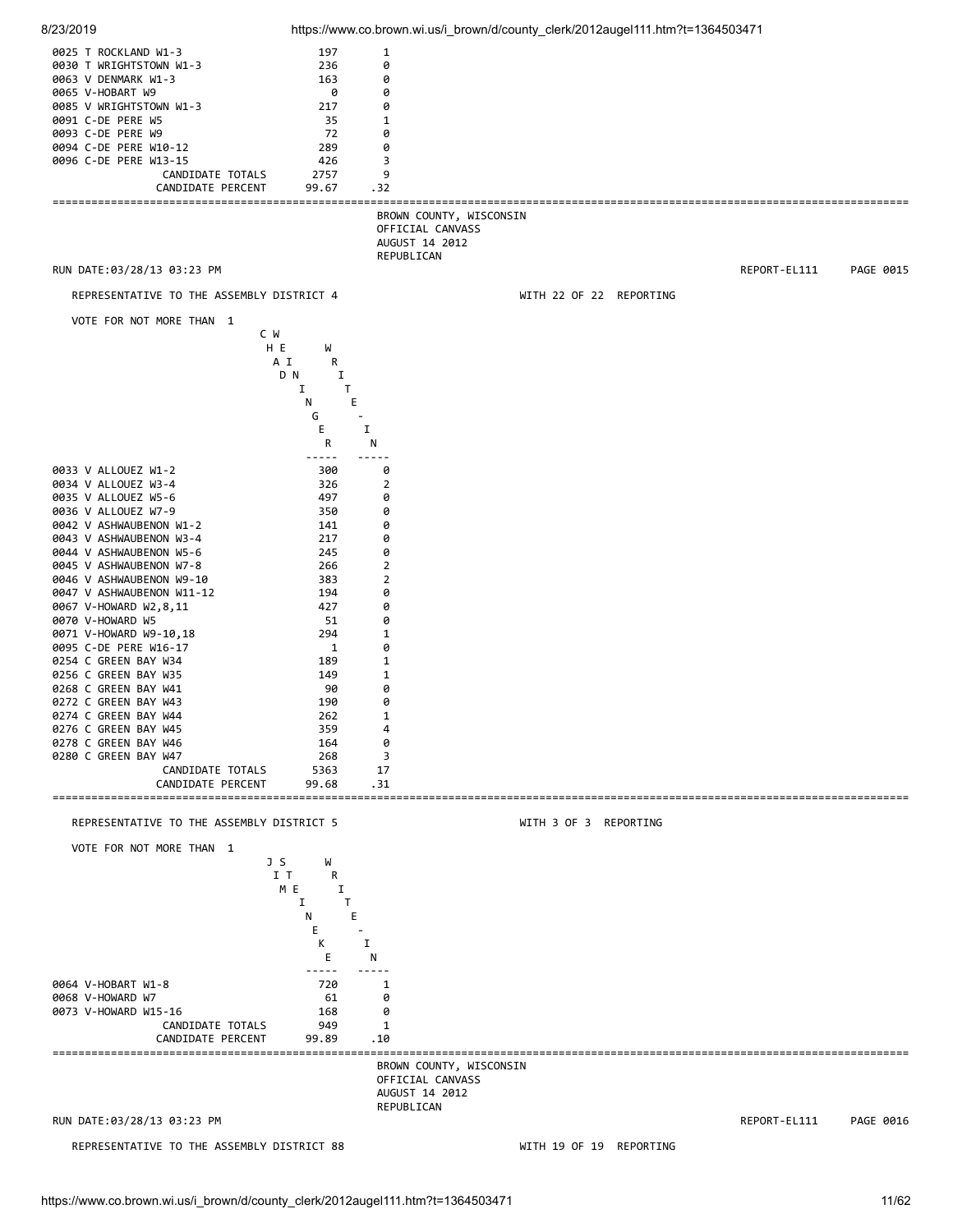| | | |
|---|---|---|
| 0025 T ROCKLAND W1-3 | 197 | 1 |
| 0030 T WRIGHTSTOWN W1-3 | 236 | 0 |
| 0063 V DENMARK W1-3 | 163 | 0 |
| 0065 V-HOBART W9 | 0 | 0 |
| 0085 V WRIGHTSTOWN W1-3 | 217 | 0 |
| 0091 C-DE PERE W5 | 35 | 1 |
| 0093 C-DE PERE W9 | 72 | 0 |
| 0094 C-DE PERE W10-12 | 289 | 0 |
| 0096 C-DE PERE W13-15 | 426 | 3 |
| CANDIDATE TOTALS | 2757 | 9 |
| CANDIDATE PERCENT | 99.67 | .32 |

BROWN COUNTY, WISCONSIN
OFFICIAL CANVASS
AUGUST 14 2012
REPUBLICAN

RUN DATE:03/28/13 03:23 PM — REPORT-EL111 PAGE 0015

## REPRESENTATIVE TO THE ASSEMBLY DISTRICT 4

WITH 22 OF 22 REPORTING

VOTE FOR NOT MORE THAN 1

| | CHAD WEININGER | WRITE-IN |
|---|---|---|
| 0033 V ALLOUEZ W1-2 | 300 | 0 |
| 0034 V ALLOUEZ W3-4 | 326 | 2 |
| 0035 V ALLOUEZ W5-6 | 497 | 0 |
| 0036 V ALLOUEZ W7-9 | 350 | 0 |
| 0042 V ASHWAUBENON W1-2 | 141 | 0 |
| 0043 V ASHWAUBENON W3-4 | 217 | 0 |
| 0044 V ASHWAUBENON W5-6 | 245 | 0 |
| 0045 V ASHWAUBENON W7-8 | 266 | 2 |
| 0046 V ASHWAUBENON W9-10 | 383 | 2 |
| 0047 V ASHWAUBENON W11-12 | 194 | 0 |
| 0067 V-HOWARD W2,8,11 | 427 | 0 |
| 0070 V-HOWARD W5 | 51 | 0 |
| 0071 V-HOWARD W9-10,18 | 294 | 1 |
| 0095 C-DE PERE W16-17 | 1 | 0 |
| 0254 C GREEN BAY W34 | 189 | 1 |
| 0256 C GREEN BAY W35 | 149 | 1 |
| 0268 C GREEN BAY W41 | 90 | 0 |
| 0272 C GREEN BAY W43 | 190 | 0 |
| 0274 C GREEN BAY W44 | 262 | 1 |
| 0276 C GREEN BAY W45 | 359 | 4 |
| 0278 C GREEN BAY W46 | 164 | 0 |
| 0280 C GREEN BAY W47 | 268 | 3 |
| CANDIDATE TOTALS | 5363 | 17 |
| CANDIDATE PERCENT | 99.68 | .31 |

## REPRESENTATIVE TO THE ASSEMBLY DISTRICT 5

WITH 3 OF 3 REPORTING

VOTE FOR NOT MORE THAN 1

| | JIM STEINEKE | WRITE-IN |
|---|---|---|
| 0064 V-HOBART W1-8 | 720 | 1 |
| 0068 V-HOWARD W7 | 61 | 0 |
| 0073 V-HOWARD W15-16 | 168 | 0 |
| CANDIDATE TOTALS | 949 | 1 |
| CANDIDATE PERCENT | 99.89 | .10 |

BROWN COUNTY, WISCONSIN
OFFICIAL CANVASS
AUGUST 14 2012
REPUBLICAN

RUN DATE:03/28/13 03:23 PM — REPORT-EL111 PAGE 0016

## REPRESENTATIVE TO THE ASSEMBLY DISTRICT 88

WITH 19 OF 19 REPORTING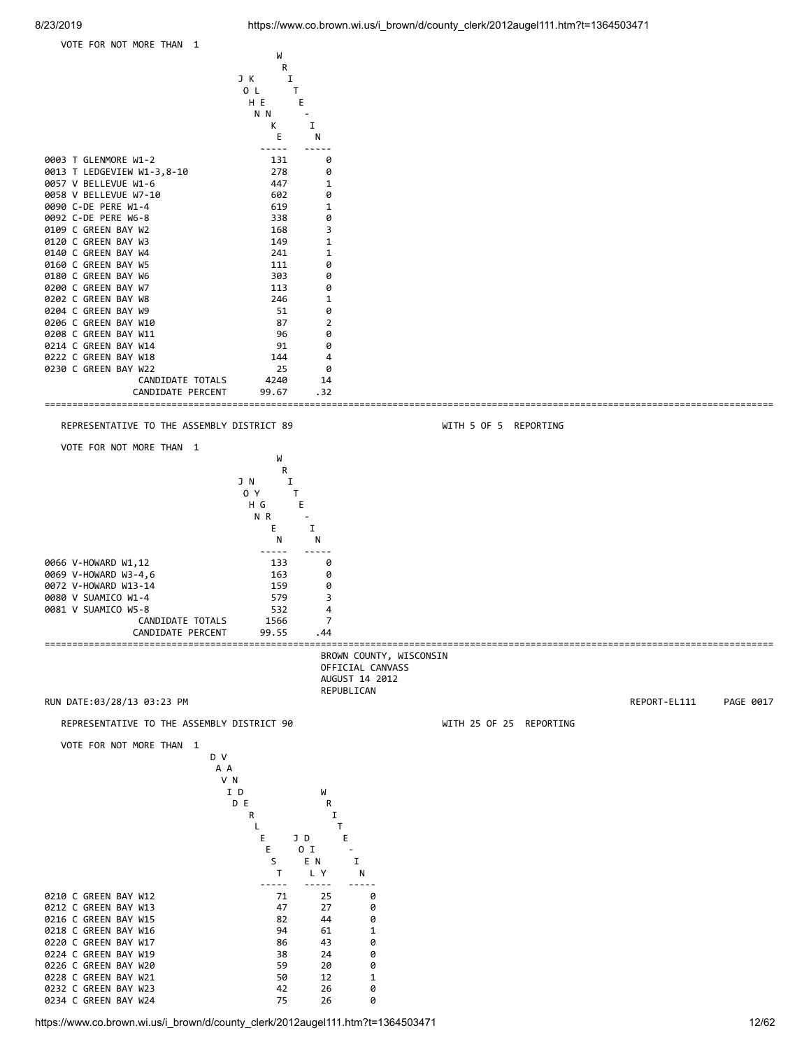VOTE FOR NOT MORE THAN 1

| | JOHN KLENKE | WRITE-IN |
|---|---|---|
| 0003 T GLENMORE W1-2 | 131 | 0 |
| 0013 T LEDGEVIEW W1-3,8-10 | 278 | 0 |
| 0057 V BELLEVUE W1-6 | 447 | 1 |
| 0058 V BELLEVUE W7-10 | 602 | 0 |
| 0090 C-DE PERE W1-4 | 619 | 1 |
| 0092 C-DE PERE W6-8 | 338 | 0 |
| 0109 C GREEN BAY W2 | 168 | 3 |
| 0120 C GREEN BAY W3 | 149 | 1 |
| 0140 C GREEN BAY W4 | 241 | 1 |
| 0160 C GREEN BAY W5 | 111 | 0 |
| 0180 C GREEN BAY W6 | 303 | 0 |
| 0200 C GREEN BAY W7 | 113 | 0 |
| 0202 C GREEN BAY W8 | 246 | 1 |
| 0204 C GREEN BAY W9 | 51 | 0 |
| 0206 C GREEN BAY W10 | 87 | 2 |
| 0208 C GREEN BAY W11 | 96 | 0 |
| 0214 C GREEN BAY W14 | 91 | 0 |
| 0222 C GREEN BAY W18 | 144 | 4 |
| 0230 C GREEN BAY W22 | 25 | 0 |
| CANDIDATE TOTALS | 4240 | 14 |
| CANDIDATE PERCENT | 99.67 | .32 |

REPRESENTATIVE TO THE ASSEMBLY DISTRICT 89 WITH 5 OF 5 REPORTING

VOTE FOR NOT MORE THAN 1

| | JOHN NYGREN | WRITE-IN |
|---|---|---|
| 0066 V-HOWARD W1,12 | 133 | 0 |
| 0069 V-HOWARD W3-4,6 | 163 | 0 |
| 0072 V-HOWARD W13-14 | 159 | 0 |
| 0080 V SUAMICO W1-4 | 579 | 3 |
| 0081 V SUAMICO W5-8 | 532 | 4 |
| CANDIDATE TOTALS | 1566 | 7 |
| CANDIDATE PERCENT | 99.55 | .44 |

BROWN COUNTY, WISCONSIN
OFFICIAL CANVASS
AUGUST 14 2012
REPUBLICAN

RUN DATE:03/28/13 03:23 PM REPORT-EL111 PAGE 0017

REPRESENTATIVE TO THE ASSEMBLY DISTRICT 90 WITH 25 OF 25 REPORTING

VOTE FOR NOT MORE THAN 1

| | DAVID VANDERLEEST | JOE DONLEY | WRITE-IN |
|---|---|---|---|
| 0210 C GREEN BAY W12 | 71 | 25 | 0 |
| 0212 C GREEN BAY W13 | 47 | 27 | 0 |
| 0216 C GREEN BAY W15 | 82 | 44 | 0 |
| 0218 C GREEN BAY W16 | 94 | 61 | 1 |
| 0220 C GREEN BAY W17 | 86 | 43 | 0 |
| 0224 C GREEN BAY W19 | 38 | 24 | 0 |
| 0226 C GREEN BAY W20 | 59 | 20 | 0 |
| 0228 C GREEN BAY W21 | 50 | 12 | 1 |
| 0232 C GREEN BAY W23 | 42 | 26 | 0 |
| 0234 C GREEN BAY W24 | 75 | 26 | 0 |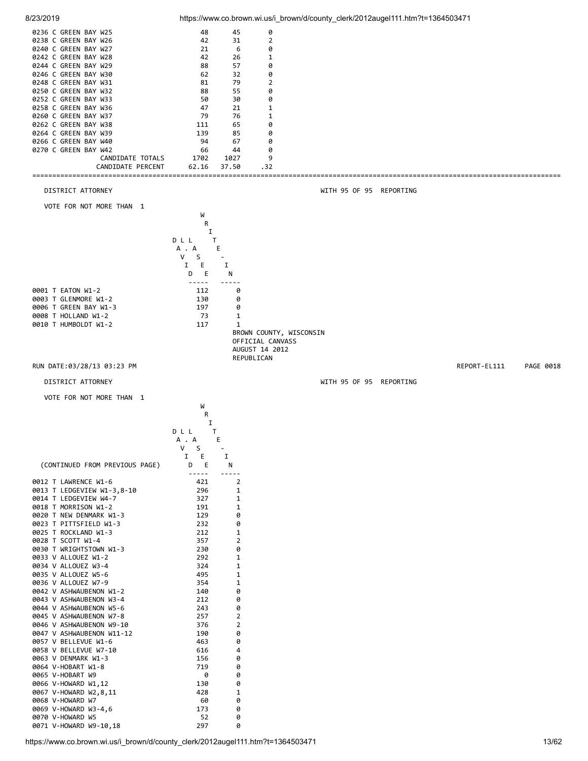| | | | |
|---|---|---|---|
| 0236 C GREEN BAY W25 | 48 | 45 | 0 |
| 0238 C GREEN BAY W26 | 42 | 31 | 2 |
| 0240 C GREEN BAY W27 | 21 | 6 | 0 |
| 0242 C GREEN BAY W28 | 42 | 26 | 1 |
| 0244 C GREEN BAY W29 | 88 | 57 | 0 |
| 0246 C GREEN BAY W30 | 62 | 32 | 0 |
| 0248 C GREEN BAY W31 | 81 | 79 | 2 |
| 0250 C GREEN BAY W32 | 88 | 55 | 0 |
| 0252 C GREEN BAY W33 | 50 | 30 | 0 |
| 0258 C GREEN BAY W36 | 47 | 21 | 1 |
| 0260 C GREEN BAY W37 | 79 | 76 | 1 |
| 0262 C GREEN BAY W38 | 111 | 65 | 0 |
| 0264 C GREEN BAY W39 | 139 | 85 | 0 |
| 0266 C GREEN BAY W40 | 94 | 67 | 0 |
| 0270 C GREEN BAY W42 | 66 | 44 | 0 |
| CANDIDATE TOTALS | 1702 | 1027 | 9 |
| CANDIDATE PERCENT | 62.16 | 37.50 | .32 |

DISTRICT ATTORNEY — WITH 95 OF 95 REPORTING

VOTE FOR NOT MORE THAN 1

| | DAVID L. LASEE | WRITE-IN |
|---|---|---|
| 0001 T EATON W1-2 | 112 | 0 |
| 0003 T GLENMORE W1-2 | 130 | 0 |
| 0006 T GREEN BAY W1-3 | 197 | 0 |
| 0008 T HOLLAND W1-2 | 73 | 1 |
| 0010 T HUMBOLDT W1-2 | 117 | 1 |

BROWN COUNTY, WISCONSIN
OFFICIAL CANVASS
AUGUST 14 2012
REPUBLICAN

RUN DATE:03/28/13 03:23 PM — REPORT-EL111 PAGE 0018

DISTRICT ATTORNEY — WITH 95 OF 95 REPORTING

VOTE FOR NOT MORE THAN 1

| (CONTINUED FROM PREVIOUS PAGE) | DAVID L. LASEE | WRITE-IN |
|---|---|---|
| 0012 T LAWRENCE W1-6 | 421 | 2 |
| 0013 T LEDGEVIEW W1-3,8-10 | 296 | 1 |
| 0014 T LEDGEVIEW W4-7 | 327 | 1 |
| 0018 T MORRISON W1-2 | 191 | 1 |
| 0020 T NEW DENMARK W1-3 | 129 | 0 |
| 0023 T PITTSFIELD W1-3 | 232 | 0 |
| 0025 T ROCKLAND W1-3 | 212 | 1 |
| 0028 T SCOTT W1-4 | 357 | 2 |
| 0030 T WRIGHTSTOWN W1-3 | 230 | 0 |
| 0033 V ALLOUEZ W1-2 | 292 | 1 |
| 0034 V ALLOUEZ W3-4 | 324 | 1 |
| 0035 V ALLOUEZ W5-6 | 495 | 1 |
| 0036 V ALLOUEZ W7-9 | 354 | 1 |
| 0042 V ASHWAUBENON W1-2 | 140 | 0 |
| 0043 V ASHWAUBENON W3-4 | 212 | 0 |
| 0044 V ASHWAUBENON W5-6 | 243 | 0 |
| 0045 V ASHWAUBENON W7-8 | 257 | 2 |
| 0046 V ASHWAUBENON W9-10 | 376 | 2 |
| 0047 V ASHWAUBENON W11-12 | 190 | 0 |
| 0057 V BELLEVUE W1-6 | 463 | 0 |
| 0058 V BELLEVUE W7-10 | 616 | 4 |
| 0063 V DENMARK W1-3 | 156 | 0 |
| 0064 V-HOBART W1-8 | 719 | 0 |
| 0065 V-HOBART W9 | 0 | 0 |
| 0066 V-HOWARD W1,12 | 130 | 0 |
| 0067 V-HOWARD W2,8,11 | 428 | 1 |
| 0068 V-HOWARD W7 | 60 | 0 |
| 0069 V-HOWARD W3-4,6 | 173 | 0 |
| 0070 V-HOWARD W5 | 52 | 0 |
| 0071 V-HOWARD W9-10,18 | 297 | 0 |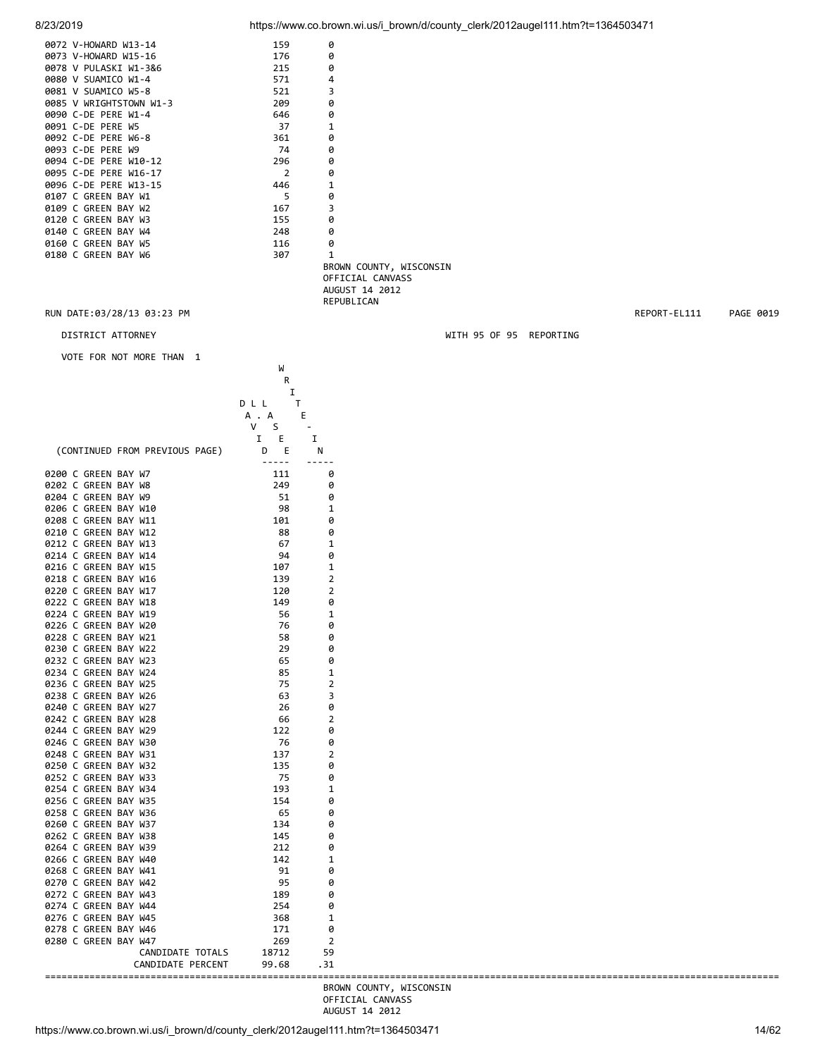| | | |
|---|---|---|
| 0072 V-HOWARD W13-14 | 159 | 0 |
| 0073 V-HOWARD W15-16 | 176 | 0 |
| 0078 V PULASKI W1-3&6 | 215 | 0 |
| 0080 V SUAMICO W1-4 | 571 | 4 |
| 0081 V SUAMICO W5-8 | 521 | 3 |
| 0085 V WRIGHTSTOWN W1-3 | 209 | 0 |
| 0090 C-DE PERE W1-4 | 646 | 0 |
| 0091 C-DE PERE W5 | 37 | 1 |
| 0092 C-DE PERE W6-8 | 361 | 0 |
| 0093 C-DE PERE W9 | 74 | 0 |
| 0094 C-DE PERE W10-12 | 296 | 0 |
| 0095 C-DE PERE W16-17 | 2 | 0 |
| 0096 C-DE PERE W13-15 | 446 | 1 |
| 0107 C GREEN BAY W1 | 5 | 0 |
| 0109 C GREEN BAY W2 | 167 | 3 |
| 0120 C GREEN BAY W3 | 155 | 0 |
| 0140 C GREEN BAY W4 | 248 | 0 |
| 0160 C GREEN BAY W5 | 116 | 0 |
| 0180 C GREEN BAY W6 | 307 | 1 |

BROWN COUNTY, WISCONSIN
OFFICIAL CANVASS
AUGUST 14 2012
REPUBLICAN

RUN DATE:03/28/13 03:23 PM REPORT-EL111 PAGE 0019

DISTRICT ATTORNEY WITH 95 OF 95 REPORTING

VOTE FOR NOT MORE THAN 1

| (CONTINUED FROM PREVIOUS PAGE) | DAVID L. LASEE | WRITE-IN |
|---|---|---|
| 0200 C GREEN BAY W7 | 111 | 0 |
| 0202 C GREEN BAY W8 | 249 | 0 |
| 0204 C GREEN BAY W9 | 51 | 0 |
| 0206 C GREEN BAY W10 | 98 | 1 |
| 0208 C GREEN BAY W11 | 101 | 0 |
| 0210 C GREEN BAY W12 | 88 | 0 |
| 0212 C GREEN BAY W13 | 67 | 1 |
| 0214 C GREEN BAY W14 | 94 | 0 |
| 0216 C GREEN BAY W15 | 107 | 1 |
| 0218 C GREEN BAY W16 | 139 | 2 |
| 0220 C GREEN BAY W17 | 120 | 2 |
| 0222 C GREEN BAY W18 | 149 | 0 |
| 0224 C GREEN BAY W19 | 56 | 1 |
| 0226 C GREEN BAY W20 | 76 | 0 |
| 0228 C GREEN BAY W21 | 58 | 0 |
| 0230 C GREEN BAY W22 | 29 | 0 |
| 0232 C GREEN BAY W23 | 65 | 0 |
| 0234 C GREEN BAY W24 | 85 | 1 |
| 0236 C GREEN BAY W25 | 75 | 2 |
| 0238 C GREEN BAY W26 | 63 | 3 |
| 0240 C GREEN BAY W27 | 26 | 0 |
| 0242 C GREEN BAY W28 | 66 | 2 |
| 0244 C GREEN BAY W29 | 122 | 0 |
| 0246 C GREEN BAY W30 | 76 | 0 |
| 0248 C GREEN BAY W31 | 137 | 2 |
| 0250 C GREEN BAY W32 | 135 | 0 |
| 0252 C GREEN BAY W33 | 75 | 0 |
| 0254 C GREEN BAY W34 | 193 | 1 |
| 0256 C GREEN BAY W35 | 154 | 0 |
| 0258 C GREEN BAY W36 | 65 | 0 |
| 0260 C GREEN BAY W37 | 134 | 0 |
| 0262 C GREEN BAY W38 | 145 | 0 |
| 0264 C GREEN BAY W39 | 212 | 0 |
| 0266 C GREEN BAY W40 | 142 | 1 |
| 0268 C GREEN BAY W41 | 91 | 0 |
| 0270 C GREEN BAY W42 | 95 | 0 |
| 0272 C GREEN BAY W43 | 189 | 0 |
| 0274 C GREEN BAY W44 | 254 | 0 |
| 0276 C GREEN BAY W45 | 368 | 1 |
| 0278 C GREEN BAY W46 | 171 | 0 |
| 0280 C GREEN BAY W47 | 269 | 2 |
| CANDIDATE TOTALS | 18712 | 59 |
| CANDIDATE PERCENT | 99.68 | .31 |

BROWN COUNTY, WISCONSIN
OFFICIAL CANVASS
AUGUST 14 2012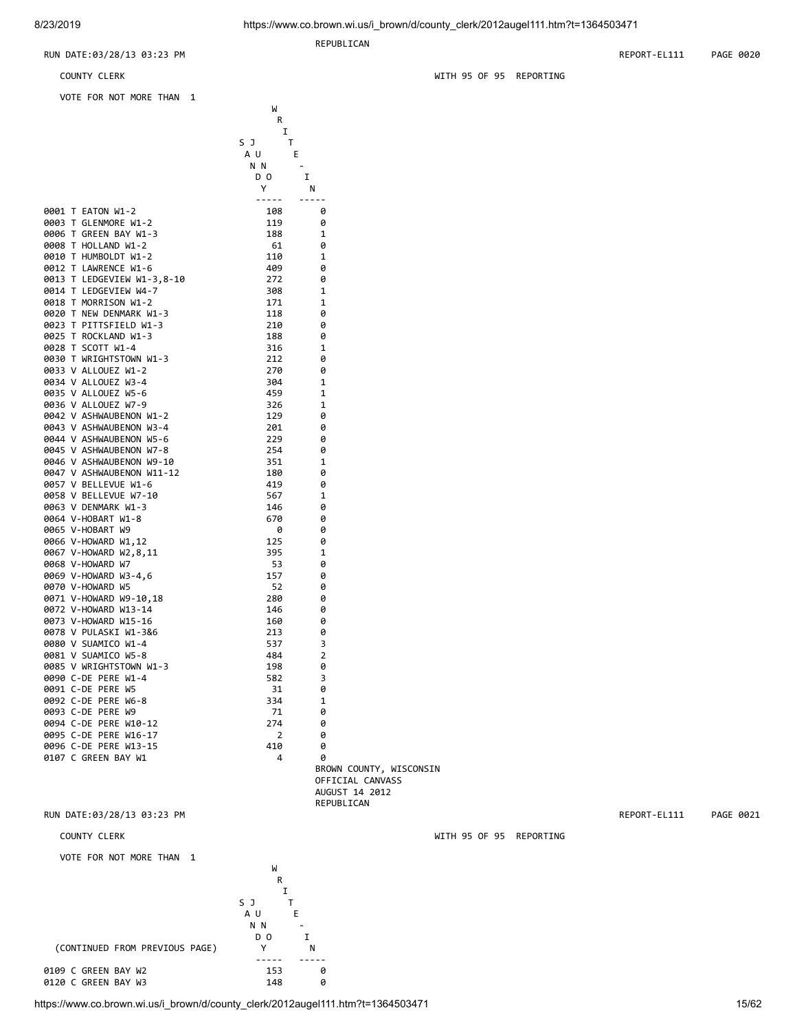REPUBLICAN

RUN DATE:03/28/13 03:23 PM REPORT-EL111 PAGE 0020

COUNTY CLERK WITH 95 OF 95 REPORTING

VOTE FOR NOT MORE THAN 1

| | SANDY JUNO | WRITE-IN |
|---|---|---|
| 0001 T EATON W1-2 | 108 | 0 |
| 0003 T GLENMORE W1-2 | 119 | 0 |
| 0006 T GREEN BAY W1-3 | 188 | 1 |
| 0008 T HOLLAND W1-2 | 61 | 0 |
| 0010 T HUMBOLDT W1-2 | 110 | 1 |
| 0012 T LAWRENCE W1-6 | 409 | 0 |
| 0013 T LEDGEVIEW W1-3,8-10 | 272 | 0 |
| 0014 T LEDGEVIEW W4-7 | 308 | 1 |
| 0018 T MORRISON W1-2 | 171 | 1 |
| 0020 T NEW DENMARK W1-3 | 118 | 0 |
| 0023 T PITTSFIELD W1-3 | 210 | 0 |
| 0025 T ROCKLAND W1-3 | 188 | 0 |
| 0028 T SCOTT W1-4 | 316 | 1 |
| 0030 T WRIGHTSTOWN W1-3 | 212 | 0 |
| 0033 V ALLOUEZ W1-2 | 270 | 0 |
| 0034 V ALLOUEZ W3-4 | 304 | 1 |
| 0035 V ALLOUEZ W5-6 | 459 | 1 |
| 0036 V ALLOUEZ W7-9 | 326 | 1 |
| 0042 V ASHWAUBENON W1-2 | 129 | 0 |
| 0043 V ASHWAUBENON W3-4 | 201 | 0 |
| 0044 V ASHWAUBENON W5-6 | 229 | 0 |
| 0045 V ASHWAUBENON W7-8 | 254 | 0 |
| 0046 V ASHWAUBENON W9-10 | 351 | 1 |
| 0047 V ASHWAUBENON W11-12 | 180 | 0 |
| 0057 V BELLEVUE W1-6 | 419 | 0 |
| 0058 V BELLEVUE W7-10 | 567 | 1 |
| 0063 V DENMARK W1-3 | 146 | 0 |
| 0064 V-HOBART W1-8 | 670 | 0 |
| 0065 V-HOBART W9 | 0 | 0 |
| 0066 V-HOWARD W1,12 | 125 | 0 |
| 0067 V-HOWARD W2,8,11 | 395 | 1 |
| 0068 V-HOWARD W7 | 53 | 0 |
| 0069 V-HOWARD W3-4,6 | 157 | 0 |
| 0070 V-HOWARD W5 | 52 | 0 |
| 0071 V-HOWARD W9-10,18 | 280 | 0 |
| 0072 V-HOWARD W13-14 | 146 | 0 |
| 0073 V-HOWARD W15-16 | 160 | 0 |
| 0078 V PULASKI W1-3&6 | 213 | 0 |
| 0080 V SUAMICO W1-4 | 537 | 3 |
| 0081 V SUAMICO W5-8 | 484 | 2 |
| 0085 V WRIGHTSTOWN W1-3 | 198 | 0 |
| 0090 C-DE PERE W1-4 | 582 | 3 |
| 0091 C-DE PERE W5 | 31 | 0 |
| 0092 C-DE PERE W6-8 | 334 | 1 |
| 0093 C-DE PERE W9 | 71 | 0 |
| 0094 C-DE PERE W10-12 | 274 | 0 |
| 0095 C-DE PERE W16-17 | 2 | 0 |
| 0096 C-DE PERE W13-15 | 410 | 0 |
| 0107 C GREEN BAY W1 | 4 | 0 |

BROWN COUNTY, WISCONSIN
OFFICIAL CANVASS
AUGUST 14 2012
REPUBLICAN

RUN DATE:03/28/13 03:23 PM REPORT-EL111 PAGE 0021

COUNTY CLERK WITH 95 OF 95 REPORTING

VOTE FOR NOT MORE THAN 1

| (CONTINUED FROM PREVIOUS PAGE) | SANDY JUNO | WRITE-IN |
|---|---|---|
| 0109 C GREEN BAY W2 | 153 | 0 |
| 0120 C GREEN BAY W3 | 148 | 0 |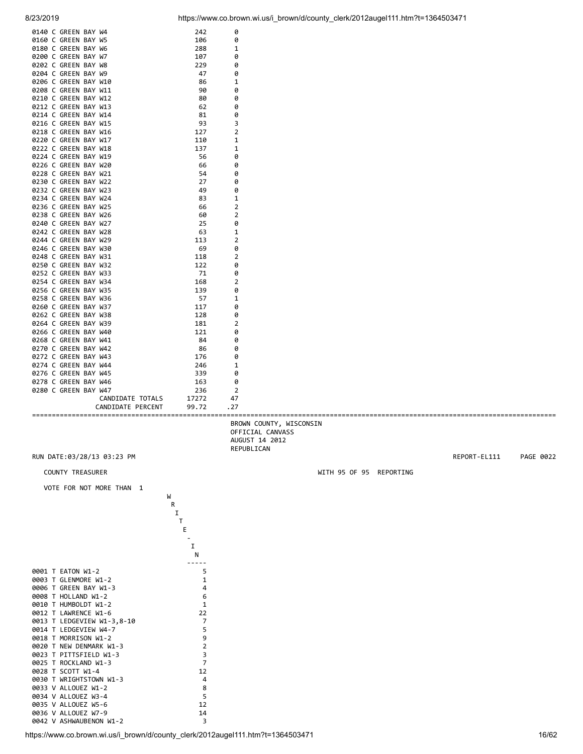| Precinct | | |
|---|---|---|
| 0140 C GREEN BAY W4 | 242 | 0 |
| 0160 C GREEN BAY W5 | 106 | 0 |
| 0180 C GREEN BAY W6 | 288 | 1 |
| 0200 C GREEN BAY W7 | 107 | 0 |
| 0202 C GREEN BAY W8 | 229 | 0 |
| 0204 C GREEN BAY W9 | 47 | 0 |
| 0206 C GREEN BAY W10 | 86 | 1 |
| 0208 C GREEN BAY W11 | 90 | 0 |
| 0210 C GREEN BAY W12 | 80 | 0 |
| 0212 C GREEN BAY W13 | 62 | 0 |
| 0214 C GREEN BAY W14 | 81 | 0 |
| 0216 C GREEN BAY W15 | 93 | 3 |
| 0218 C GREEN BAY W16 | 127 | 2 |
| 0220 C GREEN BAY W17 | 110 | 1 |
| 0222 C GREEN BAY W18 | 137 | 1 |
| 0224 C GREEN BAY W19 | 56 | 0 |
| 0226 C GREEN BAY W20 | 66 | 0 |
| 0228 C GREEN BAY W21 | 54 | 0 |
| 0230 C GREEN BAY W22 | 27 | 0 |
| 0232 C GREEN BAY W23 | 49 | 0 |
| 0234 C GREEN BAY W24 | 83 | 1 |
| 0236 C GREEN BAY W25 | 66 | 2 |
| 0238 C GREEN BAY W26 | 60 | 2 |
| 0240 C GREEN BAY W27 | 25 | 0 |
| 0242 C GREEN BAY W28 | 63 | 1 |
| 0244 C GREEN BAY W29 | 113 | 2 |
| 0246 C GREEN BAY W30 | 69 | 0 |
| 0248 C GREEN BAY W31 | 118 | 2 |
| 0250 C GREEN BAY W32 | 122 | 0 |
| 0252 C GREEN BAY W33 | 71 | 0 |
| 0254 C GREEN BAY W34 | 168 | 2 |
| 0256 C GREEN BAY W35 | 139 | 0 |
| 0258 C GREEN BAY W36 | 57 | 1 |
| 0260 C GREEN BAY W37 | 117 | 0 |
| 0262 C GREEN BAY W38 | 128 | 0 |
| 0264 C GREEN BAY W39 | 181 | 2 |
| 0266 C GREEN BAY W40 | 121 | 0 |
| 0268 C GREEN BAY W41 | 84 | 0 |
| 0270 C GREEN BAY W42 | 86 | 0 |
| 0272 C GREEN BAY W43 | 176 | 0 |
| 0274 C GREEN BAY W44 | 246 | 1 |
| 0276 C GREEN BAY W45 | 339 | 0 |
| 0278 C GREEN BAY W46 | 163 | 0 |
| 0280 C GREEN BAY W47 | 236 | 2 |
| CANDIDATE TOTALS | 17272 | 47 |
| CANDIDATE PERCENT | 99.72 | .27 |

BROWN COUNTY, WISCONSIN
OFFICIAL CANVASS
AUGUST 14 2012
REPUBLICAN

RUN DATE:03/28/13 03:23 PM REPORT-EL111 PAGE 0022

COUNTY TREASURER WITH 95 OF 95 REPORTING

VOTE FOR NOT MORE THAN 1

| Precinct | WRITE-IN |
|---|---|
| 0001 T EATON W1-2 | 5 |
| 0003 T GLENMORE W1-2 | 1 |
| 0006 T GREEN BAY W1-3 | 4 |
| 0008 T HOLLAND W1-2 | 6 |
| 0010 T HUMBOLDT W1-2 | 1 |
| 0012 T LAWRENCE W1-6 | 22 |
| 0013 T LEDGEVIEW W1-3,8-10 | 7 |
| 0014 T LEDGEVIEW W4-7 | 5 |
| 0018 T MORRISON W1-2 | 9 |
| 0020 T NEW DENMARK W1-3 | 2 |
| 0023 T PITTSFIELD W1-3 | 3 |
| 0025 T ROCKLAND W1-3 | 7 |
| 0028 T SCOTT W1-4 | 12 |
| 0030 T WRIGHTSTOWN W1-3 | 4 |
| 0033 V ALLOUEZ W1-2 | 8 |
| 0034 V ALLOUEZ W3-4 | 5 |
| 0035 V ALLOUEZ W5-6 | 12 |
| 0036 V ALLOUEZ W7-9 | 14 |
| 0042 V ASHWAUBENON W1-2 | 3 |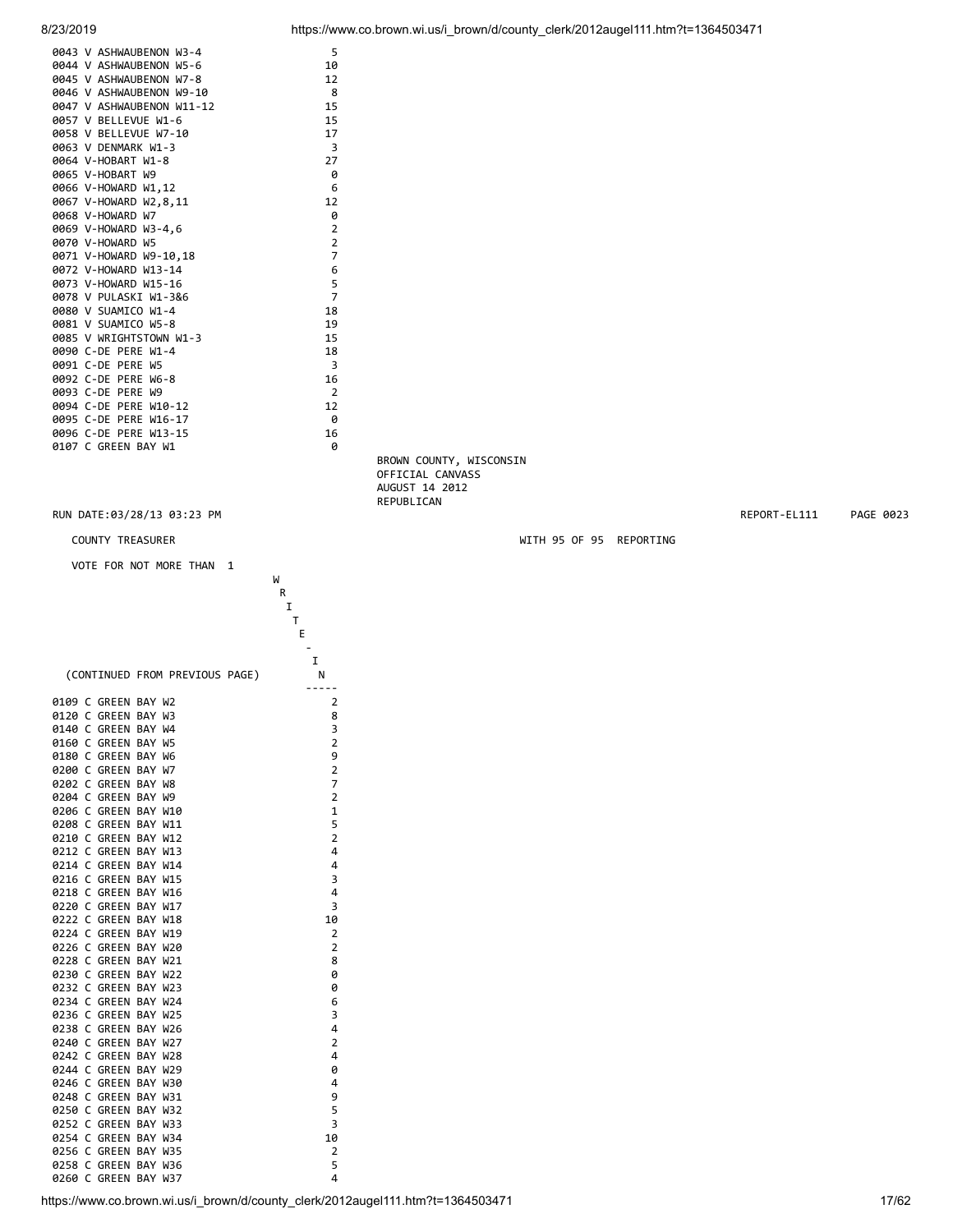| Precinct | WRITE-IN |
|---|---|
| 0043 V ASHWAUBENON W3-4 | 5 |
| 0044 V ASHWAUBENON W5-6 | 10 |
| 0045 V ASHWAUBENON W7-8 | 12 |
| 0046 V ASHWAUBENON W9-10 | 8 |
| 0047 V ASHWAUBENON W11-12 | 15 |
| 0057 V BELLEVUE W1-6 | 15 |
| 0058 V BELLEVUE W7-10 | 17 |
| 0063 V DENMARK W1-3 | 3 |
| 0064 V-HOBART W1-8 | 27 |
| 0065 V-HOBART W9 | 0 |
| 0066 V-HOWARD W1,12 | 6 |
| 0067 V-HOWARD W2,8,11 | 12 |
| 0068 V-HOWARD W7 | 0 |
| 0069 V-HOWARD W3-4,6 | 2 |
| 0070 V-HOWARD W5 | 2 |
| 0071 V-HOWARD W9-10,18 | 7 |
| 0072 V-HOWARD W13-14 | 6 |
| 0073 V-HOWARD W15-16 | 5 |
| 0078 V PULASKI W1-3&6 | 7 |
| 0080 V SUAMICO W1-4 | 18 |
| 0081 V SUAMICO W5-8 | 19 |
| 0085 V WRIGHTSTOWN W1-3 | 15 |
| 0090 C-DE PERE W1-4 | 18 |
| 0091 C-DE PERE W5 | 3 |
| 0092 C-DE PERE W6-8 | 16 |
| 0093 C-DE PERE W9 | 2 |
| 0094 C-DE PERE W10-12 | 12 |
| 0095 C-DE PERE W16-17 | 0 |
| 0096 C-DE PERE W13-15 | 16 |
| 0107 C GREEN BAY W1 | 0 |

BROWN COUNTY, WISCONSIN
OFFICIAL CANVASS
AUGUST 14 2012
REPUBLICAN

RUN DATE:03/28/13 03:23 PM REPORT-EL111 PAGE 0023

COUNTY TREASURER WITH 95 OF 95 REPORTING

VOTE FOR NOT MORE THAN 1

| (CONTINUED FROM PREVIOUS PAGE) | WRITE-IN |
|---|---|
| 0109 C GREEN BAY W2 | 2 |
| 0120 C GREEN BAY W3 | 8 |
| 0140 C GREEN BAY W4 | 3 |
| 0160 C GREEN BAY W5 | 2 |
| 0180 C GREEN BAY W6 | 9 |
| 0200 C GREEN BAY W7 | 2 |
| 0202 C GREEN BAY W8 | 7 |
| 0204 C GREEN BAY W9 | 2 |
| 0206 C GREEN BAY W10 | 1 |
| 0208 C GREEN BAY W11 | 5 |
| 0210 C GREEN BAY W12 | 2 |
| 0212 C GREEN BAY W13 | 4 |
| 0214 C GREEN BAY W14 | 4 |
| 0216 C GREEN BAY W15 | 3 |
| 0218 C GREEN BAY W16 | 4 |
| 0220 C GREEN BAY W17 | 3 |
| 0222 C GREEN BAY W18 | 10 |
| 0224 C GREEN BAY W19 | 2 |
| 0226 C GREEN BAY W20 | 2 |
| 0228 C GREEN BAY W21 | 8 |
| 0230 C GREEN BAY W22 | 0 |
| 0232 C GREEN BAY W23 | 0 |
| 0234 C GREEN BAY W24 | 6 |
| 0236 C GREEN BAY W25 | 3 |
| 0238 C GREEN BAY W26 | 4 |
| 0240 C GREEN BAY W27 | 2 |
| 0242 C GREEN BAY W28 | 4 |
| 0244 C GREEN BAY W29 | 0 |
| 0246 C GREEN BAY W30 | 4 |
| 0248 C GREEN BAY W31 | 9 |
| 0250 C GREEN BAY W32 | 5 |
| 0252 C GREEN BAY W33 | 3 |
| 0254 C GREEN BAY W34 | 10 |
| 0256 C GREEN BAY W35 | 2 |
| 0258 C GREEN BAY W36 | 5 |
| 0260 C GREEN BAY W37 | 4 |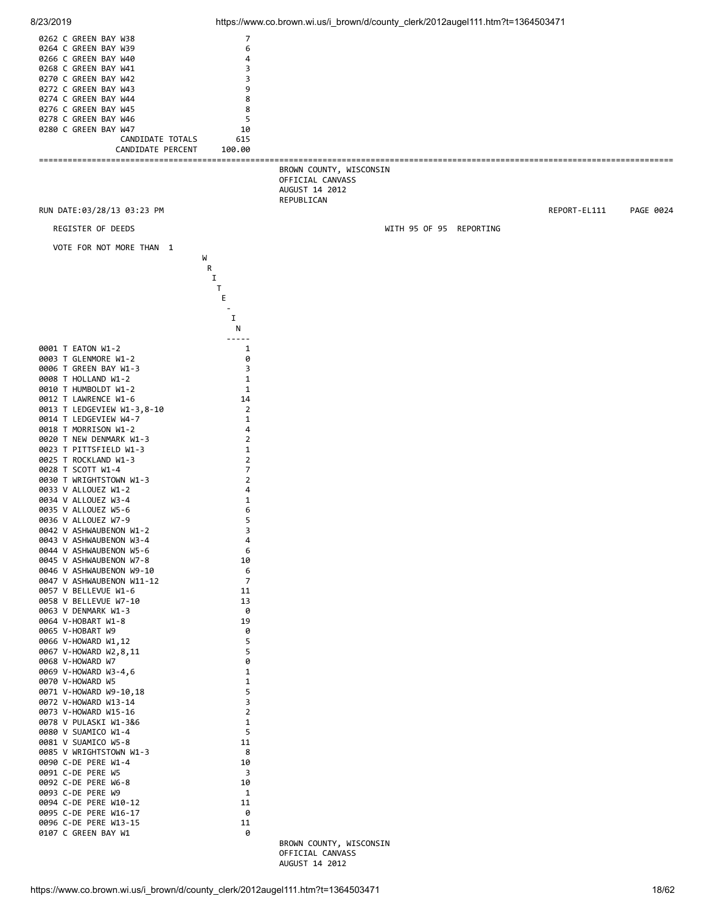| | |
|---|---|
| 0262 C GREEN BAY W38 | 7 |
| 0264 C GREEN BAY W39 | 6 |
| 0266 C GREEN BAY W40 | 4 |
| 0268 C GREEN BAY W41 | 3 |
| 0270 C GREEN BAY W42 | 3 |
| 0272 C GREEN BAY W43 | 9 |
| 0274 C GREEN BAY W44 | 8 |
| 0276 C GREEN BAY W45 | 8 |
| 0278 C GREEN BAY W46 | 5 |
| 0280 C GREEN BAY W47 | 10 |
| CANDIDATE TOTALS | 615 |
| CANDIDATE PERCENT | 100.00 |

BROWN COUNTY, WISCONSIN
OFFICIAL CANVASS
AUGUST 14 2012
REPUBLICAN

RUN DATE:03/28/13 03:23 PM REPORT-EL111 PAGE 0024

REGISTER OF DEEDS WITH 95 OF 95 REPORTING

VOTE FOR NOT MORE THAN 1

| | WRITE-IN |
|---|---|
| 0001 T EATON W1-2 | 1 |
| 0003 T GLENMORE W1-2 | 0 |
| 0006 T GREEN BAY W1-3 | 3 |
| 0008 T HOLLAND W1-2 | 1 |
| 0010 T HUMBOLDT W1-2 | 1 |
| 0012 T LAWRENCE W1-6 | 14 |
| 0013 T LEDGEVIEW W1-3,8-10 | 2 |
| 0014 T LEDGEVIEW W4-7 | 1 |
| 0018 T MORRISON W1-2 | 4 |
| 0020 T NEW DENMARK W1-3 | 2 |
| 0023 T PITTSFIELD W1-3 | 1 |
| 0025 T ROCKLAND W1-3 | 2 |
| 0028 T SCOTT W1-4 | 7 |
| 0030 T WRIGHTSTOWN W1-3 | 2 |
| 0033 V ALLOUEZ W1-2 | 4 |
| 0034 V ALLOUEZ W3-4 | 1 |
| 0035 V ALLOUEZ W5-6 | 6 |
| 0036 V ALLOUEZ W7-9 | 5 |
| 0042 V ASHWAUBENON W1-2 | 3 |
| 0043 V ASHWAUBENON W3-4 | 4 |
| 0044 V ASHWAUBENON W5-6 | 6 |
| 0045 V ASHWAUBENON W7-8 | 10 |
| 0046 V ASHWAUBENON W9-10 | 6 |
| 0047 V ASHWAUBENON W11-12 | 7 |
| 0057 V BELLEVUE W1-6 | 11 |
| 0058 V BELLEVUE W7-10 | 13 |
| 0063 V DENMARK W1-3 | 0 |
| 0064 V-HOBART W1-8 | 19 |
| 0065 V-HOBART W9 | 0 |
| 0066 V-HOWARD W1,12 | 5 |
| 0067 V-HOWARD W2,8,11 | 5 |
| 0068 V-HOWARD W7 | 0 |
| 0069 V-HOWARD W3-4,6 | 1 |
| 0070 V-HOWARD W5 | 1 |
| 0071 V-HOWARD W9-10,18 | 5 |
| 0072 V-HOWARD W13-14 | 3 |
| 0073 V-HOWARD W15-16 | 2 |
| 0078 V PULASKI W1-3&6 | 1 |
| 0080 V SUAMICO W1-4 | 5 |
| 0081 V SUAMICO W5-8 | 11 |
| 0085 V WRIGHTSTOWN W1-3 | 8 |
| 0090 C-DE PERE W1-4 | 10 |
| 0091 C-DE PERE W5 | 3 |
| 0092 C-DE PERE W6-8 | 10 |
| 0093 C-DE PERE W9 | 1 |
| 0094 C-DE PERE W10-12 | 11 |
| 0095 C-DE PERE W16-17 | 0 |
| 0096 C-DE PERE W13-15 | 11 |
| 0107 C GREEN BAY W1 | 0 |

BROWN COUNTY, WISCONSIN
OFFICIAL CANVASS
AUGUST 14 2012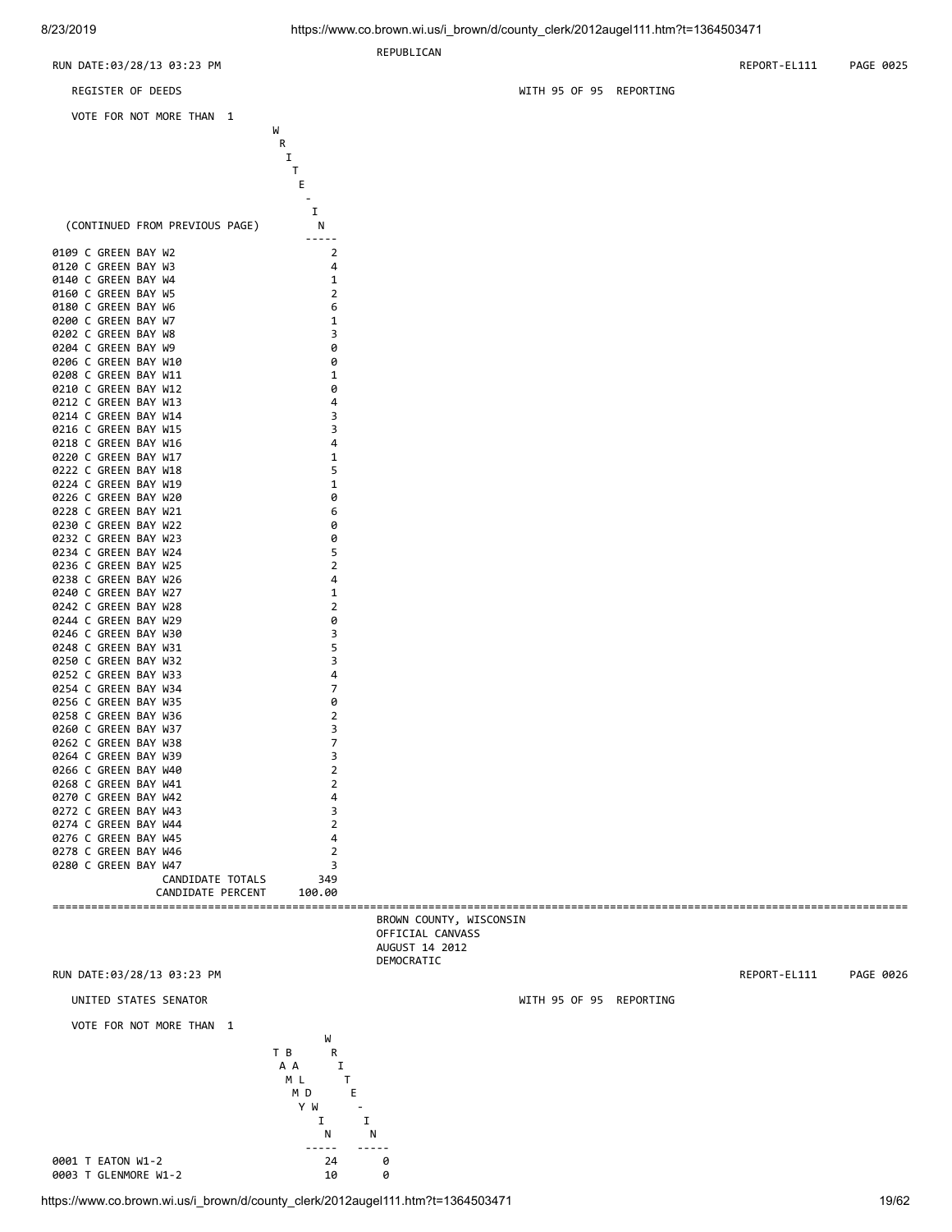REPUBLICAN

RUN DATE:03/28/13 03:23 PM REPORT-EL111 PAGE 0025

REGISTER OF DEEDS WITH 95 OF 95 REPORTING

VOTE FOR NOT MORE THAN 1

(CONTINUED FROM PREVIOUS PAGE)

| | WRITE-IN |
|---|---|
| 0109 C GREEN BAY W2 | 2 |
| 0120 C GREEN BAY W3 | 4 |
| 0140 C GREEN BAY W4 | 1 |
| 0160 C GREEN BAY W5 | 2 |
| 0180 C GREEN BAY W6 | 6 |
| 0200 C GREEN BAY W7 | 1 |
| 0202 C GREEN BAY W8 | 3 |
| 0204 C GREEN BAY W9 | 0 |
| 0206 C GREEN BAY W10 | 0 |
| 0208 C GREEN BAY W11 | 1 |
| 0210 C GREEN BAY W12 | 0 |
| 0212 C GREEN BAY W13 | 4 |
| 0214 C GREEN BAY W14 | 3 |
| 0216 C GREEN BAY W15 | 3 |
| 0218 C GREEN BAY W16 | 4 |
| 0220 C GREEN BAY W17 | 1 |
| 0222 C GREEN BAY W18 | 5 |
| 0224 C GREEN BAY W19 | 1 |
| 0226 C GREEN BAY W20 | 0 |
| 0228 C GREEN BAY W21 | 6 |
| 0230 C GREEN BAY W22 | 0 |
| 0232 C GREEN BAY W23 | 0 |
| 0234 C GREEN BAY W24 | 5 |
| 0236 C GREEN BAY W25 | 2 |
| 0238 C GREEN BAY W26 | 4 |
| 0240 C GREEN BAY W27 | 1 |
| 0242 C GREEN BAY W28 | 2 |
| 0244 C GREEN BAY W29 | 0 |
| 0246 C GREEN BAY W30 | 3 |
| 0248 C GREEN BAY W31 | 5 |
| 0250 C GREEN BAY W32 | 3 |
| 0252 C GREEN BAY W33 | 4 |
| 0254 C GREEN BAY W34 | 7 |
| 0256 C GREEN BAY W35 | 0 |
| 0258 C GREEN BAY W36 | 2 |
| 0260 C GREEN BAY W37 | 3 |
| 0262 C GREEN BAY W38 | 7 |
| 0264 C GREEN BAY W39 | 3 |
| 0266 C GREEN BAY W40 | 2 |
| 0268 C GREEN BAY W41 | 2 |
| 0270 C GREEN BAY W42 | 4 |
| 0272 C GREEN BAY W43 | 3 |
| 0274 C GREEN BAY W44 | 2 |
| 0276 C GREEN BAY W45 | 4 |
| 0278 C GREEN BAY W46 | 2 |
| 0280 C GREEN BAY W47 | 3 |
| CANDIDATE TOTALS | 349 |
| CANDIDATE PERCENT | 100.00 |

---

BROWN COUNTY, WISCONSIN
OFFICIAL CANVASS
AUGUST 14 2012
DEMOCRATIC

RUN DATE:03/28/13 03:23 PM REPORT-EL111 PAGE 0026

UNITED STATES SENATOR WITH 95 OF 95 REPORTING

VOTE FOR NOT MORE THAN 1

| | TAMMY BALDWIN | WRITE-IN |
|---|---|---|
| 0001 T EATON W1-2 | 24 | 0 |
| 0003 T GLENMORE W1-2 | 10 | 0 |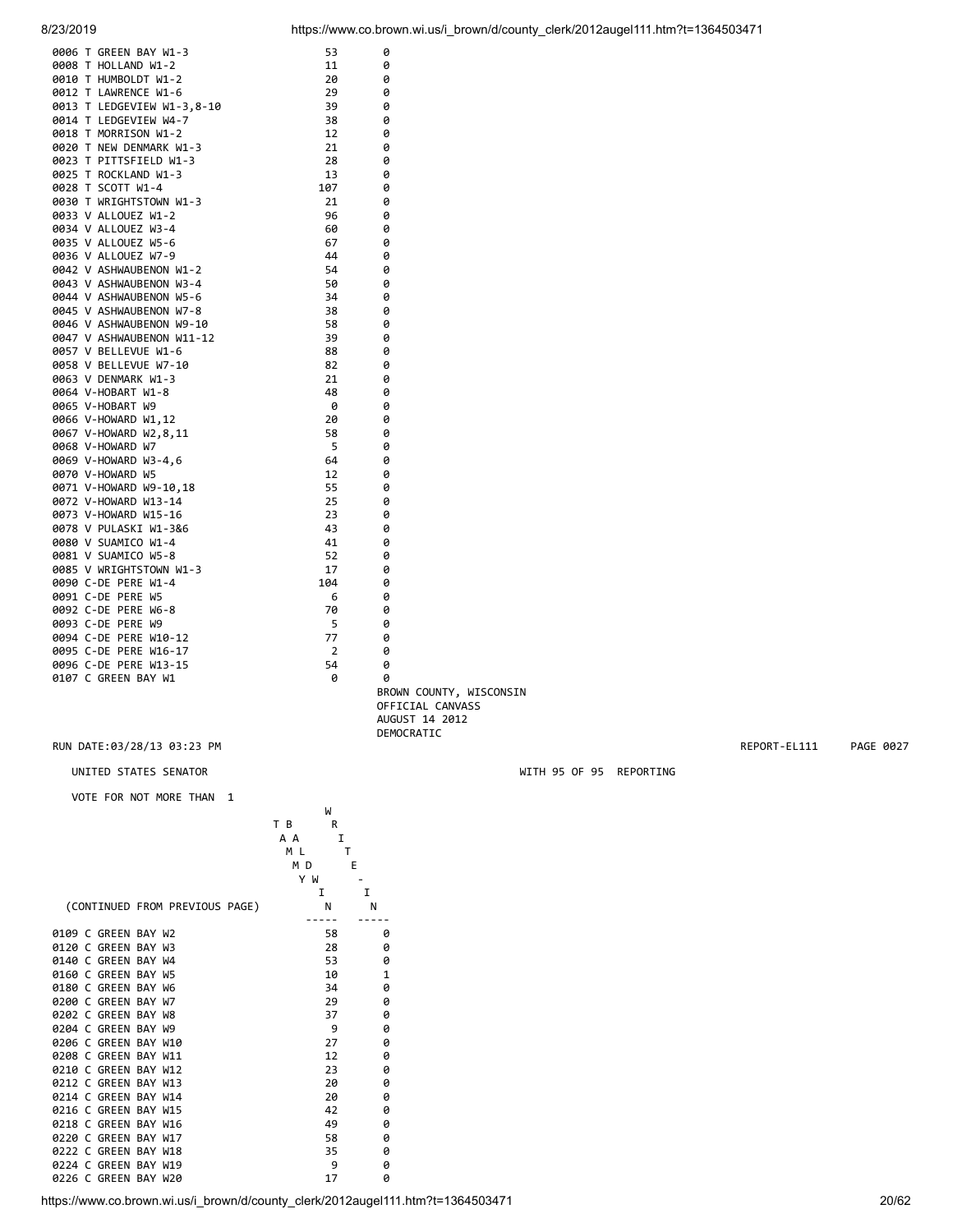| | | |
|---|---|---|
| 0006 T GREEN BAY W1-3 | 53 | 0 |
| 0008 T HOLLAND W1-2 | 11 | 0 |
| 0010 T HUMBOLDT W1-2 | 20 | 0 |
| 0012 T LAWRENCE W1-6 | 29 | 0 |
| 0013 T LEDGEVIEW W1-3,8-10 | 39 | 0 |
| 0014 T LEDGEVIEW W4-7 | 38 | 0 |
| 0018 T MORRISON W1-2 | 12 | 0 |
| 0020 T NEW DENMARK W1-3 | 21 | 0 |
| 0023 T PITTSFIELD W1-3 | 28 | 0 |
| 0025 T ROCKLAND W1-3 | 13 | 0 |
| 0028 T SCOTT W1-4 | 107 | 0 |
| 0030 T WRIGHTSTOWN W1-3 | 21 | 0 |
| 0033 V ALLOUEZ W1-2 | 96 | 0 |
| 0034 V ALLOUEZ W3-4 | 60 | 0 |
| 0035 V ALLOUEZ W5-6 | 67 | 0 |
| 0036 V ALLOUEZ W7-9 | 44 | 0 |
| 0042 V ASHWAUBENON W1-2 | 54 | 0 |
| 0043 V ASHWAUBENON W3-4 | 50 | 0 |
| 0044 V ASHWAUBENON W5-6 | 34 | 0 |
| 0045 V ASHWAUBENON W7-8 | 38 | 0 |
| 0046 V ASHWAUBENON W9-10 | 58 | 0 |
| 0047 V ASHWAUBENON W11-12 | 39 | 0 |
| 0057 V BELLEVUE W1-6 | 88 | 0 |
| 0058 V BELLEVUE W7-10 | 82 | 0 |
| 0063 V DENMARK W1-3 | 21 | 0 |
| 0064 V-HOBART W1-8 | 48 | 0 |
| 0065 V-HOBART W9 | 0 | 0 |
| 0066 V-HOWARD W1,12 | 20 | 0 |
| 0067 V-HOWARD W2,8,11 | 58 | 0 |
| 0068 V-HOWARD W7 | 5 | 0 |
| 0069 V-HOWARD W3-4,6 | 64 | 0 |
| 0070 V-HOWARD W5 | 12 | 0 |
| 0071 V-HOWARD W9-10,18 | 55 | 0 |
| 0072 V-HOWARD W13-14 | 25 | 0 |
| 0073 V-HOWARD W15-16 | 23 | 0 |
| 0078 V PULASKI W1-3&6 | 43 | 0 |
| 0080 V SUAMICO W1-4 | 41 | 0 |
| 0081 V SUAMICO W5-8 | 52 | 0 |
| 0085 V WRIGHTSTOWN W1-3 | 17 | 0 |
| 0090 C-DE PERE W1-4 | 104 | 0 |
| 0091 C-DE PERE W5 | 6 | 0 |
| 0092 C-DE PERE W6-8 | 70 | 0 |
| 0093 C-DE PERE W9 | 5 | 0 |
| 0094 C-DE PERE W10-12 | 77 | 0 |
| 0095 C-DE PERE W16-17 | 2 | 0 |
| 0096 C-DE PERE W13-15 | 54 | 0 |
| 0107 C GREEN BAY W1 | 0 | 0 |

BROWN COUNTY, WISCONSIN
OFFICIAL CANVASS
AUGUST 14 2012
DEMOCRATIC

RUN DATE:03/28/13 03:23 PM REPORT-EL111 PAGE 0027

UNITED STATES SENATOR WITH 95 OF 95 REPORTING

VOTE FOR NOT MORE THAN 1

| (CONTINUED FROM PREVIOUS PAGE) | TAMMY BALDWIN | WRITE-IN |
|---|---|---|
| 0109 C GREEN BAY W2 | 58 | 0 |
| 0120 C GREEN BAY W3 | 28 | 0 |
| 0140 C GREEN BAY W4 | 53 | 0 |
| 0160 C GREEN BAY W5 | 10 | 1 |
| 0180 C GREEN BAY W6 | 34 | 0 |
| 0200 C GREEN BAY W7 | 29 | 0 |
| 0202 C GREEN BAY W8 | 37 | 0 |
| 0204 C GREEN BAY W9 | 9 | 0 |
| 0206 C GREEN BAY W10 | 27 | 0 |
| 0208 C GREEN BAY W11 | 12 | 0 |
| 0210 C GREEN BAY W12 | 23 | 0 |
| 0212 C GREEN BAY W13 | 20 | 0 |
| 0214 C GREEN BAY W14 | 20 | 0 |
| 0216 C GREEN BAY W15 | 42 | 0 |
| 0218 C GREEN BAY W16 | 49 | 0 |
| 0220 C GREEN BAY W17 | 58 | 0 |
| 0222 C GREEN BAY W18 | 35 | 0 |
| 0224 C GREEN BAY W19 | 9 | 0 |
| 0226 C GREEN BAY W20 | 17 | 0 |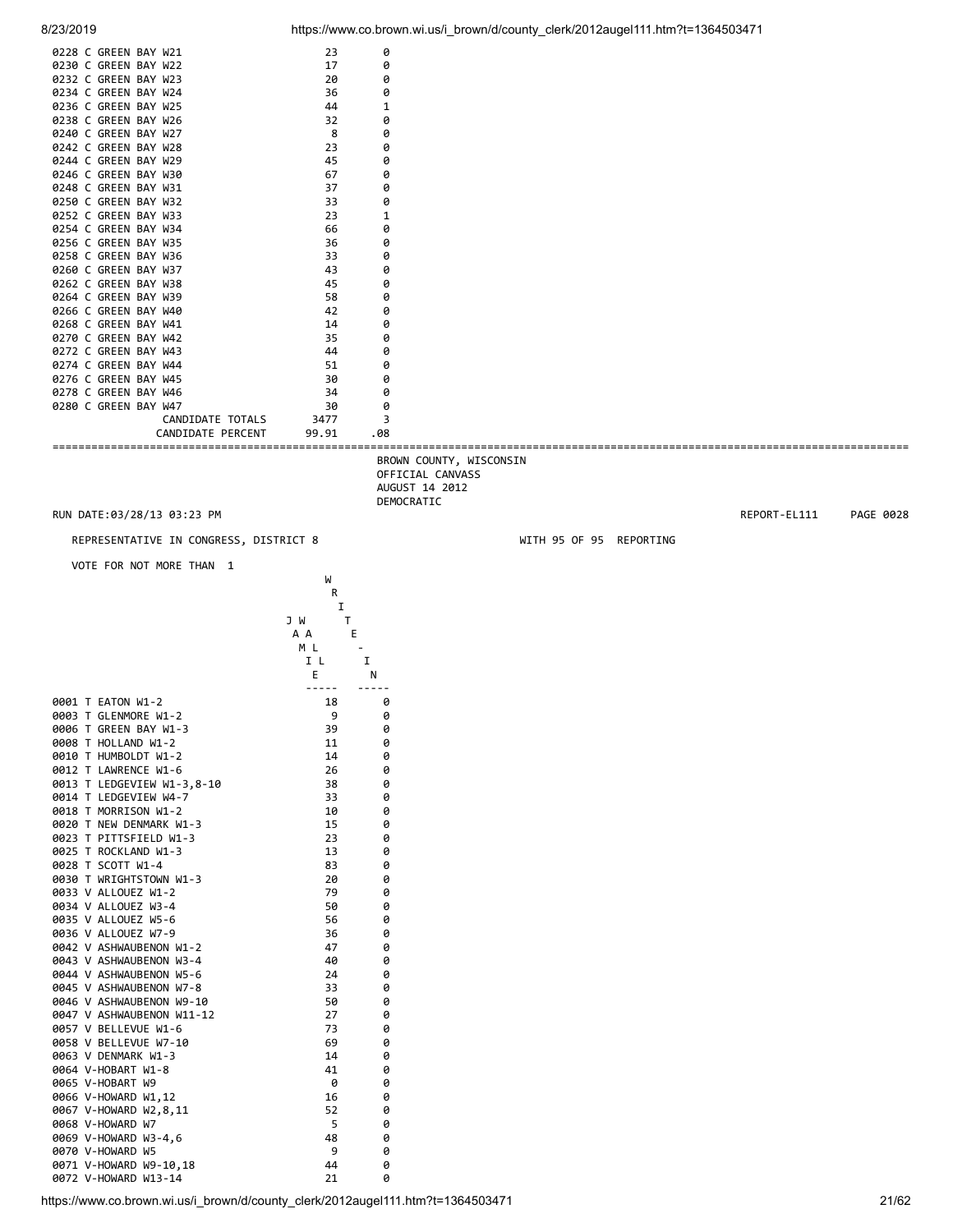| | | |
|---|---|---|
| 0228 C GREEN BAY W21 | 23 | 0 |
| 0230 C GREEN BAY W22 | 17 | 0 |
| 0232 C GREEN BAY W23 | 20 | 0 |
| 0234 C GREEN BAY W24 | 36 | 0 |
| 0236 C GREEN BAY W25 | 44 | 1 |
| 0238 C GREEN BAY W26 | 32 | 0 |
| 0240 C GREEN BAY W27 | 8 | 0 |
| 0242 C GREEN BAY W28 | 23 | 0 |
| 0244 C GREEN BAY W29 | 45 | 0 |
| 0246 C GREEN BAY W30 | 67 | 0 |
| 0248 C GREEN BAY W31 | 37 | 0 |
| 0250 C GREEN BAY W32 | 33 | 0 |
| 0252 C GREEN BAY W33 | 23 | 1 |
| 0254 C GREEN BAY W34 | 66 | 0 |
| 0256 C GREEN BAY W35 | 36 | 0 |
| 0258 C GREEN BAY W36 | 33 | 0 |
| 0260 C GREEN BAY W37 | 43 | 0 |
| 0262 C GREEN BAY W38 | 45 | 0 |
| 0264 C GREEN BAY W39 | 58 | 0 |
| 0266 C GREEN BAY W40 | 42 | 0 |
| 0268 C GREEN BAY W41 | 14 | 0 |
| 0270 C GREEN BAY W42 | 35 | 0 |
| 0272 C GREEN BAY W43 | 44 | 0 |
| 0274 C GREEN BAY W44 | 51 | 0 |
| 0276 C GREEN BAY W45 | 30 | 0 |
| 0278 C GREEN BAY W46 | 34 | 0 |
| 0280 C GREEN BAY W47 | 30 | 0 |
| CANDIDATE TOTALS | 3477 | 3 |
| CANDIDATE PERCENT | 99.91 | .08 |

BROWN COUNTY, WISCONSIN
OFFICIAL CANVASS
AUGUST 14 2012
DEMOCRATIC

RUN DATE:03/28/13 03:23 PM REPORT-EL111 PAGE 0028

REPRESENTATIVE IN CONGRESS, DISTRICT 8 WITH 95 OF 95 REPORTING

VOTE FOR NOT MORE THAN 1

| | JAMIE WALL | WRITE-IN |
|---|---|---|
| 0001 T EATON W1-2 | 18 | 0 |
| 0003 T GLENMORE W1-2 | 9 | 0 |
| 0006 T GREEN BAY W1-3 | 39 | 0 |
| 0008 T HOLLAND W1-2 | 11 | 0 |
| 0010 T HUMBOLDT W1-2 | 14 | 0 |
| 0012 T LAWRENCE W1-6 | 26 | 0 |
| 0013 T LEDGEVIEW W1-3,8-10 | 38 | 0 |
| 0014 T LEDGEVIEW W4-7 | 33 | 0 |
| 0018 T MORRISON W1-2 | 10 | 0 |
| 0020 T NEW DENMARK W1-3 | 15 | 0 |
| 0023 T PITTSFIELD W1-3 | 23 | 0 |
| 0025 T ROCKLAND W1-3 | 13 | 0 |
| 0028 T SCOTT W1-4 | 83 | 0 |
| 0030 T WRIGHTSTOWN W1-3 | 20 | 0 |
| 0033 V ALLOUEZ W1-2 | 79 | 0 |
| 0034 V ALLOUEZ W3-4 | 50 | 0 |
| 0035 V ALLOUEZ W5-6 | 56 | 0 |
| 0036 V ALLOUEZ W7-9 | 36 | 0 |
| 0042 V ASHWAUBENON W1-2 | 47 | 0 |
| 0043 V ASHWAUBENON W3-4 | 40 | 0 |
| 0044 V ASHWAUBENON W5-6 | 24 | 0 |
| 0045 V ASHWAUBENON W7-8 | 33 | 0 |
| 0046 V ASHWAUBENON W9-10 | 50 | 0 |
| 0047 V ASHWAUBENON W11-12 | 27 | 0 |
| 0057 V BELLEVUE W1-6 | 73 | 0 |
| 0058 V BELLEVUE W7-10 | 69 | 0 |
| 0063 V DENMARK W1-3 | 14 | 0 |
| 0064 V-HOBART W1-8 | 41 | 0 |
| 0065 V-HOBART W9 | 0 | 0 |
| 0066 V-HOWARD W1,12 | 16 | 0 |
| 0067 V-HOWARD W2,8,11 | 52 | 0 |
| 0068 V-HOWARD W7 | 5 | 0 |
| 0069 V-HOWARD W3-4,6 | 48 | 0 |
| 0070 V-HOWARD W5 | 9 | 0 |
| 0071 V-HOWARD W9-10,18 | 44 | 0 |
| 0072 V-HOWARD W13-14 | 21 | 0 |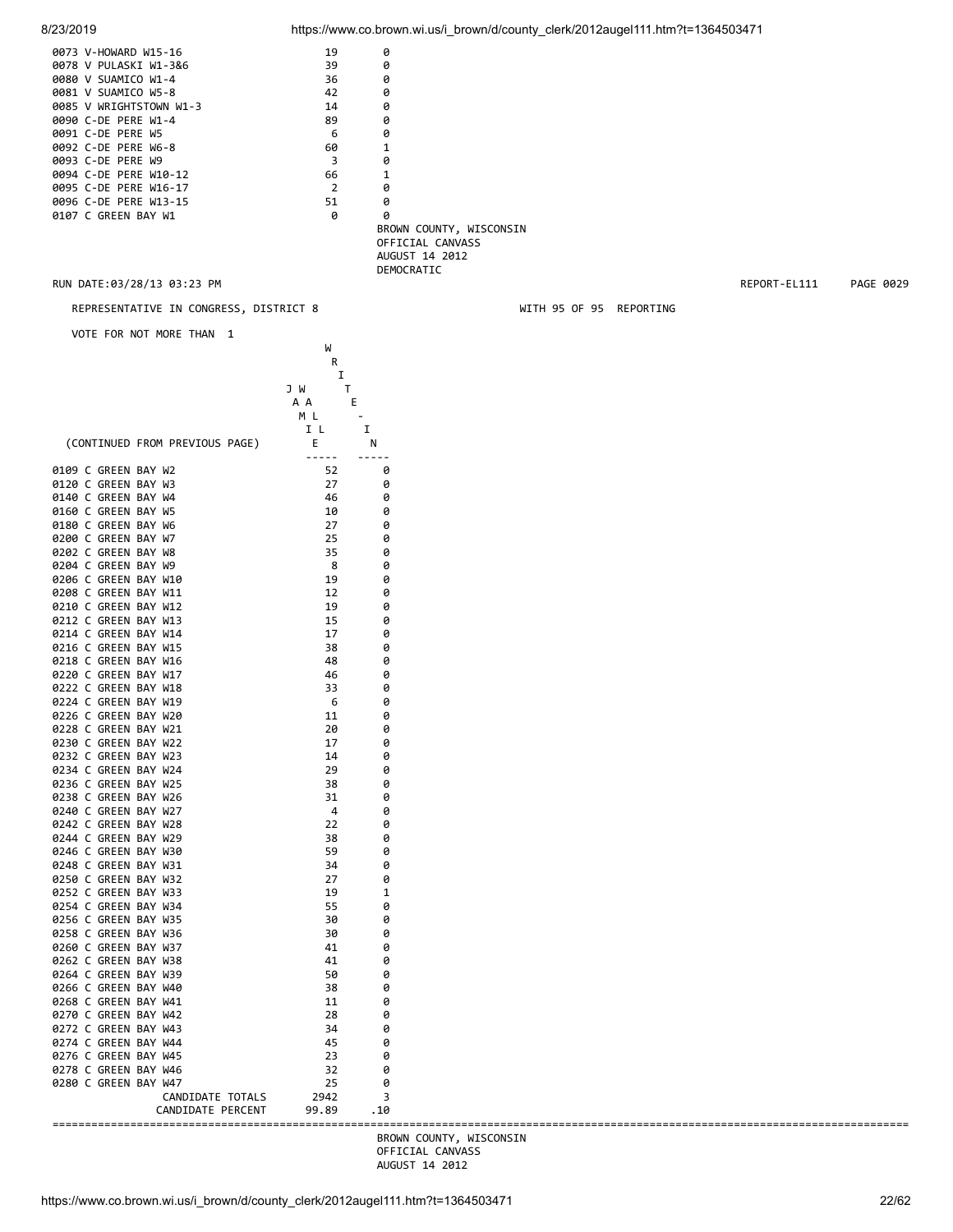| Ward | JAMIE WALL | WRITE-IN |
|---|---|---|
| 0073 V-HOWARD W15-16 | 19 | 0 |
| 0078 V PULASKI W1-3&6 | 39 | 0 |
| 0080 V SUAMICO W1-4 | 36 | 0 |
| 0081 V SUAMICO W5-8 | 42 | 0 |
| 0085 V WRIGHTSTOWN W1-3 | 14 | 0 |
| 0090 C-DE PERE W1-4 | 89 | 0 |
| 0091 C-DE PERE W5 | 6 | 0 |
| 0092 C-DE PERE W6-8 | 60 | 1 |
| 0093 C-DE PERE W9 | 3 | 0 |
| 0094 C-DE PERE W10-12 | 66 | 1 |
| 0095 C-DE PERE W16-17 | 2 | 0 |
| 0096 C-DE PERE W13-15 | 51 | 0 |
| 0107 C GREEN BAY W1 | 0 | 0 |

BROWN COUNTY, WISCONSIN
OFFICIAL CANVASS
AUGUST 14 2012
DEMOCRATIC

RUN DATE:03/28/13 03:23 PM REPORT-EL111 PAGE 0029

REPRESENTATIVE IN CONGRESS, DISTRICT 8 WITH 95 OF 95 REPORTING

VOTE FOR NOT MORE THAN 1

| (CONTINUED FROM PREVIOUS PAGE) | JAMIE WALL | WRITE-IN |
|---|---|---|
| 0109 C GREEN BAY W2 | 52 | 0 |
| 0120 C GREEN BAY W3 | 27 | 0 |
| 0140 C GREEN BAY W4 | 46 | 0 |
| 0160 C GREEN BAY W5 | 10 | 0 |
| 0180 C GREEN BAY W6 | 27 | 0 |
| 0200 C GREEN BAY W7 | 25 | 0 |
| 0202 C GREEN BAY W8 | 35 | 0 |
| 0204 C GREEN BAY W9 | 8 | 0 |
| 0206 C GREEN BAY W10 | 19 | 0 |
| 0208 C GREEN BAY W11 | 12 | 0 |
| 0210 C GREEN BAY W12 | 19 | 0 |
| 0212 C GREEN BAY W13 | 15 | 0 |
| 0214 C GREEN BAY W14 | 17 | 0 |
| 0216 C GREEN BAY W15 | 38 | 0 |
| 0218 C GREEN BAY W16 | 48 | 0 |
| 0220 C GREEN BAY W17 | 46 | 0 |
| 0222 C GREEN BAY W18 | 33 | 0 |
| 0224 C GREEN BAY W19 | 6 | 0 |
| 0226 C GREEN BAY W20 | 11 | 0 |
| 0228 C GREEN BAY W21 | 20 | 0 |
| 0230 C GREEN BAY W22 | 17 | 0 |
| 0232 C GREEN BAY W23 | 14 | 0 |
| 0234 C GREEN BAY W24 | 29 | 0 |
| 0236 C GREEN BAY W25 | 38 | 0 |
| 0238 C GREEN BAY W26 | 31 | 0 |
| 0240 C GREEN BAY W27 | 4 | 0 |
| 0242 C GREEN BAY W28 | 22 | 0 |
| 0244 C GREEN BAY W29 | 38 | 0 |
| 0246 C GREEN BAY W30 | 59 | 0 |
| 0248 C GREEN BAY W31 | 34 | 0 |
| 0250 C GREEN BAY W32 | 27 | 0 |
| 0252 C GREEN BAY W33 | 19 | 1 |
| 0254 C GREEN BAY W34 | 55 | 0 |
| 0256 C GREEN BAY W35 | 30 | 0 |
| 0258 C GREEN BAY W36 | 30 | 0 |
| 0260 C GREEN BAY W37 | 41 | 0 |
| 0262 C GREEN BAY W38 | 41 | 0 |
| 0264 C GREEN BAY W39 | 50 | 0 |
| 0266 C GREEN BAY W40 | 38 | 0 |
| 0268 C GREEN BAY W41 | 11 | 0 |
| 0270 C GREEN BAY W42 | 28 | 0 |
| 0272 C GREEN BAY W43 | 34 | 0 |
| 0274 C GREEN BAY W44 | 45 | 0 |
| 0276 C GREEN BAY W45 | 23 | 0 |
| 0278 C GREEN BAY W46 | 32 | 0 |
| 0280 C GREEN BAY W47 | 25 | 0 |
| CANDIDATE TOTALS | 2942 | 3 |
| CANDIDATE PERCENT | 99.89 | .10 |

BROWN COUNTY, WISCONSIN
OFFICIAL CANVASS
AUGUST 14 2012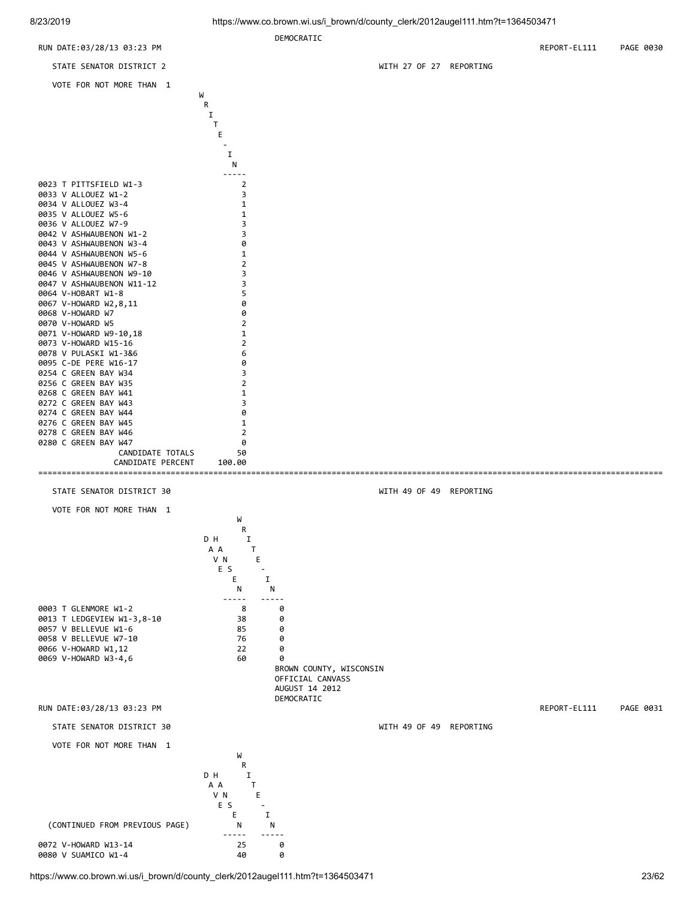DEMOCRATIC

RUN DATE:03/28/13 03:23 PM REPORT-EL111 PAGE 0030

## STATE SENATOR DISTRICT 2

WITH 27 OF 27 REPORTING

VOTE FOR NOT MORE THAN 1

| | WRITE-IN |
|---|---|
| 0023 T PITTSFIELD W1-3 | 2 |
| 0033 V ALLOUEZ W1-2 | 3 |
| 0034 V ALLOUEZ W3-4 | 1 |
| 0035 V ALLOUEZ W5-6 | 1 |
| 0036 V ALLOUEZ W7-9 | 3 |
| 0042 V ASHWAUBENON W1-2 | 3 |
| 0043 V ASHWAUBENON W3-4 | 0 |
| 0044 V ASHWAUBENON W5-6 | 1 |
| 0045 V ASHWAUBENON W7-8 | 2 |
| 0046 V ASHWAUBENON W9-10 | 3 |
| 0047 V ASHWAUBENON W11-12 | 3 |
| 0064 V-HOBART W1-8 | 5 |
| 0067 V-HOWARD W2,8,11 | 0 |
| 0068 V-HOWARD W7 | 0 |
| 0070 V-HOWARD W5 | 2 |
| 0071 V-HOWARD W9-10,18 | 1 |
| 0073 V-HOWARD W15-16 | 2 |
| 0078 V PULASKI W1-3&6 | 6 |
| 0095 C-DE PERE W16-17 | 0 |
| 0254 C GREEN BAY W34 | 3 |
| 0256 C GREEN BAY W35 | 2 |
| 0268 C GREEN BAY W41 | 1 |
| 0272 C GREEN BAY W43 | 3 |
| 0274 C GREEN BAY W44 | 0 |
| 0276 C GREEN BAY W45 | 1 |
| 0278 C GREEN BAY W46 | 2 |
| 0280 C GREEN BAY W47 | 0 |
| CANDIDATE TOTALS | 50 |
| CANDIDATE PERCENT | 100.00 |

## STATE SENATOR DISTRICT 30

WITH 49 OF 49 REPORTING

VOTE FOR NOT MORE THAN 1

| | DAVE HANSEN | WRITE-IN |
|---|---|---|
| 0003 T GLENMORE W1-2 | 8 | 0 |
| 0013 T LEDGEVIEW W1-3,8-10 | 38 | 0 |
| 0057 V BELLEVUE W1-6 | 85 | 0 |
| 0058 V BELLEVUE W7-10 | 76 | 0 |
| 0066 V-HOWARD W1,12 | 22 | 0 |
| 0069 V-HOWARD W3-4,6 | 60 | 0 |

BROWN COUNTY, WISCONSIN
OFFICIAL CANVASS
AUGUST 14 2012
DEMOCRATIC

RUN DATE:03/28/13 03:23 PM REPORT-EL111 PAGE 0031

## STATE SENATOR DISTRICT 30

WITH 49 OF 49 REPORTING

VOTE FOR NOT MORE THAN 1

| (CONTINUED FROM PREVIOUS PAGE) | DAVE HANSEN | WRITE-IN |
|---|---|---|
| 0072 V-HOWARD W13-14 | 25 | 0 |
| 0080 V SUAMICO W1-4 | 40 | 0 |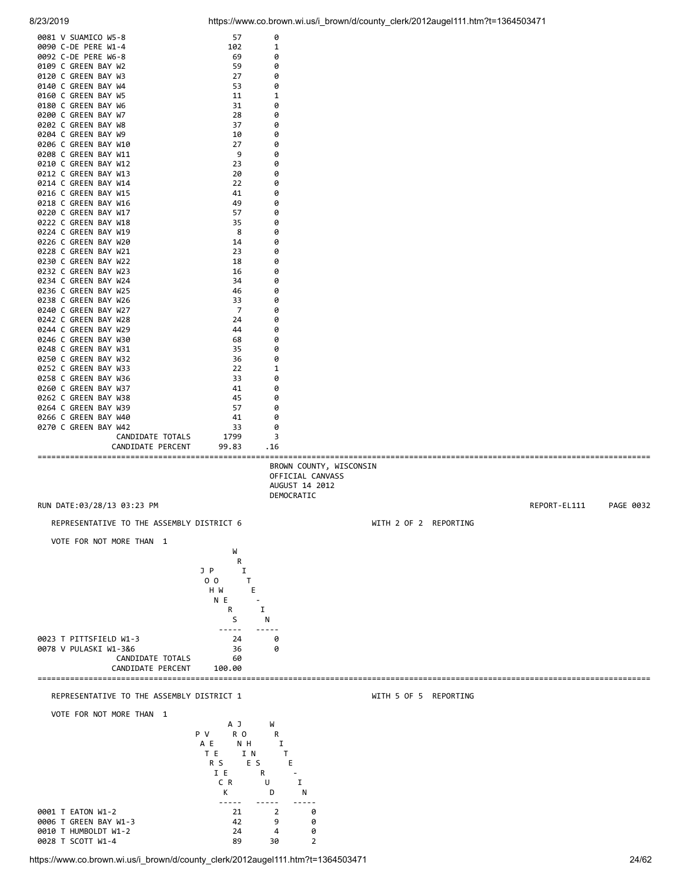| | | |
|---|---|---|
| 0081 V SUAMICO W5-8 | 57 | 0 |
| 0090 C-DE PERE W1-4 | 102 | 1 |
| 0092 C-DE PERE W6-8 | 69 | 0 |
| 0109 C GREEN BAY W2 | 59 | 0 |
| 0120 C GREEN BAY W3 | 27 | 0 |
| 0140 C GREEN BAY W4 | 53 | 0 |
| 0160 C GREEN BAY W5 | 11 | 1 |
| 0180 C GREEN BAY W6 | 31 | 0 |
| 0200 C GREEN BAY W7 | 28 | 0 |
| 0202 C GREEN BAY W8 | 37 | 0 |
| 0204 C GREEN BAY W9 | 10 | 0 |
| 0206 C GREEN BAY W10 | 27 | 0 |
| 0208 C GREEN BAY W11 | 9 | 0 |
| 0210 C GREEN BAY W12 | 23 | 0 |
| 0212 C GREEN BAY W13 | 20 | 0 |
| 0214 C GREEN BAY W14 | 22 | 0 |
| 0216 C GREEN BAY W15 | 41 | 0 |
| 0218 C GREEN BAY W16 | 49 | 0 |
| 0220 C GREEN BAY W17 | 57 | 0 |
| 0222 C GREEN BAY W18 | 35 | 0 |
| 0224 C GREEN BAY W19 | 8 | 0 |
| 0226 C GREEN BAY W20 | 14 | 0 |
| 0228 C GREEN BAY W21 | 23 | 0 |
| 0230 C GREEN BAY W22 | 18 | 0 |
| 0232 C GREEN BAY W23 | 16 | 0 |
| 0234 C GREEN BAY W24 | 34 | 0 |
| 0236 C GREEN BAY W25 | 46 | 0 |
| 0238 C GREEN BAY W26 | 33 | 0 |
| 0240 C GREEN BAY W27 | 7 | 0 |
| 0242 C GREEN BAY W28 | 24 | 0 |
| 0244 C GREEN BAY W29 | 44 | 0 |
| 0246 C GREEN BAY W30 | 68 | 0 |
| 0248 C GREEN BAY W31 | 35 | 0 |
| 0250 C GREEN BAY W32 | 36 | 0 |
| 0252 C GREEN BAY W33 | 22 | 1 |
| 0258 C GREEN BAY W36 | 33 | 0 |
| 0260 C GREEN BAY W37 | 41 | 0 |
| 0262 C GREEN BAY W38 | 45 | 0 |
| 0264 C GREEN BAY W39 | 57 | 0 |
| 0266 C GREEN BAY W40 | 41 | 0 |
| 0270 C GREEN BAY W42 | 33 | 0 |
| CANDIDATE TOTALS | 1799 | 3 |
| CANDIDATE PERCENT | 99.83 | .16 |

BROWN COUNTY, WISCONSIN
OFFICIAL CANVASS
AUGUST 14 2012
DEMOCRATIC

RUN DATE:03/28/13 03:23 PM — REPORT-EL111 PAGE 0032

## REPRESENTATIVE TO THE ASSEMBLY DISTRICT 6

WITH 2 OF 2 REPORTING

VOTE FOR NOT MORE THAN 1

| | JOHN POWERS | WRITE-IN |
|---|---|---|
| 0023 T PITTSFIELD W1-3 | 24 | 0 |
| 0078 V PULASKI W1-3&6 | 36 | 0 |
| CANDIDATE TOTALS | 60 | |
| CANDIDATE PERCENT | 100.00 | |

## REPRESENTATIVE TO THE ASSEMBLY DISTRICT 1

WITH 5 OF 5 REPORTING

VOTE FOR NOT MORE THAN 1

| | PATRICK VAESSEN | AJ JOHNS RUD | WRITE-IN |
|---|---|---|---|
| 0001 T EATON W1-2 | 21 | 2 | 0 |
| 0006 T GREEN BAY W1-3 | 42 | 9 | 0 |
| 0010 T HUMBOLDT W1-2 | 24 | 4 | 0 |
| 0028 T SCOTT W1-4 | 89 | 30 | 2 |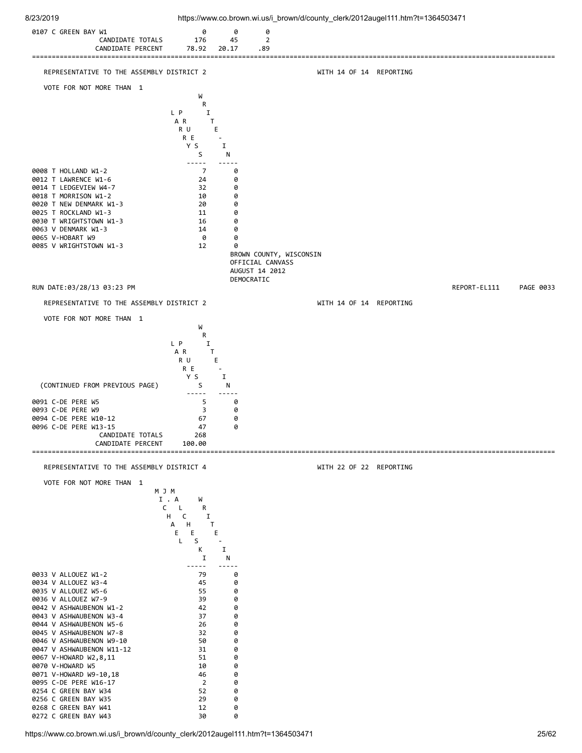| | | | |
|---|---|---|---|
| 0107 C GREEN BAY W1 | 0 | 0 | 0 |
| CANDIDATE TOTALS | 176 | 45 | 2 |
| CANDIDATE PERCENT | 78.92 | 20.17 | .89 |

## REPRESENTATIVE TO THE ASSEMBLY DISTRICT 2

WITH 14 OF 14 REPORTING

VOTE FOR NOT MORE THAN 1

| | LARRY PRUESS | WRITE-IN |
|---|---|---|
| 0008 T HOLLAND W1-2 | 7 | 0 |
| 0012 T LAWRENCE W1-6 | 24 | 0 |
| 0014 T LEDGEVIEW W4-7 | 32 | 0 |
| 0018 T MORRISON W1-2 | 10 | 0 |
| 0020 T NEW DENMARK W1-3 | 20 | 0 |
| 0025 T ROCKLAND W1-3 | 11 | 0 |
| 0030 T WRIGHTSTOWN W1-3 | 16 | 0 |
| 0063 V DENMARK W1-3 | 14 | 0 |
| 0065 V-HOBART W9 | 0 | 0 |
| 0085 V WRIGHTSTOWN W1-3 | 12 | 0 |

BROWN COUNTY, WISCONSIN
OFFICIAL CANVASS
AUGUST 14 2012
DEMOCRATIC

RUN DATE:03/28/13 03:23 PM REPORT-EL111 PAGE 0033

## REPRESENTATIVE TO THE ASSEMBLY DISTRICT 2

WITH 14 OF 14 REPORTING

VOTE FOR NOT MORE THAN 1

| (CONTINUED FROM PREVIOUS PAGE) | LARRY PRUESS | WRITE-IN |
|---|---|---|
| 0091 C-DE PERE W5 | 5 | 0 |
| 0093 C-DE PERE W9 | 3 | 0 |
| 0094 C-DE PERE W10-12 | 67 | 0 |
| 0096 C-DE PERE W13-15 | 47 | 0 |
| CANDIDATE TOTALS | 268 | |
| CANDIDATE PERCENT | 100.00 | |

## REPRESENTATIVE TO THE ASSEMBLY DISTRICT 4

WITH 22 OF 22 REPORTING

VOTE FOR NOT MORE THAN 1

| | MICHAEL J. MALCHESKI | WRITE-IN |
|---|---|---|
| 0033 V ALLOUEZ W1-2 | 79 | 0 |
| 0034 V ALLOUEZ W3-4 | 45 | 0 |
| 0035 V ALLOUEZ W5-6 | 55 | 0 |
| 0036 V ALLOUEZ W7-9 | 39 | 0 |
| 0042 V ASHWAUBENON W1-2 | 42 | 0 |
| 0043 V ASHWAUBENON W3-4 | 37 | 0 |
| 0044 V ASHWAUBENON W5-6 | 26 | 0 |
| 0045 V ASHWAUBENON W7-8 | 32 | 0 |
| 0046 V ASHWAUBENON W9-10 | 50 | 0 |
| 0047 V ASHWAUBENON W11-12 | 31 | 0 |
| 0067 V-HOWARD W2,8,11 | 51 | 0 |
| 0070 V-HOWARD W5 | 10 | 0 |
| 0071 V-HOWARD W9-10,18 | 46 | 0 |
| 0095 C-DE PERE W16-17 | 2 | 0 |
| 0254 C GREEN BAY W34 | 52 | 0 |
| 0256 C GREEN BAY W35 | 29 | 0 |
| 0268 C GREEN BAY W41 | 12 | 0 |
| 0272 C GREEN BAY W43 | 30 | 0 |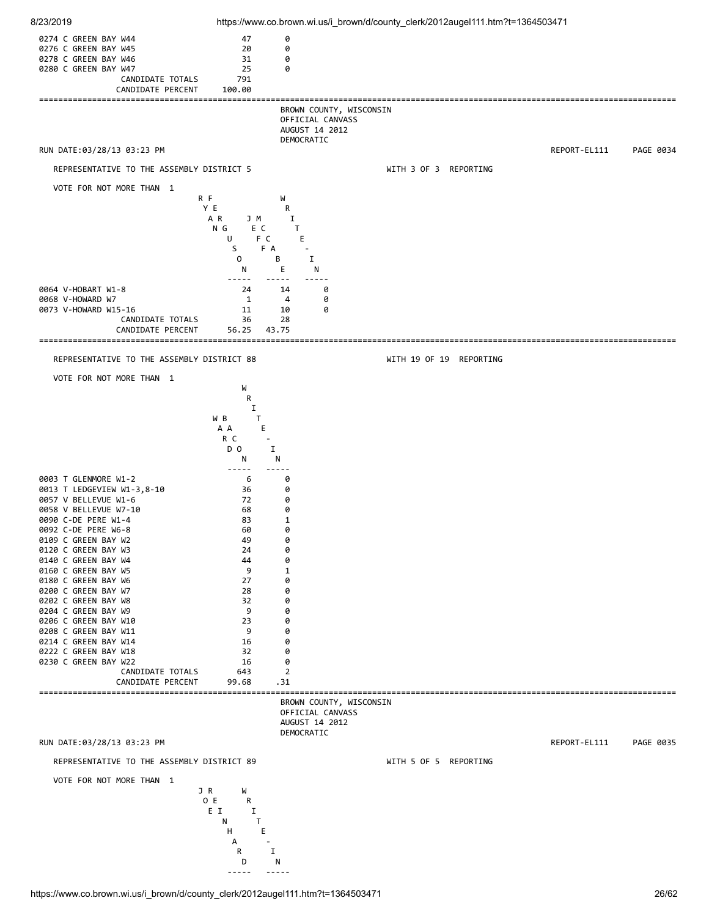| | | |
|---|---|---|
| 0274 C GREEN BAY W44 | 47 | 0 |
| 0276 C GREEN BAY W45 | 20 | 0 |
| 0278 C GREEN BAY W46 | 31 | 0 |
| 0280 C GREEN BAY W47 | 25 | 0 |
| CANDIDATE TOTALS | 791 | |
| CANDIDATE PERCENT | 100.00 | |

BROWN COUNTY, WISCONSIN
OFFICIAL CANVASS
AUGUST 14 2012
DEMOCRATIC

RUN DATE:03/28/13 03:23 PM — REPORT-EL111 PAGE 0034

## REPRESENTATIVE TO THE ASSEMBLY DISTRICT 5

WITH 3 OF 3 REPORTING

VOTE FOR NOT MORE THAN 1

| | RYAN FERGUSON | JEFF MCCABE | WRITE-IN |
|---|---|---|---|
| 0064 V-HOBART W1-8 | 24 | 14 | 0 |
| 0068 V-HOWARD W7 | 1 | 4 | 0 |
| 0073 V-HOWARD W15-16 | 11 | 10 | 0 |
| CANDIDATE TOTALS | 36 | 28 | |
| CANDIDATE PERCENT | 56.25 | 43.75 | |

## REPRESENTATIVE TO THE ASSEMBLY DISTRICT 88

WITH 19 OF 19 REPORTING

VOTE FOR NOT MORE THAN 1

| | WARD BACON | WRITE-IN |
|---|---|---|
| 0003 T GLENMORE W1-2 | 6 | 0 |
| 0013 T LEDGEVIEW W1-3,8-10 | 36 | 0 |
| 0057 V BELLEVUE W1-6 | 72 | 0 |
| 0058 V BELLEVUE W7-10 | 68 | 0 |
| 0090 C-DE PERE W1-4 | 83 | 1 |
| 0092 C-DE PERE W6-8 | 60 | 0 |
| 0109 C GREEN BAY W2 | 49 | 0 |
| 0120 C GREEN BAY W3 | 24 | 0 |
| 0140 C GREEN BAY W4 | 44 | 0 |
| 0160 C GREEN BAY W5 | 9 | 1 |
| 0180 C GREEN BAY W6 | 27 | 0 |
| 0200 C GREEN BAY W7 | 28 | 0 |
| 0202 C GREEN BAY W8 | 32 | 0 |
| 0204 C GREEN BAY W9 | 9 | 0 |
| 0206 C GREEN BAY W10 | 23 | 0 |
| 0208 C GREEN BAY W11 | 9 | 0 |
| 0214 C GREEN BAY W14 | 16 | 0 |
| 0222 C GREEN BAY W18 | 32 | 0 |
| 0230 C GREEN BAY W22 | 16 | 0 |
| CANDIDATE TOTALS | 643 | 2 |
| CANDIDATE PERCENT | 99.68 | .31 |

BROWN COUNTY, WISCONSIN
OFFICIAL CANVASS
AUGUST 14 2012
DEMOCRATIC

RUN DATE:03/28/13 03:23 PM — REPORT-EL111 PAGE 0035

## REPRESENTATIVE TO THE ASSEMBLY DISTRICT 89

WITH 5 OF 5 REPORTING

VOTE FOR NOT MORE THAN 1

| | JOE REINHARD | WRITE-IN |
|---|---|---|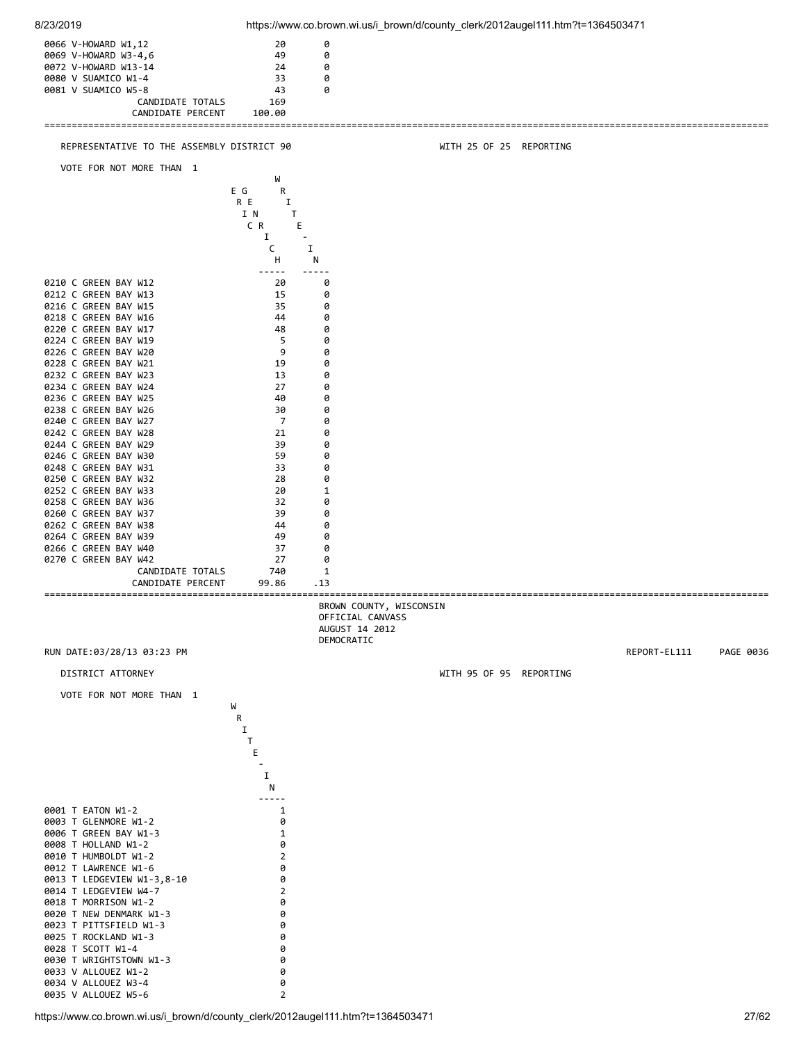| | | |
|---|---|---|
| 0066 V-HOWARD W1,12 | 20 | 0 |
| 0069 V-HOWARD W3-4,6 | 49 | 0 |
| 0072 V-HOWARD W13-14 | 24 | 0 |
| 0080 V SUAMICO W1-4 | 33 | 0 |
| 0081 V SUAMICO W5-8 | 43 | 0 |
| CANDIDATE TOTALS | 169 | |
| CANDIDATE PERCENT | 100.00 | |

## REPRESENTATIVE TO THE ASSEMBLY DISTRICT 90

WITH 25 OF 25 REPORTING

VOTE FOR NOT MORE THAN 1

| | ERIC GENRICH | WRITE-IN |
|---|---|---|
| 0210 C GREEN BAY W12 | 20 | 0 |
| 0212 C GREEN BAY W13 | 15 | 0 |
| 0216 C GREEN BAY W15 | 35 | 0 |
| 0218 C GREEN BAY W16 | 44 | 0 |
| 0220 C GREEN BAY W17 | 48 | 0 |
| 0224 C GREEN BAY W19 | 5 | 0 |
| 0226 C GREEN BAY W20 | 9 | 0 |
| 0228 C GREEN BAY W21 | 19 | 0 |
| 0232 C GREEN BAY W23 | 13 | 0 |
| 0234 C GREEN BAY W24 | 27 | 0 |
| 0236 C GREEN BAY W25 | 40 | 0 |
| 0238 C GREEN BAY W26 | 30 | 0 |
| 0240 C GREEN BAY W27 | 7 | 0 |
| 0242 C GREEN BAY W28 | 21 | 0 |
| 0244 C GREEN BAY W29 | 39 | 0 |
| 0246 C GREEN BAY W30 | 59 | 0 |
| 0248 C GREEN BAY W31 | 33 | 0 |
| 0250 C GREEN BAY W32 | 28 | 0 |
| 0252 C GREEN BAY W33 | 20 | 1 |
| 0258 C GREEN BAY W36 | 32 | 0 |
| 0260 C GREEN BAY W37 | 39 | 0 |
| 0262 C GREEN BAY W38 | 44 | 0 |
| 0264 C GREEN BAY W39 | 49 | 0 |
| 0266 C GREEN BAY W40 | 37 | 0 |
| 0270 C GREEN BAY W42 | 27 | 0 |
| CANDIDATE TOTALS | 740 | 1 |
| CANDIDATE PERCENT | 99.86 | .13 |

BROWN COUNTY, WISCONSIN
OFFICIAL CANVASS
AUGUST 14 2012
DEMOCRATIC

RUN DATE:03/28/13 03:23 PM — REPORT-EL111 — PAGE 0036

## DISTRICT ATTORNEY

WITH 95 OF 95 REPORTING

VOTE FOR NOT MORE THAN 1

| | WRITE-IN |
|---|---|
| 0001 T EATON W1-2 | 1 |
| 0003 T GLENMORE W1-2 | 0 |
| 0006 T GREEN BAY W1-3 | 1 |
| 0008 T HOLLAND W1-2 | 0 |
| 0010 T HUMBOLDT W1-2 | 2 |
| 0012 T LAWRENCE W1-6 | 0 |
| 0013 T LEDGEVIEW W1-3,8-10 | 0 |
| 0014 T LEDGEVIEW W4-7 | 2 |
| 0018 T MORRISON W1-2 | 0 |
| 0020 T NEW DENMARK W1-3 | 0 |
| 0023 T PITTSFIELD W1-3 | 0 |
| 0025 T ROCKLAND W1-3 | 0 |
| 0028 T SCOTT W1-4 | 0 |
| 0030 T WRIGHTSTOWN W1-3 | 0 |
| 0033 V ALLOUEZ W1-2 | 0 |
| 0034 V ALLOUEZ W3-4 | 0 |
| 0035 V ALLOUEZ W5-6 | 2 |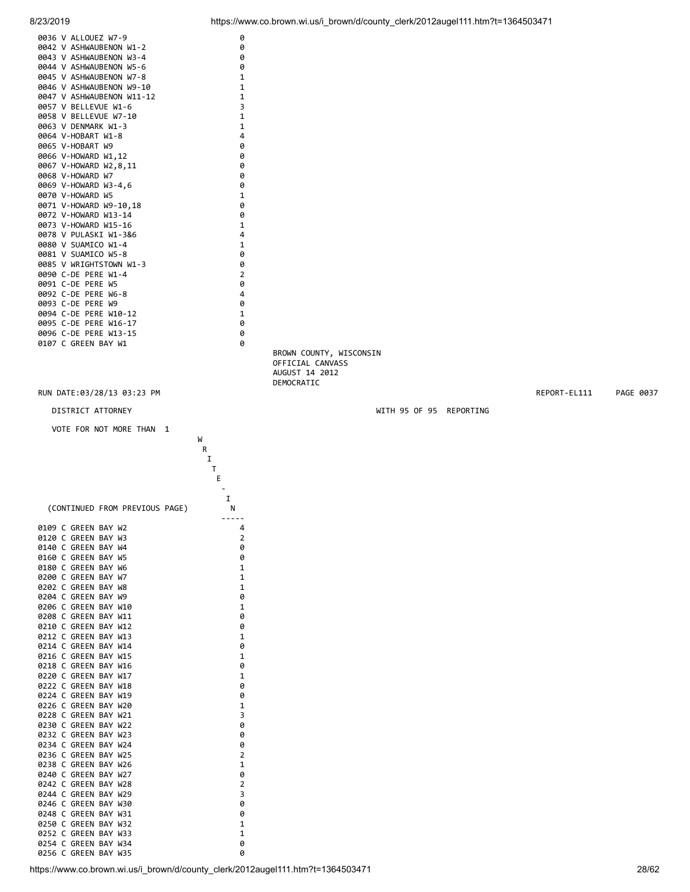| Precinct | WRITE-IN |
|---|---|
| 0036 V ALLOUEZ W7-9 | 0 |
| 0042 V ASHWAUBENON W1-2 | 0 |
| 0043 V ASHWAUBENON W3-4 | 0 |
| 0044 V ASHWAUBENON W5-6 | 0 |
| 0045 V ASHWAUBENON W7-8 | 1 |
| 0046 V ASHWAUBENON W9-10 | 1 |
| 0047 V ASHWAUBENON W11-12 | 1 |
| 0057 V BELLEVUE W1-6 | 3 |
| 0058 V BELLEVUE W7-10 | 1 |
| 0063 V DENMARK W1-3 | 1 |
| 0064 V-HOBART W1-8 | 4 |
| 0065 V-HOBART W9 | 0 |
| 0066 V-HOWARD W1,12 | 0 |
| 0067 V-HOWARD W2,8,11 | 0 |
| 0068 V-HOWARD W7 | 0 |
| 0069 V-HOWARD W3-4,6 | 0 |
| 0070 V-HOWARD W5 | 1 |
| 0071 V-HOWARD W9-10,18 | 0 |
| 0072 V-HOWARD W13-14 | 0 |
| 0073 V-HOWARD W15-16 | 1 |
| 0078 V PULASKI W1-3&6 | 4 |
| 0080 V SUAMICO W1-4 | 1 |
| 0081 V SUAMICO W5-8 | 0 |
| 0085 V WRIGHTSTOWN W1-3 | 0 |
| 0090 C-DE PERE W1-4 | 2 |
| 0091 C-DE PERE W5 | 0 |
| 0092 C-DE PERE W6-8 | 4 |
| 0093 C-DE PERE W9 | 0 |
| 0094 C-DE PERE W10-12 | 1 |
| 0095 C-DE PERE W16-17 | 0 |
| 0096 C-DE PERE W13-15 | 0 |
| 0107 C GREEN BAY W1 | 0 |

BROWN COUNTY, WISCONSIN
OFFICIAL CANVASS
AUGUST 14 2012
DEMOCRATIC

RUN DATE:03/28/13 03:23 PM REPORT-EL111 PAGE 0037

DISTRICT ATTORNEY WITH 95 OF 95 REPORTING

VOTE FOR NOT MORE THAN 1

| (CONTINUED FROM PREVIOUS PAGE) | WRITE-IN |
|---|---|
| 0109 C GREEN BAY W2 | 4 |
| 0120 C GREEN BAY W3 | 2 |
| 0140 C GREEN BAY W4 | 0 |
| 0160 C GREEN BAY W5 | 0 |
| 0180 C GREEN BAY W6 | 1 |
| 0200 C GREEN BAY W7 | 1 |
| 0202 C GREEN BAY W8 | 1 |
| 0204 C GREEN BAY W9 | 0 |
| 0206 C GREEN BAY W10 | 1 |
| 0208 C GREEN BAY W11 | 0 |
| 0210 C GREEN BAY W12 | 0 |
| 0212 C GREEN BAY W13 | 1 |
| 0214 C GREEN BAY W14 | 0 |
| 0216 C GREEN BAY W15 | 1 |
| 0218 C GREEN BAY W16 | 0 |
| 0220 C GREEN BAY W17 | 1 |
| 0222 C GREEN BAY W18 | 0 |
| 0224 C GREEN BAY W19 | 0 |
| 0226 C GREEN BAY W20 | 1 |
| 0228 C GREEN BAY W21 | 3 |
| 0230 C GREEN BAY W22 | 0 |
| 0232 C GREEN BAY W23 | 0 |
| 0234 C GREEN BAY W24 | 0 |
| 0236 C GREEN BAY W25 | 2 |
| 0238 C GREEN BAY W26 | 1 |
| 0240 C GREEN BAY W27 | 0 |
| 0242 C GREEN BAY W28 | 2 |
| 0244 C GREEN BAY W29 | 3 |
| 0246 C GREEN BAY W30 | 0 |
| 0248 C GREEN BAY W31 | 0 |
| 0250 C GREEN BAY W32 | 1 |
| 0252 C GREEN BAY W33 | 1 |
| 0254 C GREEN BAY W34 | 0 |
| 0256 C GREEN BAY W35 | 0 |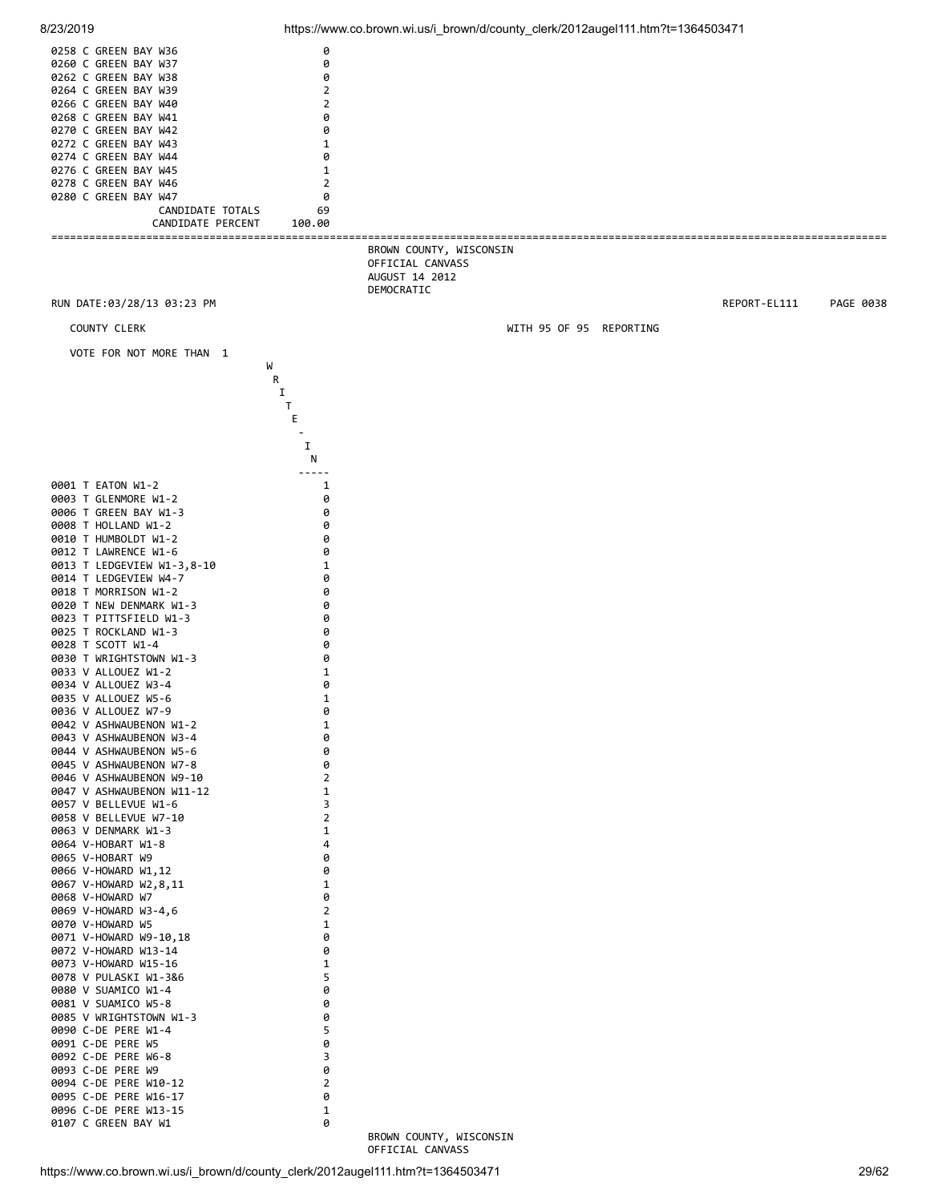| | |
|---|---|
| 0258 C GREEN BAY W36 | 0 |
| 0260 C GREEN BAY W37 | 0 |
| 0262 C GREEN BAY W38 | 0 |
| 0264 C GREEN BAY W39 | 2 |
| 0266 C GREEN BAY W40 | 2 |
| 0268 C GREEN BAY W41 | 0 |
| 0270 C GREEN BAY W42 | 0 |
| 0272 C GREEN BAY W43 | 1 |
| 0274 C GREEN BAY W44 | 0 |
| 0276 C GREEN BAY W45 | 1 |
| 0278 C GREEN BAY W46 | 2 |
| 0280 C GREEN BAY W47 | 0 |
| CANDIDATE TOTALS | 69 |
| CANDIDATE PERCENT | 100.00 |

---

BROWN COUNTY, WISCONSIN
OFFICIAL CANVASS
AUGUST 14 2012
DEMOCRATIC

RUN DATE:03/28/13 03:23 PM REPORT-EL111 PAGE 0038

COUNTY CLERK WITH 95 OF 95 REPORTING

VOTE FOR NOT MORE THAN 1

| | WRITE-IN |
|---|---|
| 0001 T EATON W1-2 | 1 |
| 0003 T GLENMORE W1-2 | 0 |
| 0006 T GREEN BAY W1-3 | 0 |
| 0008 T HOLLAND W1-2 | 0 |
| 0010 T HUMBOLDT W1-2 | 0 |
| 0012 T LAWRENCE W1-6 | 0 |
| 0013 T LEDGEVIEW W1-3,8-10 | 1 |
| 0014 T LEDGEVIEW W4-7 | 0 |
| 0018 T MORRISON W1-2 | 0 |
| 0020 T NEW DENMARK W1-3 | 0 |
| 0023 T PITTSFIELD W1-3 | 0 |
| 0025 T ROCKLAND W1-3 | 0 |
| 0028 T SCOTT W1-4 | 0 |
| 0030 T WRIGHTSTOWN W1-3 | 0 |
| 0033 V ALLOUEZ W1-2 | 1 |
| 0034 V ALLOUEZ W3-4 | 0 |
| 0035 V ALLOUEZ W5-6 | 1 |
| 0036 V ALLOUEZ W7-9 | 0 |
| 0042 V ASHWAUBENON W1-2 | 1 |
| 0043 V ASHWAUBENON W3-4 | 0 |
| 0044 V ASHWAUBENON W5-6 | 0 |
| 0045 V ASHWAUBENON W7-8 | 0 |
| 0046 V ASHWAUBENON W9-10 | 2 |
| 0047 V ASHWAUBENON W11-12 | 1 |
| 0057 V BELLEVUE W1-6 | 3 |
| 0058 V BELLEVUE W7-10 | 2 |
| 0063 V DENMARK W1-3 | 1 |
| 0064 V-HOBART W1-8 | 4 |
| 0065 V-HOBART W9 | 0 |
| 0066 V-HOWARD W1,12 | 0 |
| 0067 V-HOWARD W2,8,11 | 1 |
| 0068 V-HOWARD W7 | 0 |
| 0069 V-HOWARD W3-4,6 | 2 |
| 0070 V-HOWARD W5 | 1 |
| 0071 V-HOWARD W9-10,18 | 0 |
| 0072 V-HOWARD W13-14 | 0 |
| 0073 V-HOWARD W15-16 | 1 |
| 0078 V PULASKI W1-3&6 | 5 |
| 0080 V SUAMICO W1-4 | 0 |
| 0081 V SUAMICO W5-8 | 0 |
| 0085 V WRIGHTSTOWN W1-3 | 0 |
| 0090 C-DE PERE W1-4 | 5 |
| 0091 C-DE PERE W5 | 0 |
| 0092 C-DE PERE W6-8 | 3 |
| 0093 C-DE PERE W9 | 0 |
| 0094 C-DE PERE W10-12 | 2 |
| 0095 C-DE PERE W16-17 | 0 |
| 0096 C-DE PERE W13-15 | 1 |
| 0107 C GREEN BAY W1 | 0 |

BROWN COUNTY, WISCONSIN
OFFICIAL CANVASS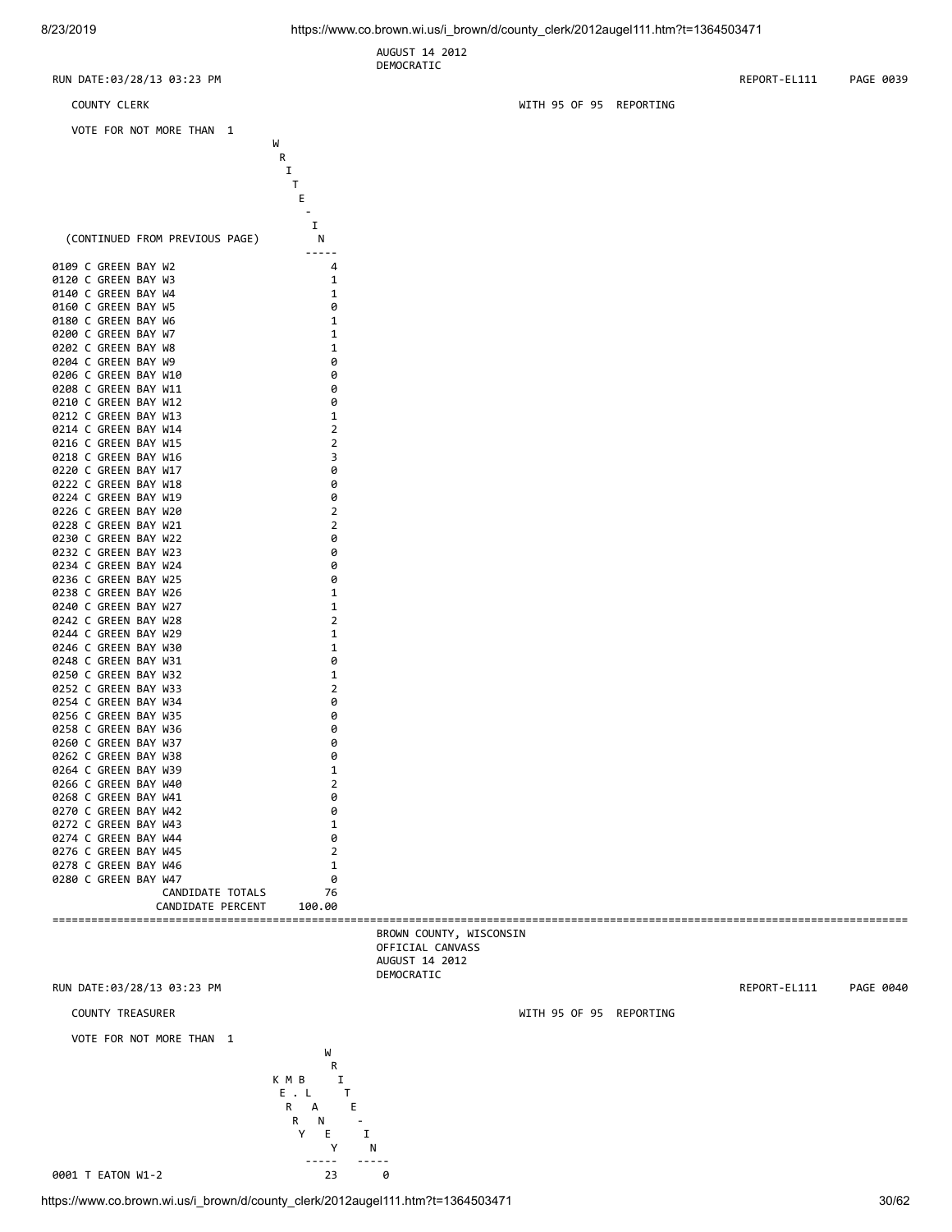AUGUST 14 2012
DEMOCRATIC

RUN DATE:03/28/13 03:23 PM REPORT-EL111 PAGE 0039

COUNTY CLERK WITH 95 OF 95 REPORTING

VOTE FOR NOT MORE THAN 1

| (CONTINUED FROM PREVIOUS PAGE) | WRITE-IN |
|---|---|
| 0109 C GREEN BAY W2 | 4 |
| 0120 C GREEN BAY W3 | 1 |
| 0140 C GREEN BAY W4 | 1 |
| 0160 C GREEN BAY W5 | 0 |
| 0180 C GREEN BAY W6 | 1 |
| 0200 C GREEN BAY W7 | 1 |
| 0202 C GREEN BAY W8 | 1 |
| 0204 C GREEN BAY W9 | 0 |
| 0206 C GREEN BAY W10 | 0 |
| 0208 C GREEN BAY W11 | 0 |
| 0210 C GREEN BAY W12 | 0 |
| 0212 C GREEN BAY W13 | 1 |
| 0214 C GREEN BAY W14 | 2 |
| 0216 C GREEN BAY W15 | 2 |
| 0218 C GREEN BAY W16 | 3 |
| 0220 C GREEN BAY W17 | 0 |
| 0222 C GREEN BAY W18 | 0 |
| 0224 C GREEN BAY W19 | 0 |
| 0226 C GREEN BAY W20 | 2 |
| 0228 C GREEN BAY W21 | 2 |
| 0230 C GREEN BAY W22 | 0 |
| 0232 C GREEN BAY W23 | 0 |
| 0234 C GREEN BAY W24 | 0 |
| 0236 C GREEN BAY W25 | 0 |
| 0238 C GREEN BAY W26 | 1 |
| 0240 C GREEN BAY W27 | 1 |
| 0242 C GREEN BAY W28 | 2 |
| 0244 C GREEN BAY W29 | 1 |
| 0246 C GREEN BAY W30 | 1 |
| 0248 C GREEN BAY W31 | 0 |
| 0250 C GREEN BAY W32 | 1 |
| 0252 C GREEN BAY W33 | 2 |
| 0254 C GREEN BAY W34 | 0 |
| 0256 C GREEN BAY W35 | 0 |
| 0258 C GREEN BAY W36 | 0 |
| 0260 C GREEN BAY W37 | 0 |
| 0262 C GREEN BAY W38 | 0 |
| 0264 C GREEN BAY W39 | 1 |
| 0266 C GREEN BAY W40 | 2 |
| 0268 C GREEN BAY W41 | 0 |
| 0270 C GREEN BAY W42 | 0 |
| 0272 C GREEN BAY W43 | 1 |
| 0274 C GREEN BAY W44 | 0 |
| 0276 C GREEN BAY W45 | 2 |
| 0278 C GREEN BAY W46 | 1 |
| 0280 C GREEN BAY W47 | 0 |
| CANDIDATE TOTALS | 76 |
| CANDIDATE PERCENT | 100.00 |

BROWN COUNTY, WISCONSIN
OFFICIAL CANVASS
AUGUST 14 2012
DEMOCRATIC

RUN DATE:03/28/13 03:23 PM REPORT-EL111 PAGE 0040

COUNTY TREASURER WITH 95 OF 95 REPORTING

VOTE FOR NOT MORE THAN 1

| | KERRY M. BLANEY | WRITE-IN |
|---|---|---|
| 0001 T EATON W1-2 | 23 | 0 |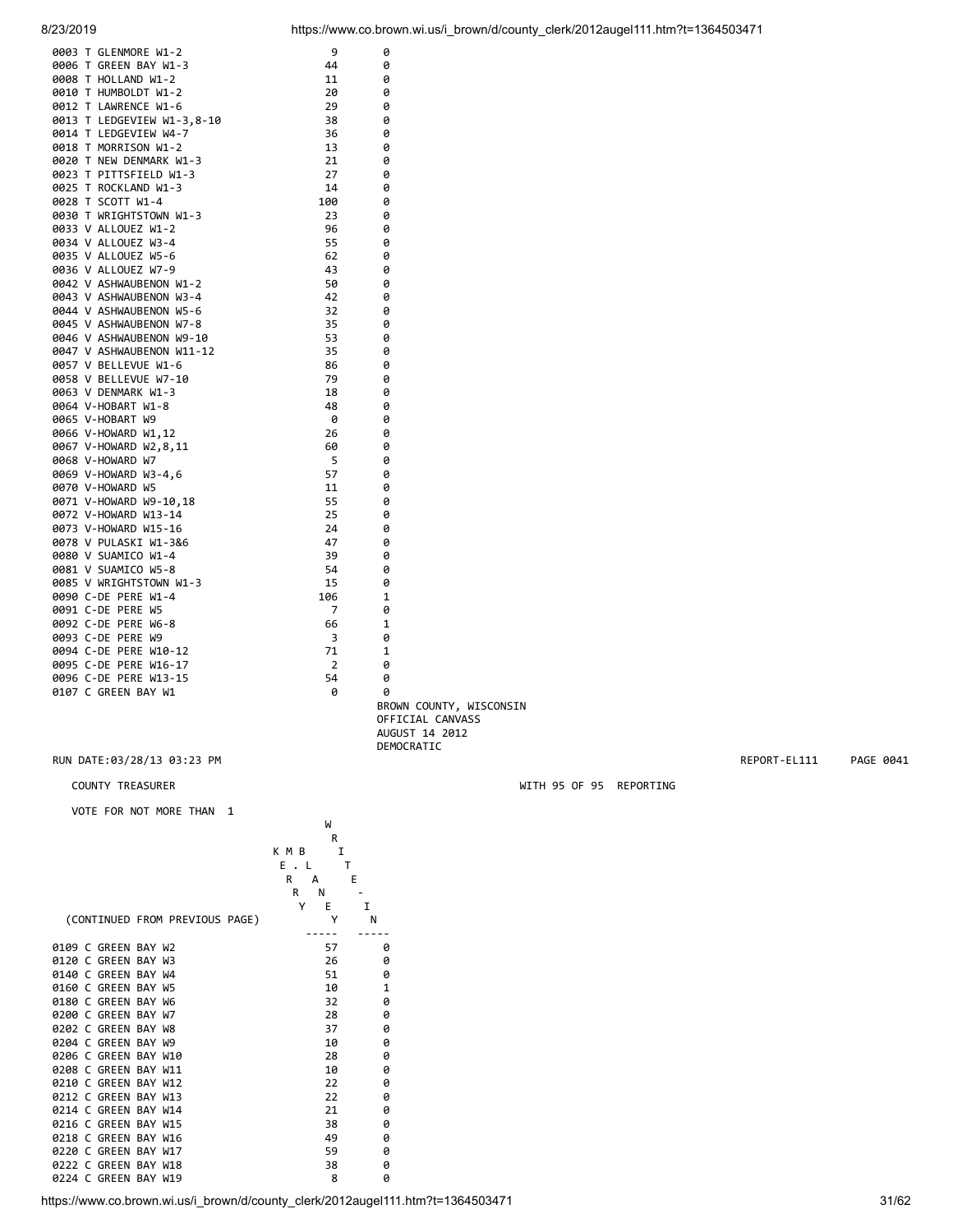| | | |
|---|---|---|
| 0003 T GLENMORE W1-2 | 9 | 0 |
| 0006 T GREEN BAY W1-3 | 44 | 0 |
| 0008 T HOLLAND W1-2 | 11 | 0 |
| 0010 T HUMBOLDT W1-2 | 20 | 0 |
| 0012 T LAWRENCE W1-6 | 29 | 0 |
| 0013 T LEDGEVIEW W1-3,8-10 | 38 | 0 |
| 0014 T LEDGEVIEW W4-7 | 36 | 0 |
| 0018 T MORRISON W1-2 | 13 | 0 |
| 0020 T NEW DENMARK W1-3 | 21 | 0 |
| 0023 T PITTSFIELD W1-3 | 27 | 0 |
| 0025 T ROCKLAND W1-3 | 14 | 0 |
| 0028 T SCOTT W1-4 | 100 | 0 |
| 0030 T WRIGHTSTOWN W1-3 | 23 | 0 |
| 0033 V ALLOUEZ W1-2 | 96 | 0 |
| 0034 V ALLOUEZ W3-4 | 55 | 0 |
| 0035 V ALLOUEZ W5-6 | 62 | 0 |
| 0036 V ALLOUEZ W7-9 | 43 | 0 |
| 0042 V ASHWAUBENON W1-2 | 50 | 0 |
| 0043 V ASHWAUBENON W3-4 | 42 | 0 |
| 0044 V ASHWAUBENON W5-6 | 32 | 0 |
| 0045 V ASHWAUBENON W7-8 | 35 | 0 |
| 0046 V ASHWAUBENON W9-10 | 53 | 0 |
| 0047 V ASHWAUBENON W11-12 | 35 | 0 |
| 0057 V BELLEVUE W1-6 | 86 | 0 |
| 0058 V BELLEVUE W7-10 | 79 | 0 |
| 0063 V DENMARK W1-3 | 18 | 0 |
| 0064 V-HOBART W1-8 | 48 | 0 |
| 0065 V-HOBART W9 | 0 | 0 |
| 0066 V-HOWARD W1,12 | 26 | 0 |
| 0067 V-HOWARD W2,8,11 | 60 | 0 |
| 0068 V-HOWARD W7 | 5 | 0 |
| 0069 V-HOWARD W3-4,6 | 57 | 0 |
| 0070 V-HOWARD W5 | 11 | 0 |
| 0071 V-HOWARD W9-10,18 | 55 | 0 |
| 0072 V-HOWARD W13-14 | 25 | 0 |
| 0073 V-HOWARD W15-16 | 24 | 0 |
| 0078 V PULASKI W1-3&6 | 47 | 0 |
| 0080 V SUAMICO W1-4 | 39 | 0 |
| 0081 V SUAMICO W5-8 | 54 | 0 |
| 0085 V WRIGHTSTOWN W1-3 | 15 | 0 |
| 0090 C-DE PERE W1-4 | 106 | 1 |
| 0091 C-DE PERE W5 | 7 | 0 |
| 0092 C-DE PERE W6-8 | 66 | 1 |
| 0093 C-DE PERE W9 | 3 | 0 |
| 0094 C-DE PERE W10-12 | 71 | 1 |
| 0095 C-DE PERE W16-17 | 2 | 0 |
| 0096 C-DE PERE W13-15 | 54 | 0 |
| 0107 C GREEN BAY W1 | 0 | 0 |

BROWN COUNTY, WISCONSIN
OFFICIAL CANVASS
AUGUST 14 2012
DEMOCRATIC

RUN DATE:03/28/13 03:23 PM REPORT-EL111 PAGE 0041

COUNTY TREASURER WITH 95 OF 95 REPORTING

VOTE FOR NOT MORE THAN 1

| (CONTINUED FROM PREVIOUS PAGE) | KERRY M. BLAN | WRITE-IN |
|---|---|---|
| 0109 C GREEN BAY W2 | 57 | 0 |
| 0120 C GREEN BAY W3 | 26 | 0 |
| 0140 C GREEN BAY W4 | 51 | 0 |
| 0160 C GREEN BAY W5 | 10 | 1 |
| 0180 C GREEN BAY W6 | 32 | 0 |
| 0200 C GREEN BAY W7 | 28 | 0 |
| 0202 C GREEN BAY W8 | 37 | 0 |
| 0204 C GREEN BAY W9 | 10 | 0 |
| 0206 C GREEN BAY W10 | 28 | 0 |
| 0208 C GREEN BAY W11 | 10 | 0 |
| 0210 C GREEN BAY W12 | 22 | 0 |
| 0212 C GREEN BAY W13 | 22 | 0 |
| 0214 C GREEN BAY W14 | 21 | 0 |
| 0216 C GREEN BAY W15 | 38 | 0 |
| 0218 C GREEN BAY W16 | 49 | 0 |
| 0220 C GREEN BAY W17 | 59 | 0 |
| 0222 C GREEN BAY W18 | 38 | 0 |
| 0224 C GREEN BAY W19 | 8 | 0 |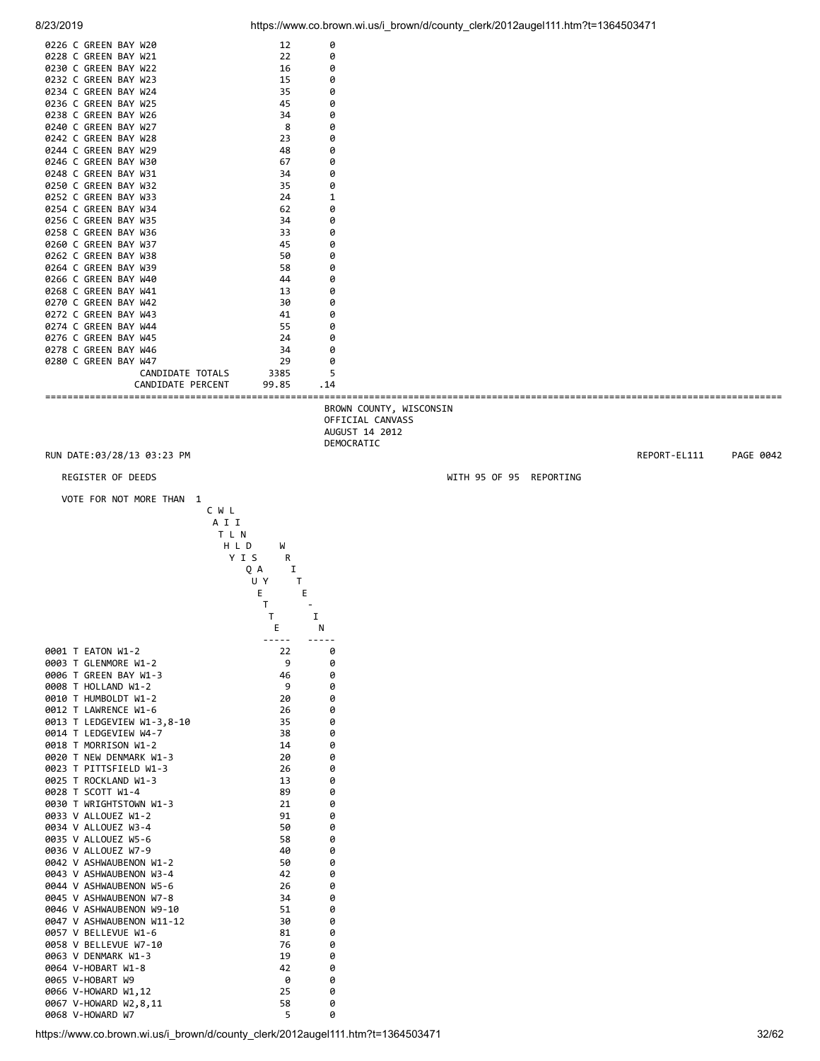| | | |
|---|---|---|
| 0226 C GREEN BAY W20 | 12 | 0 |
| 0228 C GREEN BAY W21 | 22 | 0 |
| 0230 C GREEN BAY W22 | 16 | 0 |
| 0232 C GREEN BAY W23 | 15 | 0 |
| 0234 C GREEN BAY W24 | 35 | 0 |
| 0236 C GREEN BAY W25 | 45 | 0 |
| 0238 C GREEN BAY W26 | 34 | 0 |
| 0240 C GREEN BAY W27 | 8 | 0 |
| 0242 C GREEN BAY W28 | 23 | 0 |
| 0244 C GREEN BAY W29 | 48 | 0 |
| 0246 C GREEN BAY W30 | 67 | 0 |
| 0248 C GREEN BAY W31 | 34 | 0 |
| 0250 C GREEN BAY W32 | 35 | 0 |
| 0252 C GREEN BAY W33 | 24 | 1 |
| 0254 C GREEN BAY W34 | 62 | 0 |
| 0256 C GREEN BAY W35 | 34 | 0 |
| 0258 C GREEN BAY W36 | 33 | 0 |
| 0260 C GREEN BAY W37 | 45 | 0 |
| 0262 C GREEN BAY W38 | 50 | 0 |
| 0264 C GREEN BAY W39 | 58 | 0 |
| 0266 C GREEN BAY W40 | 44 | 0 |
| 0268 C GREEN BAY W41 | 13 | 0 |
| 0270 C GREEN BAY W42 | 30 | 0 |
| 0272 C GREEN BAY W43 | 41 | 0 |
| 0274 C GREEN BAY W44 | 55 | 0 |
| 0276 C GREEN BAY W45 | 24 | 0 |
| 0278 C GREEN BAY W46 | 34 | 0 |
| 0280 C GREEN BAY W47 | 29 | 0 |
| CANDIDATE TOTALS | 3385 | 5 |
| CANDIDATE PERCENT | 99.85 | .14 |

BROWN COUNTY, WISCONSIN
OFFICIAL CANVASS
AUGUST 14 2012
DEMOCRATIC

RUN DATE:03/28/13 03:23 PM — REPORT-EL111 — PAGE 0042

REGISTER OF DEEDS — WITH 95 OF 95 REPORTING

VOTE FOR NOT MORE THAN 1

| | CATHY LINDSQUIST (DEM) | WRITE-IN |
|---|---|---|
| 0001 T EATON W1-2 | 22 | 0 |
| 0003 T GLENMORE W1-2 | 9 | 0 |
| 0006 T GREEN BAY W1-3 | 46 | 0 |
| 0008 T HOLLAND W1-2 | 9 | 0 |
| 0010 T HUMBOLDT W1-2 | 20 | 0 |
| 0012 T LAWRENCE W1-6 | 26 | 0 |
| 0013 T LEDGEVIEW W1-3,8-10 | 35 | 0 |
| 0014 T LEDGEVIEW W4-7 | 38 | 0 |
| 0018 T MORRISON W1-2 | 14 | 0 |
| 0020 T NEW DENMARK W1-3 | 20 | 0 |
| 0023 T PITTSFIELD W1-3 | 26 | 0 |
| 0025 T ROCKLAND W1-3 | 13 | 0 |
| 0028 T SCOTT W1-4 | 89 | 0 |
| 0030 T WRIGHTSTOWN W1-3 | 21 | 0 |
| 0033 V ALLOUEZ W1-2 | 91 | 0 |
| 0034 V ALLOUEZ W3-4 | 50 | 0 |
| 0035 V ALLOUEZ W5-6 | 58 | 0 |
| 0036 V ALLOUEZ W7-9 | 40 | 0 |
| 0042 V ASHWAUBENON W1-2 | 50 | 0 |
| 0043 V ASHWAUBENON W3-4 | 42 | 0 |
| 0044 V ASHWAUBENON W5-6 | 26 | 0 |
| 0045 V ASHWAUBENON W7-8 | 34 | 0 |
| 0046 V ASHWAUBENON W9-10 | 51 | 0 |
| 0047 V ASHWAUBENON W11-12 | 30 | 0 |
| 0057 V BELLEVUE W1-6 | 81 | 0 |
| 0058 V BELLEVUE W7-10 | 76 | 0 |
| 0063 V DENMARK W1-3 | 19 | 0 |
| 0064 V-HOBART W1-8 | 42 | 0 |
| 0065 V-HOBART W9 | 0 | 0 |
| 0066 V-HOWARD W1,12 | 25 | 0 |
| 0067 V-HOWARD W2,8,11 | 58 | 0 |
| 0068 V-HOWARD W7 | 5 | 0 |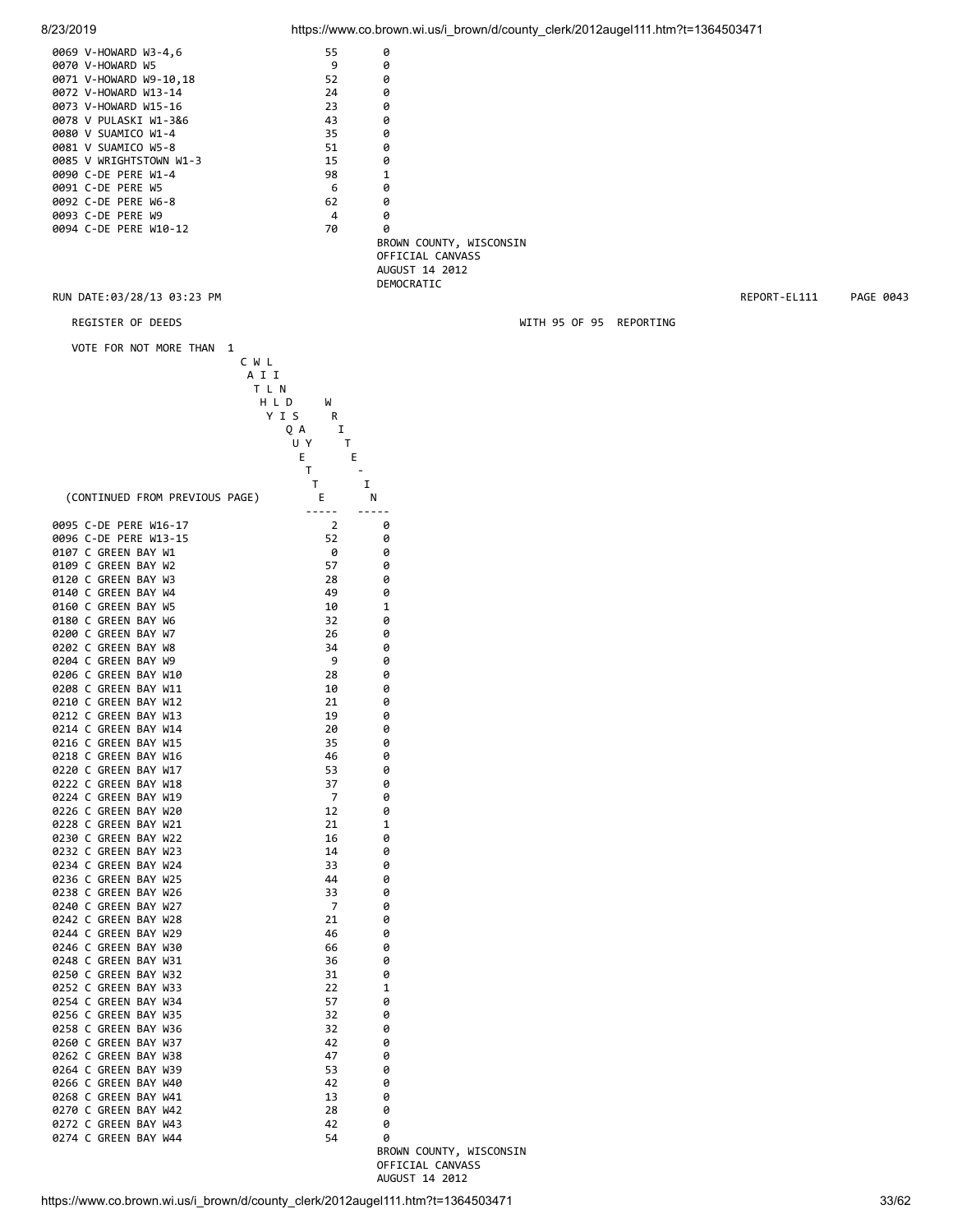| | | |
|---|---|---|
| 0069 V-HOWARD W3-4,6 | 55 | 0 |
| 0070 V-HOWARD W5 | 9 | 0 |
| 0071 V-HOWARD W9-10,18 | 52 | 0 |
| 0072 V-HOWARD W13-14 | 24 | 0 |
| 0073 V-HOWARD W15-16 | 23 | 0 |
| 0078 V PULASKI W1-3&6 | 43 | 0 |
| 0080 V SUAMICO W1-4 | 35 | 0 |
| 0081 V SUAMICO W5-8 | 51 | 0 |
| 0085 V WRIGHTSTOWN W1-3 | 15 | 0 |
| 0090 C-DE PERE W1-4 | 98 | 1 |
| 0091 C-DE PERE W5 | 6 | 0 |
| 0092 C-DE PERE W6-8 | 62 | 0 |
| 0093 C-DE PERE W9 | 4 | 0 |
| 0094 C-DE PERE W10-12 | 70 | 0 |

BROWN COUNTY, WISCONSIN
OFFICIAL CANVASS
AUGUST 14 2012
DEMOCRATIC

RUN DATE:03/28/13 03:23 PM REPORT-EL111 PAGE 0043

REGISTER OF DEEDS WITH 95 OF 95 REPORTING

VOTE FOR NOT MORE THAN 1

| (CONTINUED FROM PREVIOUS PAGE) | CATHY LISQUET | WRITE-IN |
|---|---|---|
| 0095 C-DE PERE W16-17 | 2 | 0 |
| 0096 C-DE PERE W13-15 | 52 | 0 |
| 0107 C GREEN BAY W1 | 0 | 0 |
| 0109 C GREEN BAY W2 | 57 | 0 |
| 0120 C GREEN BAY W3 | 28 | 0 |
| 0140 C GREEN BAY W4 | 49 | 0 |
| 0160 C GREEN BAY W5 | 10 | 1 |
| 0180 C GREEN BAY W6 | 32 | 0 |
| 0200 C GREEN BAY W7 | 26 | 0 |
| 0202 C GREEN BAY W8 | 34 | 0 |
| 0204 C GREEN BAY W9 | 9 | 0 |
| 0206 C GREEN BAY W10 | 28 | 0 |
| 0208 C GREEN BAY W11 | 10 | 0 |
| 0210 C GREEN BAY W12 | 21 | 0 |
| 0212 C GREEN BAY W13 | 19 | 0 |
| 0214 C GREEN BAY W14 | 20 | 0 |
| 0216 C GREEN BAY W15 | 35 | 0 |
| 0218 C GREEN BAY W16 | 46 | 0 |
| 0220 C GREEN BAY W17 | 53 | 0 |
| 0222 C GREEN BAY W18 | 37 | 0 |
| 0224 C GREEN BAY W19 | 7 | 0 |
| 0226 C GREEN BAY W20 | 12 | 0 |
| 0228 C GREEN BAY W21 | 21 | 1 |
| 0230 C GREEN BAY W22 | 16 | 0 |
| 0232 C GREEN BAY W23 | 14 | 0 |
| 0234 C GREEN BAY W24 | 33 | 0 |
| 0236 C GREEN BAY W25 | 44 | 0 |
| 0238 C GREEN BAY W26 | 33 | 0 |
| 0240 C GREEN BAY W27 | 7 | 0 |
| 0242 C GREEN BAY W28 | 21 | 0 |
| 0244 C GREEN BAY W29 | 46 | 0 |
| 0246 C GREEN BAY W30 | 66 | 0 |
| 0248 C GREEN BAY W31 | 36 | 0 |
| 0250 C GREEN BAY W32 | 31 | 0 |
| 0252 C GREEN BAY W33 | 22 | 1 |
| 0254 C GREEN BAY W34 | 57 | 0 |
| 0256 C GREEN BAY W35 | 32 | 0 |
| 0258 C GREEN BAY W36 | 32 | 0 |
| 0260 C GREEN BAY W37 | 42 | 0 |
| 0262 C GREEN BAY W38 | 47 | 0 |
| 0264 C GREEN BAY W39 | 53 | 0 |
| 0266 C GREEN BAY W40 | 42 | 0 |
| 0268 C GREEN BAY W41 | 13 | 0 |
| 0270 C GREEN BAY W42 | 28 | 0 |
| 0272 C GREEN BAY W43 | 42 | 0 |
| 0274 C GREEN BAY W44 | 54 | 0 |

BROWN COUNTY, WISCONSIN
OFFICIAL CANVASS
AUGUST 14 2012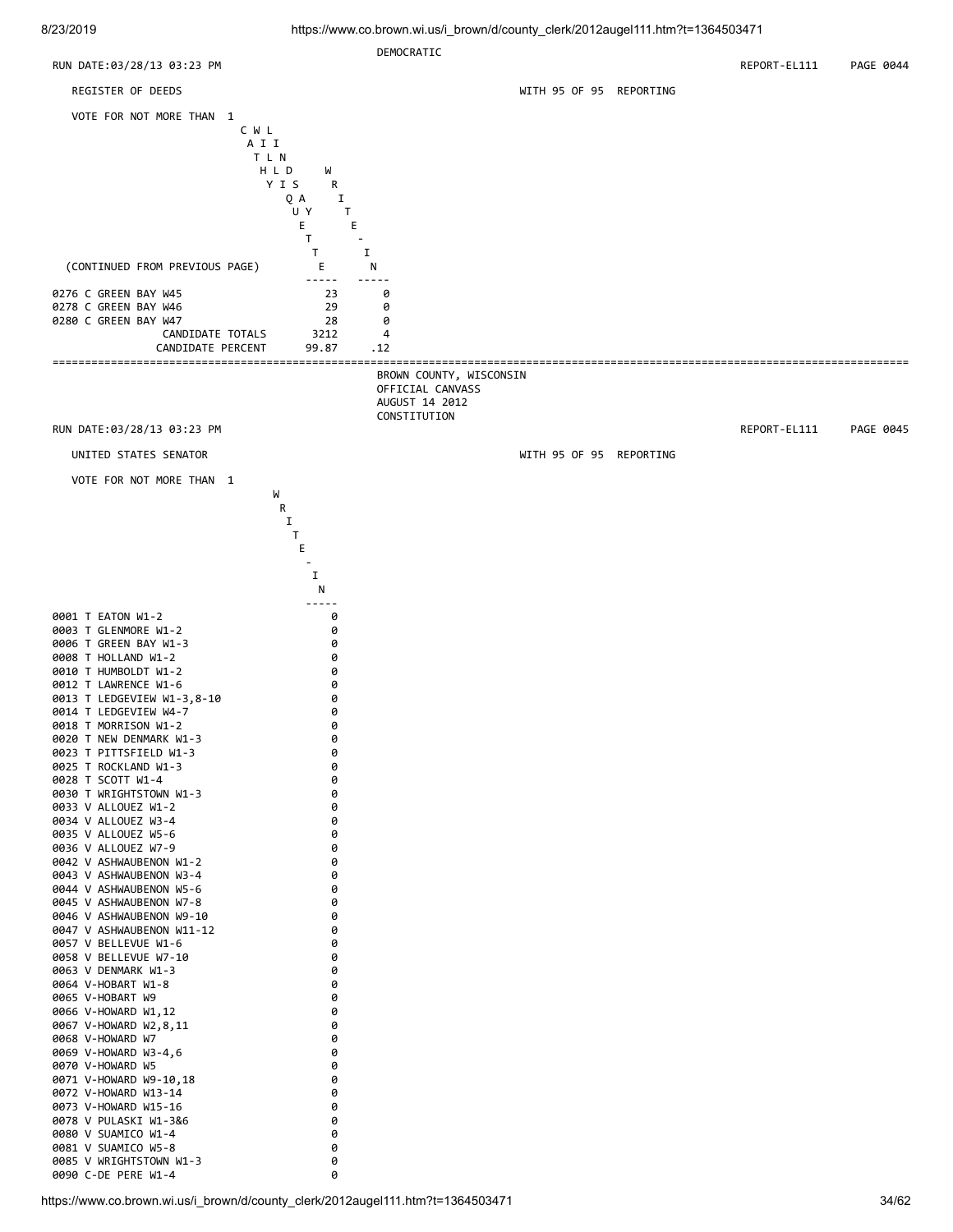DEMOCRATIC

RUN DATE:03/28/13 03:23 PM REPORT-EL111 PAGE 0044

REGISTER OF DEEDS WITH 95 OF 95 REPORTING

VOTE FOR NOT MORE THAN 1

| (CONTINUED FROM PREVIOUS PAGE) | CATHY WILLIQUETTE LINDIS | WRITE-IN |
|---|---|---|
| 0276 C GREEN BAY W45 | 23 | 0 |
| 0278 C GREEN BAY W46 | 29 | 0 |
| 0280 C GREEN BAY W47 | 28 | 0 |
| CANDIDATE TOTALS | 3212 | 4 |
| CANDIDATE PERCENT | 99.87 | .12 |

BROWN COUNTY, WISCONSIN
OFFICIAL CANVASS
AUGUST 14 2012
CONSTITUTION

RUN DATE:03/28/13 03:23 PM REPORT-EL111 PAGE 0045

UNITED STATES SENATOR WITH 95 OF 95 REPORTING

VOTE FOR NOT MORE THAN 1

| | WRITE-IN |
|---|---|
| 0001 T EATON W1-2 | 0 |
| 0003 T GLENMORE W1-2 | 0 |
| 0006 T GREEN BAY W1-3 | 0 |
| 0008 T HOLLAND W1-2 | 0 |
| 0010 T HUMBOLDT W1-2 | 0 |
| 0012 T LAWRENCE W1-6 | 0 |
| 0013 T LEDGEVIEW W1-3,8-10 | 0 |
| 0014 T LEDGEVIEW W4-7 | 0 |
| 0018 T MORRISON W1-2 | 0 |
| 0020 T NEW DENMARK W1-3 | 0 |
| 0023 T PITTSFIELD W1-3 | 0 |
| 0025 T ROCKLAND W1-3 | 0 |
| 0028 T SCOTT W1-4 | 0 |
| 0030 T WRIGHTSTOWN W1-3 | 0 |
| 0033 V ALLOUEZ W1-2 | 0 |
| 0034 V ALLOUEZ W3-4 | 0 |
| 0035 V ALLOUEZ W5-6 | 0 |
| 0036 V ALLOUEZ W7-9 | 0 |
| 0042 V ASHWAUBENON W1-2 | 0 |
| 0043 V ASHWAUBENON W3-4 | 0 |
| 0044 V ASHWAUBENON W5-6 | 0 |
| 0045 V ASHWAUBENON W7-8 | 0 |
| 0046 V ASHWAUBENON W9-10 | 0 |
| 0047 V ASHWAUBENON W11-12 | 0 |
| 0057 V BELLEVUE W1-6 | 0 |
| 0058 V BELLEVUE W7-10 | 0 |
| 0063 V DENMARK W1-3 | 0 |
| 0064 V-HOBART W1-8 | 0 |
| 0065 V-HOBART W9 | 0 |
| 0066 V-HOWARD W1,12 | 0 |
| 0067 V-HOWARD W2,8,11 | 0 |
| 0068 V-HOWARD W7 | 0 |
| 0069 V-HOWARD W3-4,6 | 0 |
| 0070 V-HOWARD W5 | 0 |
| 0071 V-HOWARD W9-10,18 | 0 |
| 0072 V-HOWARD W13-14 | 0 |
| 0073 V-HOWARD W15-16 | 0 |
| 0078 V PULASKI W1-3&6 | 0 |
| 0080 V SUAMICO W1-4 | 0 |
| 0081 V SUAMICO W5-8 | 0 |
| 0085 V WRIGHTSTOWN W1-3 | 0 |
| 0090 C-DE PERE W1-4 | 0 |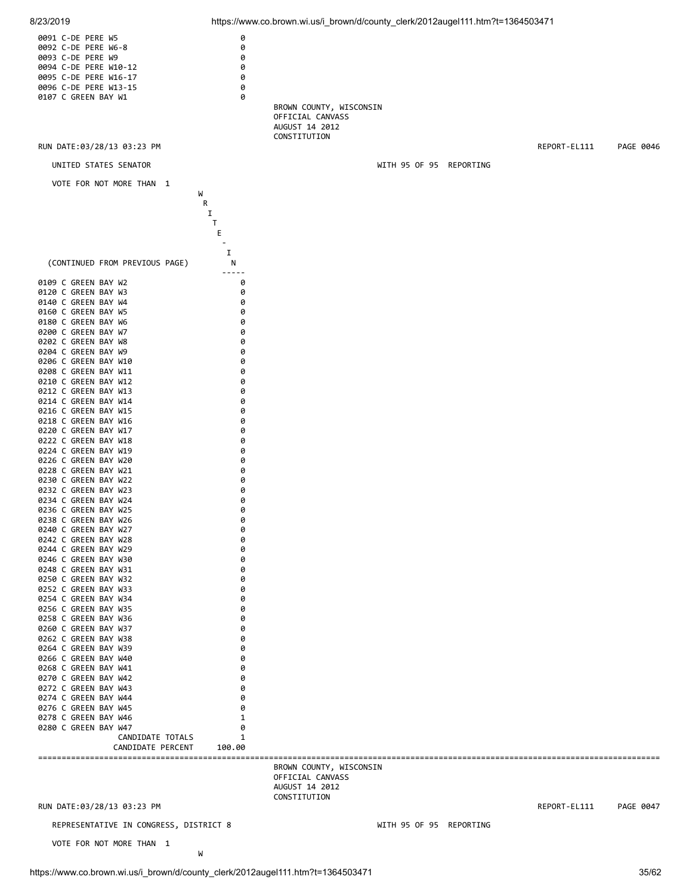| | WRITE-IN |
|---|---|
| 0091 C-DE PERE W5 | 0 |
| 0092 C-DE PERE W6-8 | 0 |
| 0093 C-DE PERE W9 | 0 |
| 0094 C-DE PERE W10-12 | 0 |
| 0095 C-DE PERE W16-17 | 0 |
| 0096 C-DE PERE W13-15 | 0 |
| 0107 C GREEN BAY W1 | 0 |

BROWN COUNTY, WISCONSIN
OFFICIAL CANVASS
AUGUST 14 2012
CONSTITUTION

RUN DATE:03/28/13 03:23 PM REPORT-EL111 PAGE 0046

UNITED STATES SENATOR WITH 95 OF 95 REPORTING

VOTE FOR NOT MORE THAN 1

| (CONTINUED FROM PREVIOUS PAGE) | WRITE-IN |
|---|---|
| 0109 C GREEN BAY W2 | 0 |
| 0120 C GREEN BAY W3 | 0 |
| 0140 C GREEN BAY W4 | 0 |
| 0160 C GREEN BAY W5 | 0 |
| 0180 C GREEN BAY W6 | 0 |
| 0200 C GREEN BAY W7 | 0 |
| 0202 C GREEN BAY W8 | 0 |
| 0204 C GREEN BAY W9 | 0 |
| 0206 C GREEN BAY W10 | 0 |
| 0208 C GREEN BAY W11 | 0 |
| 0210 C GREEN BAY W12 | 0 |
| 0212 C GREEN BAY W13 | 0 |
| 0214 C GREEN BAY W14 | 0 |
| 0216 C GREEN BAY W15 | 0 |
| 0218 C GREEN BAY W16 | 0 |
| 0220 C GREEN BAY W17 | 0 |
| 0222 C GREEN BAY W18 | 0 |
| 0224 C GREEN BAY W19 | 0 |
| 0226 C GREEN BAY W20 | 0 |
| 0228 C GREEN BAY W21 | 0 |
| 0230 C GREEN BAY W22 | 0 |
| 0232 C GREEN BAY W23 | 0 |
| 0234 C GREEN BAY W24 | 0 |
| 0236 C GREEN BAY W25 | 0 |
| 0238 C GREEN BAY W26 | 0 |
| 0240 C GREEN BAY W27 | 0 |
| 0242 C GREEN BAY W28 | 0 |
| 0244 C GREEN BAY W29 | 0 |
| 0246 C GREEN BAY W30 | 0 |
| 0248 C GREEN BAY W31 | 0 |
| 0250 C GREEN BAY W32 | 0 |
| 0252 C GREEN BAY W33 | 0 |
| 0254 C GREEN BAY W34 | 0 |
| 0256 C GREEN BAY W35 | 0 |
| 0258 C GREEN BAY W36 | 0 |
| 0260 C GREEN BAY W37 | 0 |
| 0262 C GREEN BAY W38 | 0 |
| 0264 C GREEN BAY W39 | 0 |
| 0266 C GREEN BAY W40 | 0 |
| 0268 C GREEN BAY W41 | 0 |
| 0270 C GREEN BAY W42 | 0 |
| 0272 C GREEN BAY W43 | 0 |
| 0274 C GREEN BAY W44 | 0 |
| 0276 C GREEN BAY W45 | 0 |
| 0278 C GREEN BAY W46 | 1 |
| 0280 C GREEN BAY W47 | 0 |
| CANDIDATE TOTALS | 1 |
| CANDIDATE PERCENT | 100.00 |

BROWN COUNTY, WISCONSIN
OFFICIAL CANVASS
AUGUST 14 2012
CONSTITUTION

RUN DATE:03/28/13 03:23 PM REPORT-EL111 PAGE 0047

REPRESENTATIVE IN CONGRESS, DISTRICT 8 WITH 95 OF 95 REPORTING

VOTE FOR NOT MORE THAN 1

W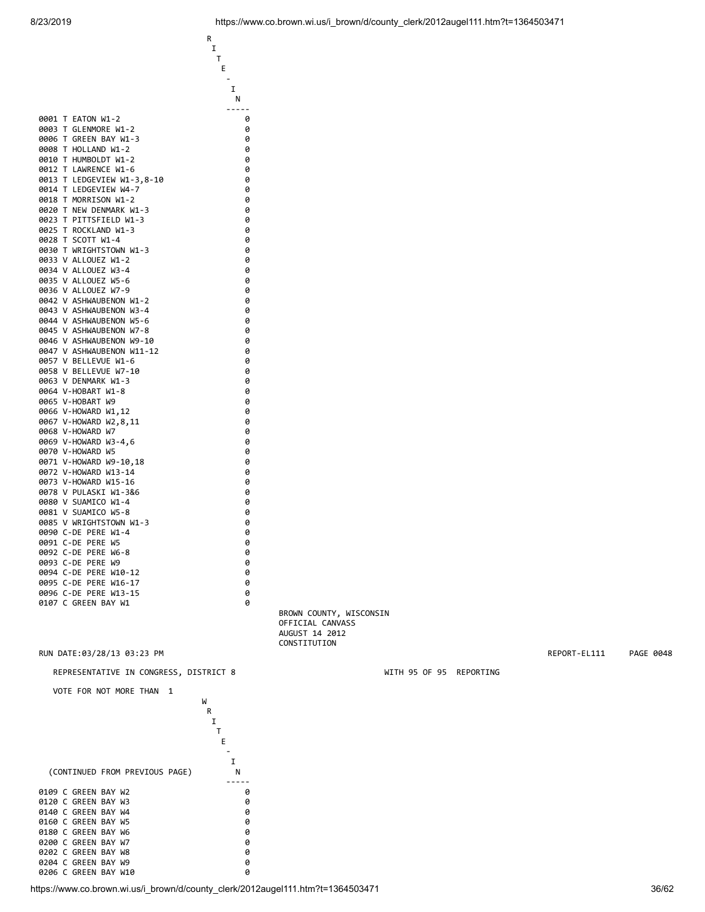| | WRITE-IN |
|---|---|
| 0001 T EATON W1-2 | 0 |
| 0003 T GLENMORE W1-2 | 0 |
| 0006 T GREEN BAY W1-3 | 0 |
| 0008 T HOLLAND W1-2 | 0 |
| 0010 T HUMBOLDT W1-2 | 0 |
| 0012 T LAWRENCE W1-6 | 0 |
| 0013 T LEDGEVIEW W1-3,8-10 | 0 |
| 0014 T LEDGEVIEW W4-7 | 0 |
| 0018 T MORRISON W1-2 | 0 |
| 0020 T NEW DENMARK W1-3 | 0 |
| 0023 T PITTSFIELD W1-3 | 0 |
| 0025 T ROCKLAND W1-3 | 0 |
| 0028 T SCOTT W1-4 | 0 |
| 0030 T WRIGHTSTOWN W1-3 | 0 |
| 0033 V ALLOUEZ W1-2 | 0 |
| 0034 V ALLOUEZ W3-4 | 0 |
| 0035 V ALLOUEZ W5-6 | 0 |
| 0036 V ALLOUEZ W7-9 | 0 |
| 0042 V ASHWAUBENON W1-2 | 0 |
| 0043 V ASHWAUBENON W3-4 | 0 |
| 0044 V ASHWAUBENON W5-6 | 0 |
| 0045 V ASHWAUBENON W7-8 | 0 |
| 0046 V ASHWAUBENON W9-10 | 0 |
| 0047 V ASHWAUBENON W11-12 | 0 |
| 0057 V BELLEVUE W1-6 | 0 |
| 0058 V BELLEVUE W7-10 | 0 |
| 0063 V DENMARK W1-3 | 0 |
| 0064 V-HOBART W1-8 | 0 |
| 0065 V-HOBART W9 | 0 |
| 0066 V-HOWARD W1,12 | 0 |
| 0067 V-HOWARD W2,8,11 | 0 |
| 0068 V-HOWARD W7 | 0 |
| 0069 V-HOWARD W3-4,6 | 0 |
| 0070 V-HOWARD W5 | 0 |
| 0071 V-HOWARD W9-10,18 | 0 |
| 0072 V-HOWARD W13-14 | 0 |
| 0073 V-HOWARD W15-16 | 0 |
| 0078 V PULASKI W1-3&6 | 0 |
| 0080 V SUAMICO W1-4 | 0 |
| 0081 V SUAMICO W5-8 | 0 |
| 0085 V WRIGHTSTOWN W1-3 | 0 |
| 0090 C-DE PERE W1-4 | 0 |
| 0091 C-DE PERE W5 | 0 |
| 0092 C-DE PERE W6-8 | 0 |
| 0093 C-DE PERE W9 | 0 |
| 0094 C-DE PERE W10-12 | 0 |
| 0095 C-DE PERE W16-17 | 0 |
| 0096 C-DE PERE W13-15 | 0 |
| 0107 C GREEN BAY W1 | 0 |

BROWN COUNTY, WISCONSIN
OFFICIAL CANVASS
AUGUST 14 2012
CONSTITUTION

RUN DATE:03/28/13 03:23 PM REPORT-EL111 PAGE 0048

REPRESENTATIVE IN CONGRESS, DISTRICT 8 WITH 95 OF 95 REPORTING

VOTE FOR NOT MORE THAN 1

| (CONTINUED FROM PREVIOUS PAGE) | WRITE-IN |
|---|---|
| 0109 C GREEN BAY W2 | 0 |
| 0120 C GREEN BAY W3 | 0 |
| 0140 C GREEN BAY W4 | 0 |
| 0160 C GREEN BAY W5 | 0 |
| 0180 C GREEN BAY W6 | 0 |
| 0200 C GREEN BAY W7 | 0 |
| 0202 C GREEN BAY W8 | 0 |
| 0204 C GREEN BAY W9 | 0 |
| 0206 C GREEN BAY W10 | 0 |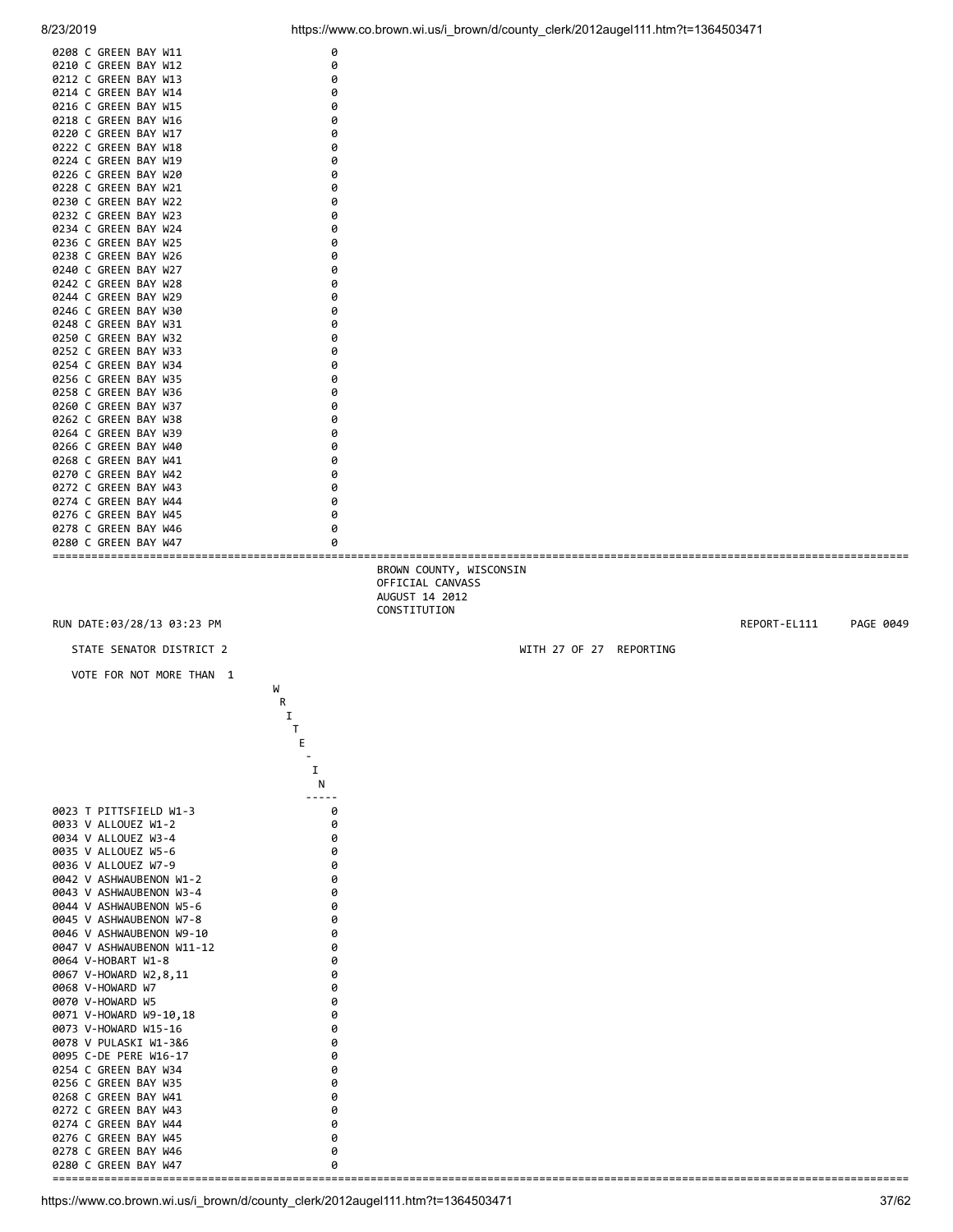| | |
|---|---|
| 0208 C GREEN BAY W11 | 0 |
| 0210 C GREEN BAY W12 | 0 |
| 0212 C GREEN BAY W13 | 0 |
| 0214 C GREEN BAY W14 | 0 |
| 0216 C GREEN BAY W15 | 0 |
| 0218 C GREEN BAY W16 | 0 |
| 0220 C GREEN BAY W17 | 0 |
| 0222 C GREEN BAY W18 | 0 |
| 0224 C GREEN BAY W19 | 0 |
| 0226 C GREEN BAY W20 | 0 |
| 0228 C GREEN BAY W21 | 0 |
| 0230 C GREEN BAY W22 | 0 |
| 0232 C GREEN BAY W23 | 0 |
| 0234 C GREEN BAY W24 | 0 |
| 0236 C GREEN BAY W25 | 0 |
| 0238 C GREEN BAY W26 | 0 |
| 0240 C GREEN BAY W27 | 0 |
| 0242 C GREEN BAY W28 | 0 |
| 0244 C GREEN BAY W29 | 0 |
| 0246 C GREEN BAY W30 | 0 |
| 0248 C GREEN BAY W31 | 0 |
| 0250 C GREEN BAY W32 | 0 |
| 0252 C GREEN BAY W33 | 0 |
| 0254 C GREEN BAY W34 | 0 |
| 0256 C GREEN BAY W35 | 0 |
| 0258 C GREEN BAY W36 | 0 |
| 0260 C GREEN BAY W37 | 0 |
| 0262 C GREEN BAY W38 | 0 |
| 0264 C GREEN BAY W39 | 0 |
| 0266 C GREEN BAY W40 | 0 |
| 0268 C GREEN BAY W41 | 0 |
| 0270 C GREEN BAY W42 | 0 |
| 0272 C GREEN BAY W43 | 0 |
| 0274 C GREEN BAY W44 | 0 |
| 0276 C GREEN BAY W45 | 0 |
| 0278 C GREEN BAY W46 | 0 |
| 0280 C GREEN BAY W47 | 0 |

BROWN COUNTY, WISCONSIN
OFFICIAL CANVASS
AUGUST 14 2012
CONSTITUTION

RUN DATE:03/28/13 03:23 PM — REPORT-EL111 — PAGE 0049

STATE SENATOR DISTRICT 2 — WITH 27 OF 27 REPORTING

VOTE FOR NOT MORE THAN 1

| | WRITE-IN |
|---|---|
| 0023 T PITTSFIELD W1-3 | 0 |
| 0033 V ALLOUEZ W1-2 | 0 |
| 0034 V ALLOUEZ W3-4 | 0 |
| 0035 V ALLOUEZ W5-6 | 0 |
| 0036 V ALLOUEZ W7-9 | 0 |
| 0042 V ASHWAUBENON W1-2 | 0 |
| 0043 V ASHWAUBENON W3-4 | 0 |
| 0044 V ASHWAUBENON W5-6 | 0 |
| 0045 V ASHWAUBENON W7-8 | 0 |
| 0046 V ASHWAUBENON W9-10 | 0 |
| 0047 V ASHWAUBENON W11-12 | 0 |
| 0064 V-HOBART W1-8 | 0 |
| 0067 V-HOWARD W2,8,11 | 0 |
| 0068 V-HOWARD W7 | 0 |
| 0070 V-HOWARD W5 | 0 |
| 0071 V-HOWARD W9-10,18 | 0 |
| 0073 V-HOWARD W15-16 | 0 |
| 0078 V PULASKI W1-3&6 | 0 |
| 0095 C-DE PERE W16-17 | 0 |
| 0254 C GREEN BAY W34 | 0 |
| 0256 C GREEN BAY W35 | 0 |
| 0268 C GREEN BAY W41 | 0 |
| 0272 C GREEN BAY W43 | 0 |
| 0274 C GREEN BAY W44 | 0 |
| 0276 C GREEN BAY W45 | 0 |
| 0278 C GREEN BAY W46 | 0 |
| 0280 C GREEN BAY W47 | 0 |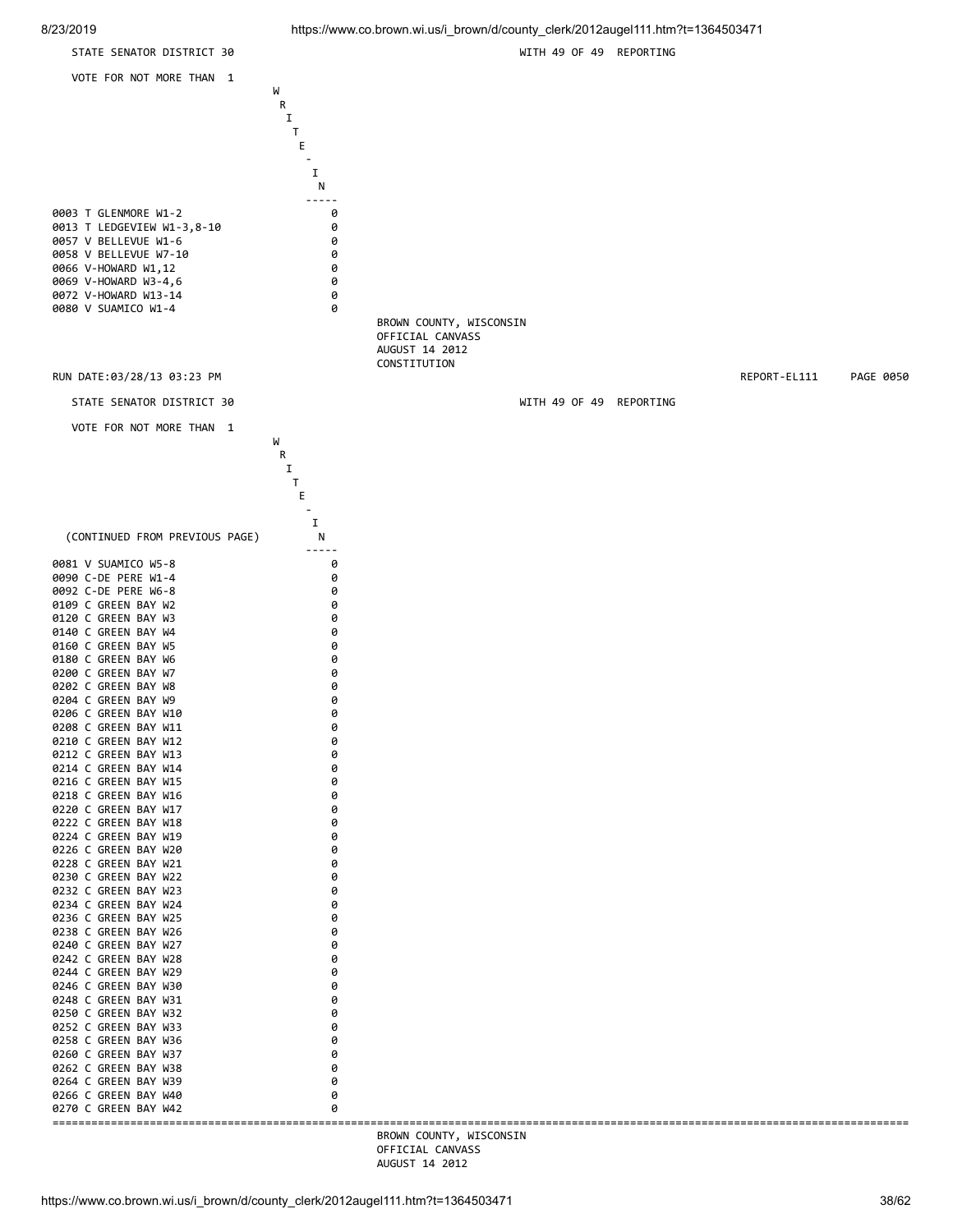STATE SENATOR DISTRICT 30 — WITH 49 OF 49 REPORTING

VOTE FOR NOT MORE THAN 1

| | WRITE-IN |
|---|---|
| 0003 T GLENMORE W1-2 | 0 |
| 0013 T LEDGEVIEW W1-3,8-10 | 0 |
| 0057 V BELLEVUE W1-6 | 0 |
| 0058 V BELLEVUE W7-10 | 0 |
| 0066 V-HOWARD W1,12 | 0 |
| 0069 V-HOWARD W3-4,6 | 0 |
| 0072 V-HOWARD W13-14 | 0 |
| 0080 V SUAMICO W1-4 | 0 |

BROWN COUNTY, WISCONSIN
OFFICIAL CANVASS
AUGUST 14 2012
CONSTITUTION

RUN DATE:03/28/13 03:23 PM — REPORT-EL111 — PAGE 0050

STATE SENATOR DISTRICT 30 — WITH 49 OF 49 REPORTING

VOTE FOR NOT MORE THAN 1

| (CONTINUED FROM PREVIOUS PAGE) | WRITE-IN |
|---|---|
| 0081 V SUAMICO W5-8 | 0 |
| 0090 C-DE PERE W1-4 | 0 |
| 0092 C-DE PERE W6-8 | 0 |
| 0109 C GREEN BAY W2 | 0 |
| 0120 C GREEN BAY W3 | 0 |
| 0140 C GREEN BAY W4 | 0 |
| 0160 C GREEN BAY W5 | 0 |
| 0180 C GREEN BAY W6 | 0 |
| 0200 C GREEN BAY W7 | 0 |
| 0202 C GREEN BAY W8 | 0 |
| 0204 C GREEN BAY W9 | 0 |
| 0206 C GREEN BAY W10 | 0 |
| 0208 C GREEN BAY W11 | 0 |
| 0210 C GREEN BAY W12 | 0 |
| 0212 C GREEN BAY W13 | 0 |
| 0214 C GREEN BAY W14 | 0 |
| 0216 C GREEN BAY W15 | 0 |
| 0218 C GREEN BAY W16 | 0 |
| 0220 C GREEN BAY W17 | 0 |
| 0222 C GREEN BAY W18 | 0 |
| 0224 C GREEN BAY W19 | 0 |
| 0226 C GREEN BAY W20 | 0 |
| 0228 C GREEN BAY W21 | 0 |
| 0230 C GREEN BAY W22 | 0 |
| 0232 C GREEN BAY W23 | 0 |
| 0234 C GREEN BAY W24 | 0 |
| 0236 C GREEN BAY W25 | 0 |
| 0238 C GREEN BAY W26 | 0 |
| 0240 C GREEN BAY W27 | 0 |
| 0242 C GREEN BAY W28 | 0 |
| 0244 C GREEN BAY W29 | 0 |
| 0246 C GREEN BAY W30 | 0 |
| 0248 C GREEN BAY W31 | 0 |
| 0250 C GREEN BAY W32 | 0 |
| 0252 C GREEN BAY W33 | 0 |
| 0258 C GREEN BAY W36 | 0 |
| 0260 C GREEN BAY W37 | 0 |
| 0262 C GREEN BAY W38 | 0 |
| 0264 C GREEN BAY W39 | 0 |
| 0266 C GREEN BAY W40 | 0 |
| 0270 C GREEN BAY W42 | 0 |

BROWN COUNTY, WISCONSIN
OFFICIAL CANVASS
AUGUST 14 2012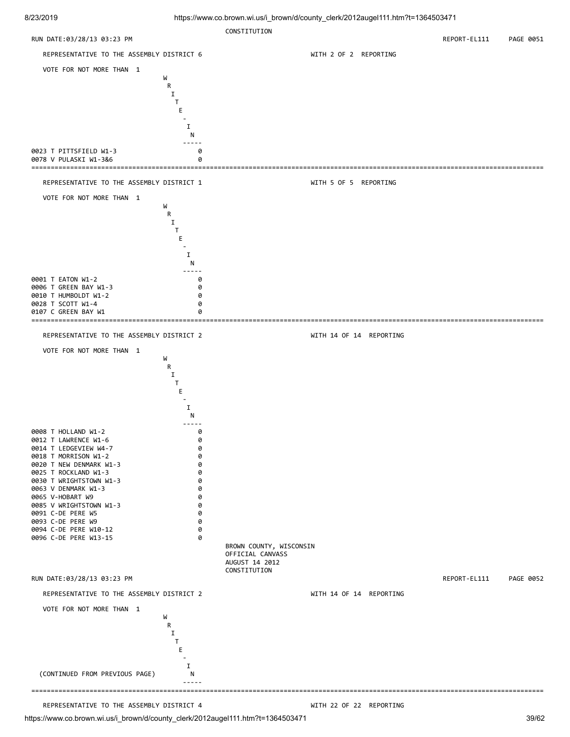CONSTITUTION

RUN DATE:03/28/13 03:23 PM REPORT-EL111 PAGE 0051

## REPRESENTATIVE TO THE ASSEMBLY DISTRICT 6 — WITH 2 OF 2 REPORTING

VOTE FOR NOT MORE THAN 1

| | WRITE-IN |
|---|---|
| 0023 T PITTSFIELD W1-3 | 0 |
| 0078 V PULASKI W1-3&6 | 0 |

## REPRESENTATIVE TO THE ASSEMBLY DISTRICT 1 — WITH 5 OF 5 REPORTING

VOTE FOR NOT MORE THAN 1

| | WRITE-IN |
|---|---|
| 0001 T EATON W1-2 | 0 |
| 0006 T GREEN BAY W1-3 | 0 |
| 0010 T HUMBOLDT W1-2 | 0 |
| 0028 T SCOTT W1-4 | 0 |
| 0107 C GREEN BAY W1 | 0 |

## REPRESENTATIVE TO THE ASSEMBLY DISTRICT 2 — WITH 14 OF 14 REPORTING

VOTE FOR NOT MORE THAN 1

| | WRITE-IN |
|---|---|
| 0008 T HOLLAND W1-2 | 0 |
| 0012 T LAWRENCE W1-6 | 0 |
| 0014 T LEDGEVIEW W4-7 | 0 |
| 0018 T MORRISON W1-2 | 0 |
| 0020 T NEW DENMARK W1-3 | 0 |
| 0025 T ROCKLAND W1-3 | 0 |
| 0030 T WRIGHTSTOWN W1-3 | 0 |
| 0063 V DENMARK W1-3 | 0 |
| 0065 V-HOBART W9 | 0 |
| 0085 V WRIGHTSTOWN W1-3 | 0 |
| 0091 C-DE PERE W5 | 0 |
| 0093 C-DE PERE W9 | 0 |
| 0094 C-DE PERE W10-12 | 0 |
| 0096 C-DE PERE W13-15 | 0 |

BROWN COUNTY, WISCONSIN
OFFICIAL CANVASS
AUGUST 14 2012
CONSTITUTION

RUN DATE:03/28/13 03:23 PM REPORT-EL111 PAGE 0052

## REPRESENTATIVE TO THE ASSEMBLY DISTRICT 2 — WITH 14 OF 14 REPORTING

VOTE FOR NOT MORE THAN 1

| | WRITE-IN |
|---|---|
| (CONTINUED FROM PREVIOUS PAGE) | |

## REPRESENTATIVE TO THE ASSEMBLY DISTRICT 4 — WITH 22 OF 22 REPORTING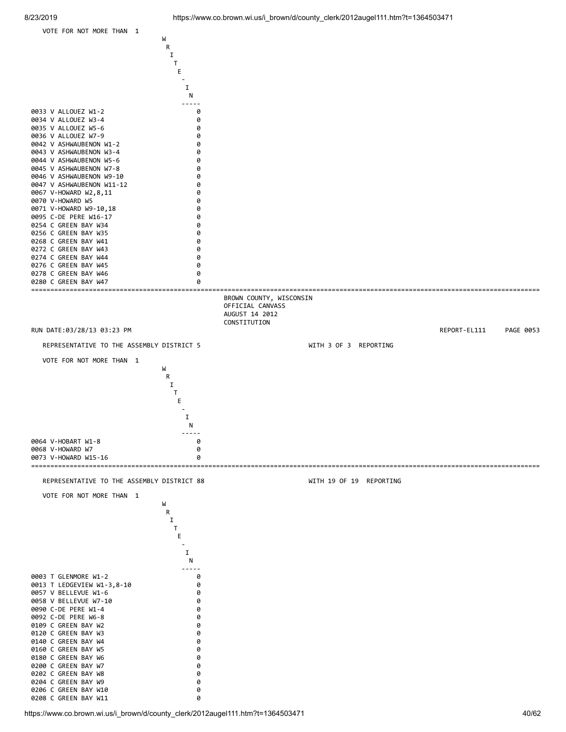VOTE FOR NOT MORE THAN 1

| | WRITE-IN |
|---|---|
| 0033 V ALLOUEZ W1-2 | 0 |
| 0034 V ALLOUEZ W3-4 | 0 |
| 0035 V ALLOUEZ W5-6 | 0 |
| 0036 V ALLOUEZ W7-9 | 0 |
| 0042 V ASHWAUBENON W1-2 | 0 |
| 0043 V ASHWAUBENON W3-4 | 0 |
| 0044 V ASHWAUBENON W5-6 | 0 |
| 0045 V ASHWAUBENON W7-8 | 0 |
| 0046 V ASHWAUBENON W9-10 | 0 |
| 0047 V ASHWAUBENON W11-12 | 0 |
| 0067 V-HOWARD W2,8,11 | 0 |
| 0070 V-HOWARD W5 | 0 |
| 0071 V-HOWARD W9-10,18 | 0 |
| 0095 C-DE PERE W16-17 | 0 |
| 0254 C GREEN BAY W34 | 0 |
| 0256 C GREEN BAY W35 | 0 |
| 0268 C GREEN BAY W41 | 0 |
| 0272 C GREEN BAY W43 | 0 |
| 0274 C GREEN BAY W44 | 0 |
| 0276 C GREEN BAY W45 | 0 |
| 0278 C GREEN BAY W46 | 0 |
| 0280 C GREEN BAY W47 | 0 |

BROWN COUNTY, WISCONSIN
OFFICIAL CANVASS
AUGUST 14 2012
CONSTITUTION

RUN DATE:03/28/13 03:23 PM　　REPORT-EL111　　PAGE 0053

REPRESENTATIVE TO THE ASSEMBLY DISTRICT 5　　WITH 3 OF 3 REPORTING

VOTE FOR NOT MORE THAN 1

| | WRITE-IN |
|---|---|
| 0064 V-HOBART W1-8 | 0 |
| 0068 V-HOWARD W7 | 0 |
| 0073 V-HOWARD W15-16 | 0 |

REPRESENTATIVE TO THE ASSEMBLY DISTRICT 88　　WITH 19 OF 19 REPORTING

VOTE FOR NOT MORE THAN 1

| | WRITE-IN |
|---|---|
| 0003 T GLENMORE W1-2 | 0 |
| 0013 T LEDGEVIEW W1-3,8-10 | 0 |
| 0057 V BELLEVUE W1-6 | 0 |
| 0058 V BELLEVUE W7-10 | 0 |
| 0090 C-DE PERE W1-4 | 0 |
| 0092 C-DE PERE W6-8 | 0 |
| 0109 C GREEN BAY W2 | 0 |
| 0120 C GREEN BAY W3 | 0 |
| 0140 C GREEN BAY W4 | 0 |
| 0160 C GREEN BAY W5 | 0 |
| 0180 C GREEN BAY W6 | 0 |
| 0200 C GREEN BAY W7 | 0 |
| 0202 C GREEN BAY W8 | 0 |
| 0204 C GREEN BAY W9 | 0 |
| 0206 C GREEN BAY W10 | 0 |
| 0208 C GREEN BAY W11 | 0 |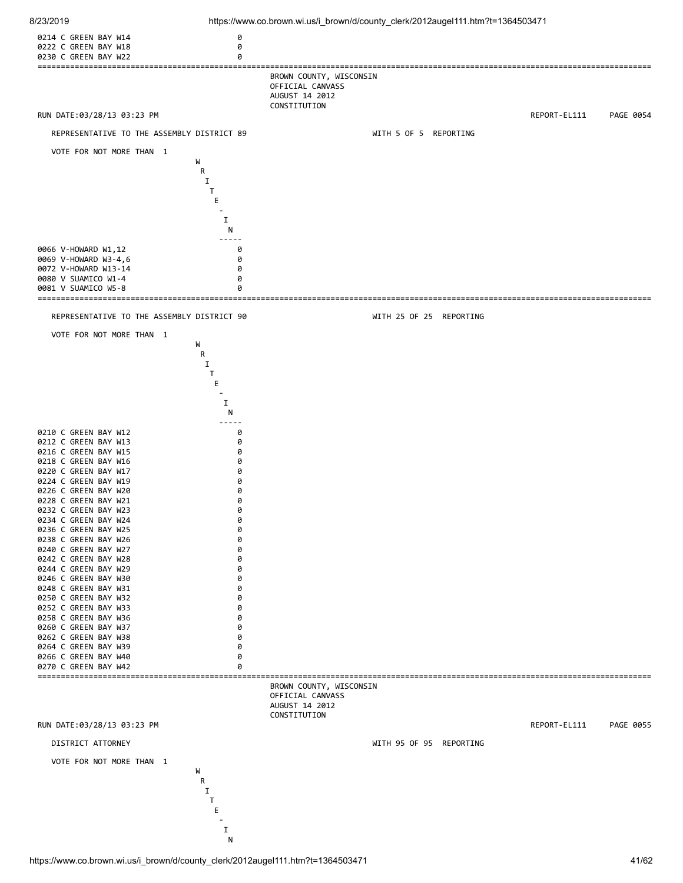| | WRITE-IN |
|---|---|
| 0214 C GREEN BAY W14 | 0 |
| 0222 C GREEN BAY W18 | 0 |
| 0230 C GREEN BAY W22 | 0 |

BROWN COUNTY, WISCONSIN
OFFICIAL CANVASS
AUGUST 14 2012
CONSTITUTION

RUN DATE:03/28/13 03:23 PM REPORT-EL111 PAGE 0054

## REPRESENTATIVE TO THE ASSEMBLY DISTRICT 89

WITH 5 OF 5 REPORTING

VOTE FOR NOT MORE THAN 1

| | WRITE-IN |
|---|---|
| 0066 V-HOWARD W1,12 | 0 |
| 0069 V-HOWARD W3-4,6 | 0 |
| 0072 V-HOWARD W13-14 | 0 |
| 0080 V SUAMICO W1-4 | 0 |
| 0081 V SUAMICO W5-8 | 0 |

## REPRESENTATIVE TO THE ASSEMBLY DISTRICT 90

WITH 25 OF 25 REPORTING

VOTE FOR NOT MORE THAN 1

| | WRITE-IN |
|---|---|
| 0210 C GREEN BAY W12 | 0 |
| 0212 C GREEN BAY W13 | 0 |
| 0216 C GREEN BAY W15 | 0 |
| 0218 C GREEN BAY W16 | 0 |
| 0220 C GREEN BAY W17 | 0 |
| 0224 C GREEN BAY W19 | 0 |
| 0226 C GREEN BAY W20 | 0 |
| 0228 C GREEN BAY W21 | 0 |
| 0232 C GREEN BAY W23 | 0 |
| 0234 C GREEN BAY W24 | 0 |
| 0236 C GREEN BAY W25 | 0 |
| 0238 C GREEN BAY W26 | 0 |
| 0240 C GREEN BAY W27 | 0 |
| 0242 C GREEN BAY W28 | 0 |
| 0244 C GREEN BAY W29 | 0 |
| 0246 C GREEN BAY W30 | 0 |
| 0248 C GREEN BAY W31 | 0 |
| 0250 C GREEN BAY W32 | 0 |
| 0252 C GREEN BAY W33 | 0 |
| 0258 C GREEN BAY W36 | 0 |
| 0260 C GREEN BAY W37 | 0 |
| 0262 C GREEN BAY W38 | 0 |
| 0264 C GREEN BAY W39 | 0 |
| 0266 C GREEN BAY W40 | 0 |
| 0270 C GREEN BAY W42 | 0 |

BROWN COUNTY, WISCONSIN
OFFICIAL CANVASS
AUGUST 14 2012
CONSTITUTION

RUN DATE:03/28/13 03:23 PM REPORT-EL111 PAGE 0055

## DISTRICT ATTORNEY

WITH 95 OF 95 REPORTING

VOTE FOR NOT MORE THAN 1

WRITE-IN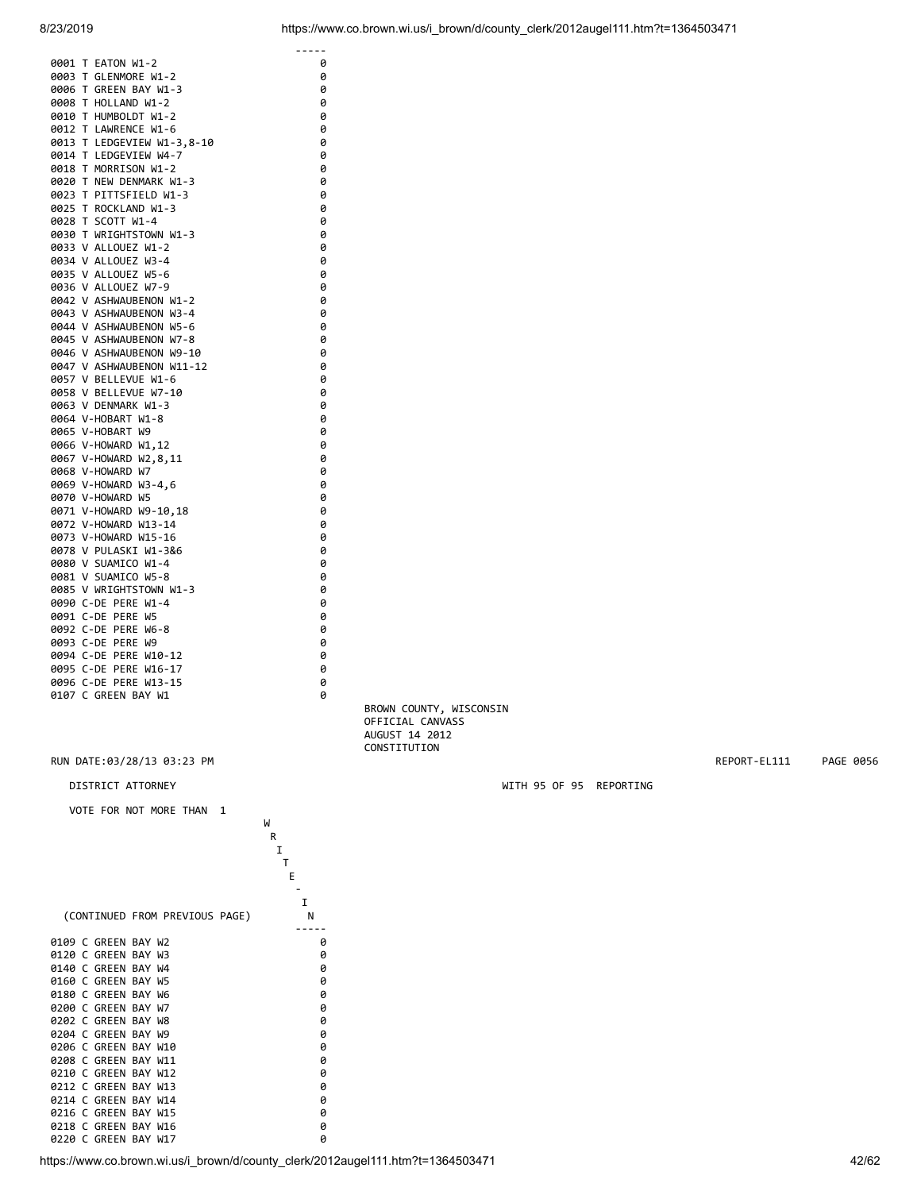| | WRITE-IN |
|---|---|
| 0001 T EATON W1-2 | 0 |
| 0003 T GLENMORE W1-2 | 0 |
| 0006 T GREEN BAY W1-3 | 0 |
| 0008 T HOLLAND W1-2 | 0 |
| 0010 T HUMBOLDT W1-2 | 0 |
| 0012 T LAWRENCE W1-6 | 0 |
| 0013 T LEDGEVIEW W1-3,8-10 | 0 |
| 0014 T LEDGEVIEW W4-7 | 0 |
| 0018 T MORRISON W1-2 | 0 |
| 0020 T NEW DENMARK W1-3 | 0 |
| 0023 T PITTSFIELD W1-3 | 0 |
| 0025 T ROCKLAND W1-3 | 0 |
| 0028 T SCOTT W1-4 | 0 |
| 0030 T WRIGHTSTOWN W1-3 | 0 |
| 0033 V ALLOUEZ W1-2 | 0 |
| 0034 V ALLOUEZ W3-4 | 0 |
| 0035 V ALLOUEZ W5-6 | 0 |
| 0036 V ALLOUEZ W7-9 | 0 |
| 0042 V ASHWAUBENON W1-2 | 0 |
| 0043 V ASHWAUBENON W3-4 | 0 |
| 0044 V ASHWAUBENON W5-6 | 0 |
| 0045 V ASHWAUBENON W7-8 | 0 |
| 0046 V ASHWAUBENON W9-10 | 0 |
| 0047 V ASHWAUBENON W11-12 | 0 |
| 0057 V BELLEVUE W1-6 | 0 |
| 0058 V BELLEVUE W7-10 | 0 |
| 0063 V DENMARK W1-3 | 0 |
| 0064 V-HOBART W1-8 | 0 |
| 0065 V-HOBART W9 | 0 |
| 0066 V-HOWARD W1,12 | 0 |
| 0067 V-HOWARD W2,8,11 | 0 |
| 0068 V-HOWARD W7 | 0 |
| 0069 V-HOWARD W3-4,6 | 0 |
| 0070 V-HOWARD W5 | 0 |
| 0071 V-HOWARD W9-10,18 | 0 |
| 0072 V-HOWARD W13-14 | 0 |
| 0073 V-HOWARD W15-16 | 0 |
| 0078 V PULASKI W1-3&6 | 0 |
| 0080 V SUAMICO W1-4 | 0 |
| 0081 V SUAMICO W5-8 | 0 |
| 0085 V WRIGHTSTOWN W1-3 | 0 |
| 0090 C-DE PERE W1-4 | 0 |
| 0091 C-DE PERE W5 | 0 |
| 0092 C-DE PERE W6-8 | 0 |
| 0093 C-DE PERE W9 | 0 |
| 0094 C-DE PERE W10-12 | 0 |
| 0095 C-DE PERE W16-17 | 0 |
| 0096 C-DE PERE W13-15 | 0 |
| 0107 C GREEN BAY W1 | 0 |

BROWN COUNTY, WISCONSIN
OFFICIAL CANVASS
AUGUST 14 2012
CONSTITUTION

RUN DATE:03/28/13 03:23 PM REPORT-EL111 PAGE 0056

DISTRICT ATTORNEY WITH 95 OF 95 REPORTING

VOTE FOR NOT MORE THAN 1

| (CONTINUED FROM PREVIOUS PAGE) | WRITE-IN |
|---|---|
| 0109 C GREEN BAY W2 | 0 |
| 0120 C GREEN BAY W3 | 0 |
| 0140 C GREEN BAY W4 | 0 |
| 0160 C GREEN BAY W5 | 0 |
| 0180 C GREEN BAY W6 | 0 |
| 0200 C GREEN BAY W7 | 0 |
| 0202 C GREEN BAY W8 | 0 |
| 0204 C GREEN BAY W9 | 0 |
| 0206 C GREEN BAY W10 | 0 |
| 0208 C GREEN BAY W11 | 0 |
| 0210 C GREEN BAY W12 | 0 |
| 0212 C GREEN BAY W13 | 0 |
| 0214 C GREEN BAY W14 | 0 |
| 0216 C GREEN BAY W15 | 0 |
| 0218 C GREEN BAY W16 | 0 |
| 0220 C GREEN BAY W17 | 0 |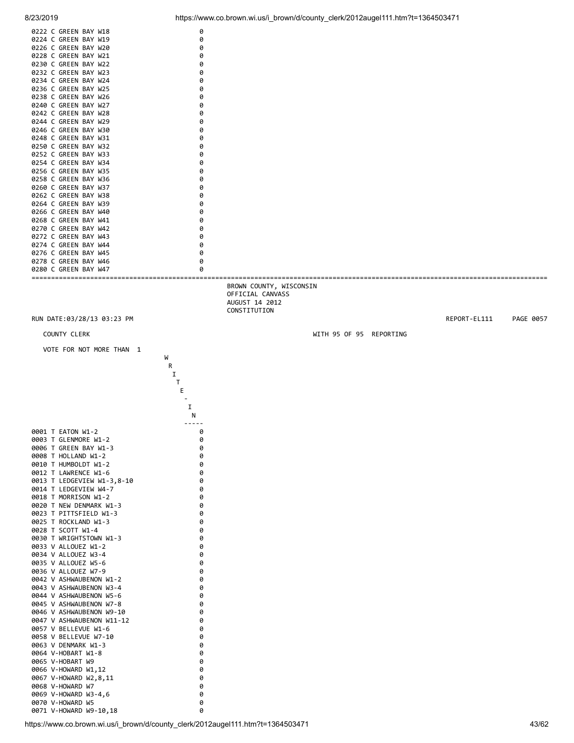| | |
|---|---|
| 0222 C GREEN BAY W18 | 0 |
| 0224 C GREEN BAY W19 | 0 |
| 0226 C GREEN BAY W20 | 0 |
| 0228 C GREEN BAY W21 | 0 |
| 0230 C GREEN BAY W22 | 0 |
| 0232 C GREEN BAY W23 | 0 |
| 0234 C GREEN BAY W24 | 0 |
| 0236 C GREEN BAY W25 | 0 |
| 0238 C GREEN BAY W26 | 0 |
| 0240 C GREEN BAY W27 | 0 |
| 0242 C GREEN BAY W28 | 0 |
| 0244 C GREEN BAY W29 | 0 |
| 0246 C GREEN BAY W30 | 0 |
| 0248 C GREEN BAY W31 | 0 |
| 0250 C GREEN BAY W32 | 0 |
| 0252 C GREEN BAY W33 | 0 |
| 0254 C GREEN BAY W34 | 0 |
| 0256 C GREEN BAY W35 | 0 |
| 0258 C GREEN BAY W36 | 0 |
| 0260 C GREEN BAY W37 | 0 |
| 0262 C GREEN BAY W38 | 0 |
| 0264 C GREEN BAY W39 | 0 |
| 0266 C GREEN BAY W40 | 0 |
| 0268 C GREEN BAY W41 | 0 |
| 0270 C GREEN BAY W42 | 0 |
| 0272 C GREEN BAY W43 | 0 |
| 0274 C GREEN BAY W44 | 0 |
| 0276 C GREEN BAY W45 | 0 |
| 0278 C GREEN BAY W46 | 0 |
| 0280 C GREEN BAY W47 | 0 |

BROWN COUNTY, WISCONSIN
OFFICIAL CANVASS
AUGUST 14 2012
CONSTITUTION

RUN DATE:03/28/13 03:23 PM — REPORT-EL111 PAGE 0057

COUNTY CLERK — WITH 95 OF 95 REPORTING

VOTE FOR NOT MORE THAN 1

| | WRITE-IN |
|---|---|
| 0001 T EATON W1-2 | 0 |
| 0003 T GLENMORE W1-2 | 0 |
| 0006 T GREEN BAY W1-3 | 0 |
| 0008 T HOLLAND W1-2 | 0 |
| 0010 T HUMBOLDT W1-2 | 0 |
| 0012 T LAWRENCE W1-6 | 0 |
| 0013 T LEDGEVIEW W1-3,8-10 | 0 |
| 0014 T LEDGEVIEW W4-7 | 0 |
| 0018 T MORRISON W1-2 | 0 |
| 0020 T NEW DENMARK W1-3 | 0 |
| 0023 T PITTSFIELD W1-3 | 0 |
| 0025 T ROCKLAND W1-3 | 0 |
| 0028 T SCOTT W1-4 | 0 |
| 0030 T WRIGHTSTOWN W1-3 | 0 |
| 0033 V ALLOUEZ W1-2 | 0 |
| 0034 V ALLOUEZ W3-4 | 0 |
| 0035 V ALLOUEZ W5-6 | 0 |
| 0036 V ALLOUEZ W7-9 | 0 |
| 0042 V ASHWAUBENON W1-2 | 0 |
| 0043 V ASHWAUBENON W3-4 | 0 |
| 0044 V ASHWAUBENON W5-6 | 0 |
| 0045 V ASHWAUBENON W7-8 | 0 |
| 0046 V ASHWAUBENON W9-10 | 0 |
| 0047 V ASHWAUBENON W11-12 | 0 |
| 0057 V BELLEVUE W1-6 | 0 |
| 0058 V BELLEVUE W7-10 | 0 |
| 0063 V DENMARK W1-3 | 0 |
| 0064 V-HOBART W1-8 | 0 |
| 0065 V-HOBART W9 | 0 |
| 0066 V-HOWARD W1,12 | 0 |
| 0067 V-HOWARD W2,8,11 | 0 |
| 0068 V-HOWARD W7 | 0 |
| 0069 V-HOWARD W3-4,6 | 0 |
| 0070 V-HOWARD W5 | 0 |
| 0071 V-HOWARD W9-10,18 | 0 |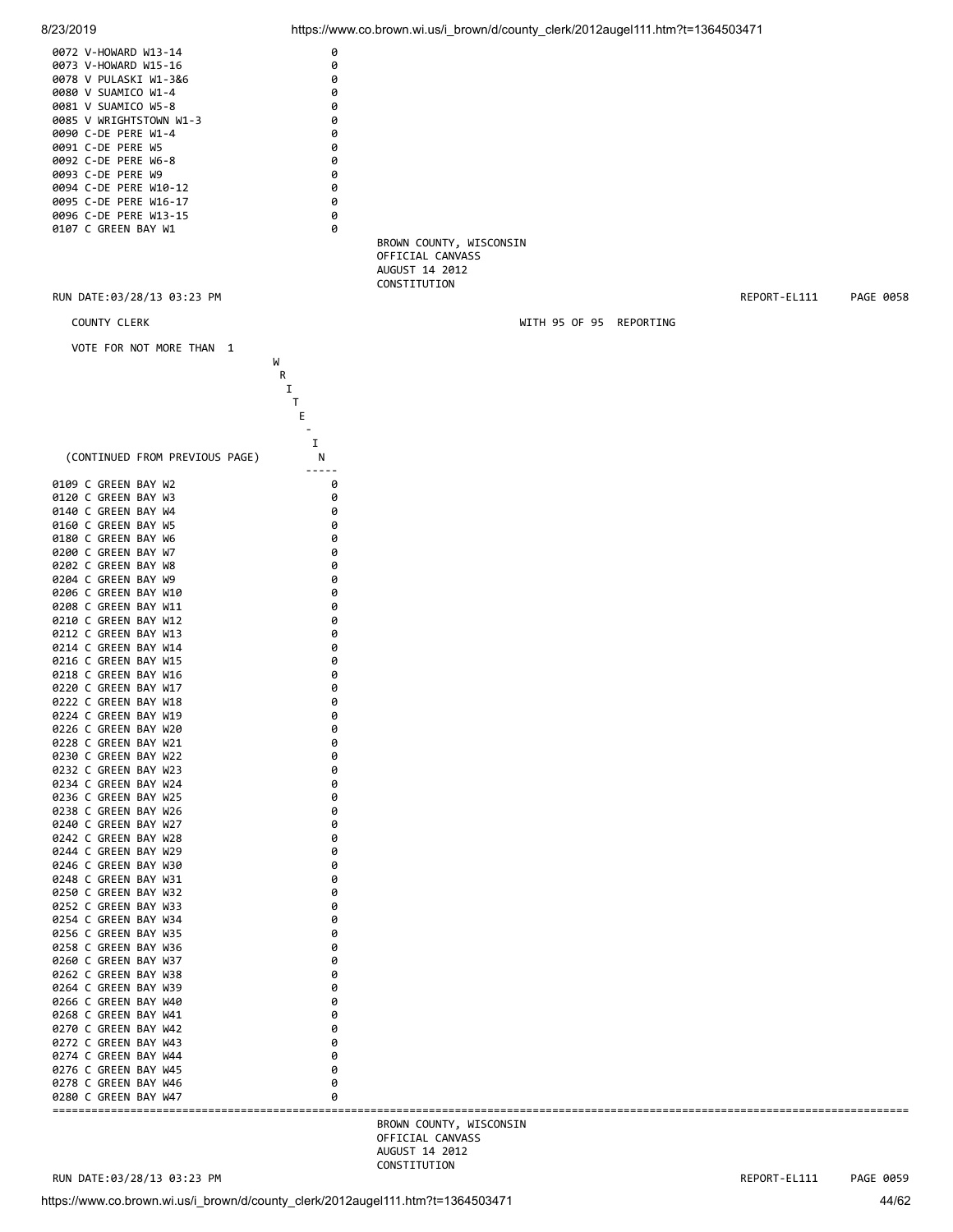| | |
|---|---|
| 0072 V-HOWARD W13-14 | 0 |
| 0073 V-HOWARD W15-16 | 0 |
| 0078 V PULASKI W1-3&6 | 0 |
| 0080 V SUAMICO W1-4 | 0 |
| 0081 V SUAMICO W5-8 | 0 |
| 0085 V WRIGHTSTOWN W1-3 | 0 |
| 0090 C-DE PERE W1-4 | 0 |
| 0091 C-DE PERE W5 | 0 |
| 0092 C-DE PERE W6-8 | 0 |
| 0093 C-DE PERE W9 | 0 |
| 0094 C-DE PERE W10-12 | 0 |
| 0095 C-DE PERE W16-17 | 0 |
| 0096 C-DE PERE W13-15 | 0 |
| 0107 C GREEN BAY W1 | 0 |

BROWN COUNTY, WISCONSIN
OFFICIAL CANVASS
AUGUST 14 2012
CONSTITUTION

RUN DATE:03/28/13 03:23 PM — REPORT-EL111 — PAGE 0058

COUNTY CLERK — WITH 95 OF 95 REPORTING

VOTE FOR NOT MORE THAN 1

| (CONTINUED FROM PREVIOUS PAGE) | WRITE-IN |
|---|---|
| 0109 C GREEN BAY W2 | 0 |
| 0120 C GREEN BAY W3 | 0 |
| 0140 C GREEN BAY W4 | 0 |
| 0160 C GREEN BAY W5 | 0 |
| 0180 C GREEN BAY W6 | 0 |
| 0200 C GREEN BAY W7 | 0 |
| 0202 C GREEN BAY W8 | 0 |
| 0204 C GREEN BAY W9 | 0 |
| 0206 C GREEN BAY W10 | 0 |
| 0208 C GREEN BAY W11 | 0 |
| 0210 C GREEN BAY W12 | 0 |
| 0212 C GREEN BAY W13 | 0 |
| 0214 C GREEN BAY W14 | 0 |
| 0216 C GREEN BAY W15 | 0 |
| 0218 C GREEN BAY W16 | 0 |
| 0220 C GREEN BAY W17 | 0 |
| 0222 C GREEN BAY W18 | 0 |
| 0224 C GREEN BAY W19 | 0 |
| 0226 C GREEN BAY W20 | 0 |
| 0228 C GREEN BAY W21 | 0 |
| 0230 C GREEN BAY W22 | 0 |
| 0232 C GREEN BAY W23 | 0 |
| 0234 C GREEN BAY W24 | 0 |
| 0236 C GREEN BAY W25 | 0 |
| 0238 C GREEN BAY W26 | 0 |
| 0240 C GREEN BAY W27 | 0 |
| 0242 C GREEN BAY W28 | 0 |
| 0244 C GREEN BAY W29 | 0 |
| 0246 C GREEN BAY W30 | 0 |
| 0248 C GREEN BAY W31 | 0 |
| 0250 C GREEN BAY W32 | 0 |
| 0252 C GREEN BAY W33 | 0 |
| 0254 C GREEN BAY W34 | 0 |
| 0256 C GREEN BAY W35 | 0 |
| 0258 C GREEN BAY W36 | 0 |
| 0260 C GREEN BAY W37 | 0 |
| 0262 C GREEN BAY W38 | 0 |
| 0264 C GREEN BAY W39 | 0 |
| 0266 C GREEN BAY W40 | 0 |
| 0268 C GREEN BAY W41 | 0 |
| 0270 C GREEN BAY W42 | 0 |
| 0272 C GREEN BAY W43 | 0 |
| 0274 C GREEN BAY W44 | 0 |
| 0276 C GREEN BAY W45 | 0 |
| 0278 C GREEN BAY W46 | 0 |
| 0280 C GREEN BAY W47 | 0 |

BROWN COUNTY, WISCONSIN
OFFICIAL CANVASS
AUGUST 14 2012
CONSTITUTION

RUN DATE:03/28/13 03:23 PM — REPORT-EL111 — PAGE 0059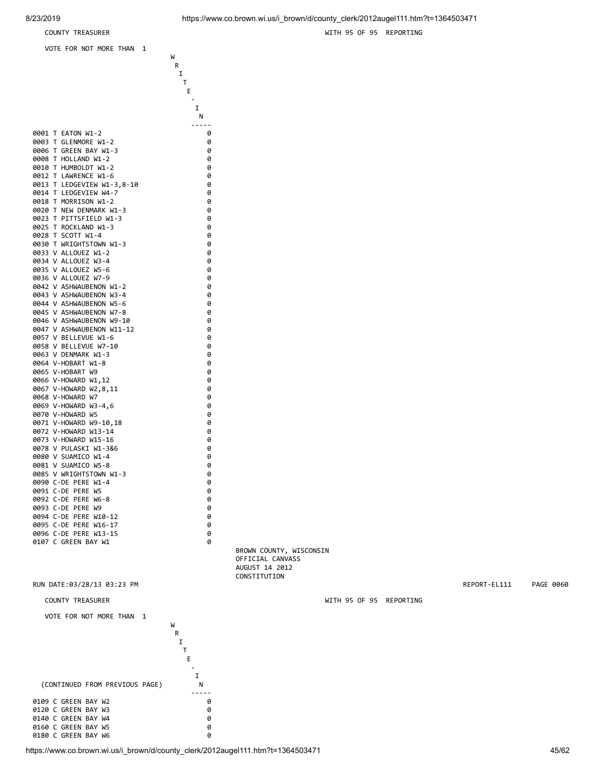COUNTY TREASURER — WITH 95 OF 95 REPORTING

VOTE FOR NOT MORE THAN 1

| | WRITE-IN |
|---|---|
| 0001 T EATON W1-2 | 0 |
| 0003 T GLENMORE W1-2 | 0 |
| 0006 T GREEN BAY W1-3 | 0 |
| 0008 T HOLLAND W1-2 | 0 |
| 0010 T HUMBOLDT W1-2 | 0 |
| 0012 T LAWRENCE W1-6 | 0 |
| 0013 T LEDGEVIEW W1-3,8-10 | 0 |
| 0014 T LEDGEVIEW W4-7 | 0 |
| 0018 T MORRISON W1-2 | 0 |
| 0020 T NEW DENMARK W1-3 | 0 |
| 0023 T PITTSFIELD W1-3 | 0 |
| 0025 T ROCKLAND W1-3 | 0 |
| 0028 T SCOTT W1-4 | 0 |
| 0030 T WRIGHTSTOWN W1-3 | 0 |
| 0033 V ALLOUEZ W1-2 | 0 |
| 0034 V ALLOUEZ W3-4 | 0 |
| 0035 V ALLOUEZ W5-6 | 0 |
| 0036 V ALLOUEZ W7-9 | 0 |
| 0042 V ASHWAUBENON W1-2 | 0 |
| 0043 V ASHWAUBENON W3-4 | 0 |
| 0044 V ASHWAUBENON W5-6 | 0 |
| 0045 V ASHWAUBENON W7-8 | 0 |
| 0046 V ASHWAUBENON W9-10 | 0 |
| 0047 V ASHWAUBENON W11-12 | 0 |
| 0057 V BELLEVUE W1-6 | 0 |
| 0058 V BELLEVUE W7-10 | 0 |
| 0063 V DENMARK W1-3 | 0 |
| 0064 V-HOBART W1-8 | 0 |
| 0065 V-HOBART W9 | 0 |
| 0066 V-HOWARD W1,12 | 0 |
| 0067 V-HOWARD W2,8,11 | 0 |
| 0068 V-HOWARD W7 | 0 |
| 0069 V-HOWARD W3-4,6 | 0 |
| 0070 V-HOWARD W5 | 0 |
| 0071 V-HOWARD W9-10,18 | 0 |
| 0072 V-HOWARD W13-14 | 0 |
| 0073 V-HOWARD W15-16 | 0 |
| 0078 V PULASKI W1-3&6 | 0 |
| 0080 V SUAMICO W1-4 | 0 |
| 0081 V SUAMICO W5-8 | 0 |
| 0085 V WRIGHTSTOWN W1-3 | 0 |
| 0090 C-DE PERE W1-4 | 0 |
| 0091 C-DE PERE W5 | 0 |
| 0092 C-DE PERE W6-8 | 0 |
| 0093 C-DE PERE W9 | 0 |
| 0094 C-DE PERE W10-12 | 0 |
| 0095 C-DE PERE W16-17 | 0 |
| 0096 C-DE PERE W13-15 | 0 |
| 0107 C GREEN BAY W1 | 0 |

BROWN COUNTY, WISCONSIN
OFFICIAL CANVASS
AUGUST 14 2012
CONSTITUTION

RUN DATE:03/28/13 03:23 PM — REPORT-EL111 PAGE 0060

COUNTY TREASURER — WITH 95 OF 95 REPORTING

VOTE FOR NOT MORE THAN 1

| (CONTINUED FROM PREVIOUS PAGE) | WRITE-IN |
|---|---|
| 0109 C GREEN BAY W2 | 0 |
| 0120 C GREEN BAY W3 | 0 |
| 0140 C GREEN BAY W4 | 0 |
| 0160 C GREEN BAY W5 | 0 |
| 0180 C GREEN BAY W6 | 0 |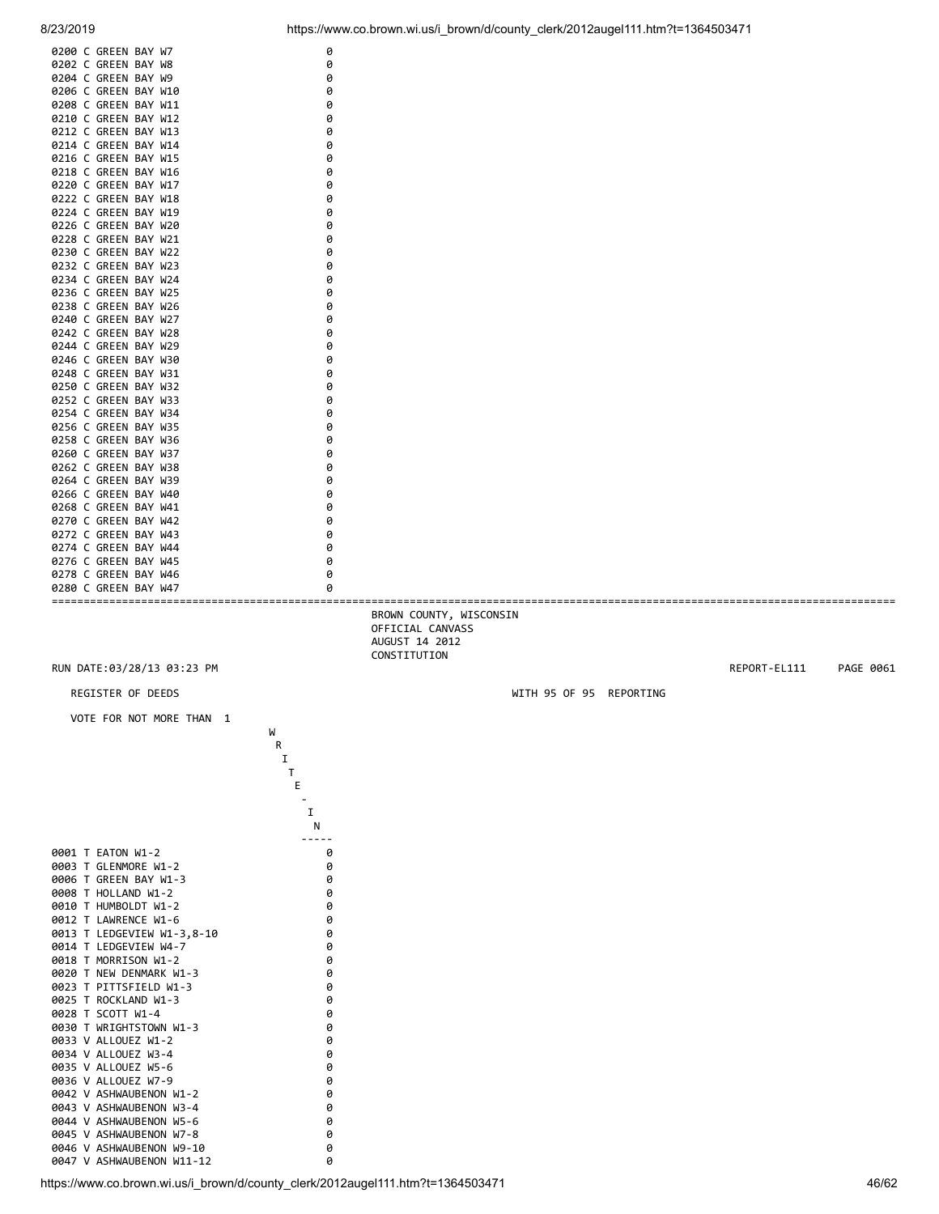| | |
|---|---|
| 0200 C GREEN BAY W7 | 0 |
| 0202 C GREEN BAY W8 | 0 |
| 0204 C GREEN BAY W9 | 0 |
| 0206 C GREEN BAY W10 | 0 |
| 0208 C GREEN BAY W11 | 0 |
| 0210 C GREEN BAY W12 | 0 |
| 0212 C GREEN BAY W13 | 0 |
| 0214 C GREEN BAY W14 | 0 |
| 0216 C GREEN BAY W15 | 0 |
| 0218 C GREEN BAY W16 | 0 |
| 0220 C GREEN BAY W17 | 0 |
| 0222 C GREEN BAY W18 | 0 |
| 0224 C GREEN BAY W19 | 0 |
| 0226 C GREEN BAY W20 | 0 |
| 0228 C GREEN BAY W21 | 0 |
| 0230 C GREEN BAY W22 | 0 |
| 0232 C GREEN BAY W23 | 0 |
| 0234 C GREEN BAY W24 | 0 |
| 0236 C GREEN BAY W25 | 0 |
| 0238 C GREEN BAY W26 | 0 |
| 0240 C GREEN BAY W27 | 0 |
| 0242 C GREEN BAY W28 | 0 |
| 0244 C GREEN BAY W29 | 0 |
| 0246 C GREEN BAY W30 | 0 |
| 0248 C GREEN BAY W31 | 0 |
| 0250 C GREEN BAY W32 | 0 |
| 0252 C GREEN BAY W33 | 0 |
| 0254 C GREEN BAY W34 | 0 |
| 0256 C GREEN BAY W35 | 0 |
| 0258 C GREEN BAY W36 | 0 |
| 0260 C GREEN BAY W37 | 0 |
| 0262 C GREEN BAY W38 | 0 |
| 0264 C GREEN BAY W39 | 0 |
| 0266 C GREEN BAY W40 | 0 |
| 0268 C GREEN BAY W41 | 0 |
| 0270 C GREEN BAY W42 | 0 |
| 0272 C GREEN BAY W43 | 0 |
| 0274 C GREEN BAY W44 | 0 |
| 0276 C GREEN BAY W45 | 0 |
| 0278 C GREEN BAY W46 | 0 |
| 0280 C GREEN BAY W47 | 0 |

BROWN COUNTY, WISCONSIN
OFFICIAL CANVASS
AUGUST 14 2012
CONSTITUTION

RUN DATE:03/28/13 03:23 PM — REPORT-EL111 PAGE 0061

REGISTER OF DEEDS — WITH 95 OF 95 REPORTING

VOTE FOR NOT MORE THAN 1

| | WRITE-IN |
|---|---|
| 0001 T EATON W1-2 | 0 |
| 0003 T GLENMORE W1-2 | 0 |
| 0006 T GREEN BAY W1-3 | 0 |
| 0008 T HOLLAND W1-2 | 0 |
| 0010 T HUMBOLDT W1-2 | 0 |
| 0012 T LAWRENCE W1-6 | 0 |
| 0013 T LEDGEVIEW W1-3,8-10 | 0 |
| 0014 T LEDGEVIEW W4-7 | 0 |
| 0018 T MORRISON W1-2 | 0 |
| 0020 T NEW DENMARK W1-3 | 0 |
| 0023 T PITTSFIELD W1-3 | 0 |
| 0025 T ROCKLAND W1-3 | 0 |
| 0028 T SCOTT W1-4 | 0 |
| 0030 T WRIGHTSTOWN W1-3 | 0 |
| 0033 V ALLOUEZ W1-2 | 0 |
| 0034 V ALLOUEZ W3-4 | 0 |
| 0035 V ALLOUEZ W5-6 | 0 |
| 0036 V ALLOUEZ W7-9 | 0 |
| 0042 V ASHWAUBENON W1-2 | 0 |
| 0043 V ASHWAUBENON W3-4 | 0 |
| 0044 V ASHWAUBENON W5-6 | 0 |
| 0045 V ASHWAUBENON W7-8 | 0 |
| 0046 V ASHWAUBENON W9-10 | 0 |
| 0047 V ASHWAUBENON W11-12 | 0 |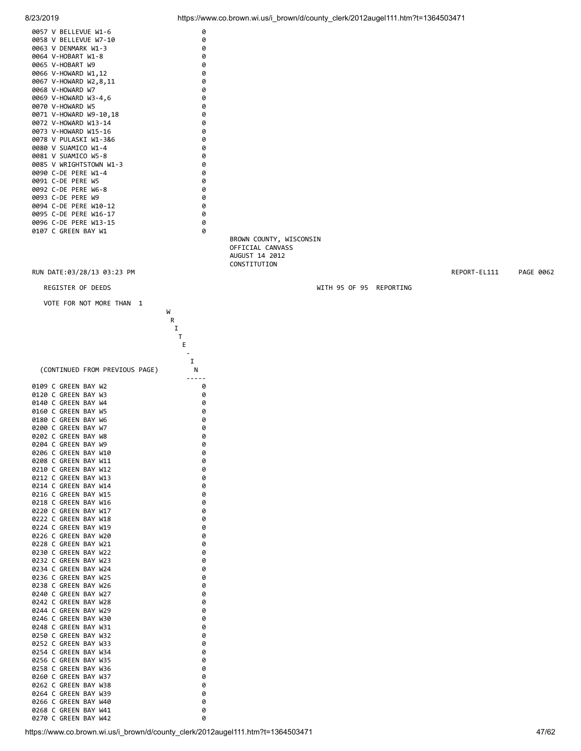| | |
|---|---|
| 0057 V BELLEVUE W1-6 | 0 |
| 0058 V BELLEVUE W7-10 | 0 |
| 0063 V DENMARK W1-3 | 0 |
| 0064 V-HOBART W1-8 | 0 |
| 0065 V-HOBART W9 | 0 |
| 0066 V-HOWARD W1,12 | 0 |
| 0067 V-HOWARD W2,8,11 | 0 |
| 0068 V-HOWARD W7 | 0 |
| 0069 V-HOWARD W3-4,6 | 0 |
| 0070 V-HOWARD W5 | 0 |
| 0071 V-HOWARD W9-10,18 | 0 |
| 0072 V-HOWARD W13-14 | 0 |
| 0073 V-HOWARD W15-16 | 0 |
| 0078 V PULASKI W1-3&6 | 0 |
| 0080 V SUAMICO W1-4 | 0 |
| 0081 V SUAMICO W5-8 | 0 |
| 0085 V WRIGHTSTOWN W1-3 | 0 |
| 0090 C-DE PERE W1-4 | 0 |
| 0091 C-DE PERE W5 | 0 |
| 0092 C-DE PERE W6-8 | 0 |
| 0093 C-DE PERE W9 | 0 |
| 0094 C-DE PERE W10-12 | 0 |
| 0095 C-DE PERE W16-17 | 0 |
| 0096 C-DE PERE W13-15 | 0 |
| 0107 C GREEN BAY W1 | 0 |

BROWN COUNTY, WISCONSIN
OFFICIAL CANVASS
AUGUST 14 2012
CONSTITUTION

RUN DATE:03/28/13 03:23 PM — REPORT-EL111 — PAGE 0062

REGISTER OF DEEDS — WITH 95 OF 95 REPORTING

VOTE FOR NOT MORE THAN 1

| (CONTINUED FROM PREVIOUS PAGE) | WRITE-IN |
|---|---|
| 0109 C GREEN BAY W2 | 0 |
| 0120 C GREEN BAY W3 | 0 |
| 0140 C GREEN BAY W4 | 0 |
| 0160 C GREEN BAY W5 | 0 |
| 0180 C GREEN BAY W6 | 0 |
| 0200 C GREEN BAY W7 | 0 |
| 0202 C GREEN BAY W8 | 0 |
| 0204 C GREEN BAY W9 | 0 |
| 0206 C GREEN BAY W10 | 0 |
| 0208 C GREEN BAY W11 | 0 |
| 0210 C GREEN BAY W12 | 0 |
| 0212 C GREEN BAY W13 | 0 |
| 0214 C GREEN BAY W14 | 0 |
| 0216 C GREEN BAY W15 | 0 |
| 0218 C GREEN BAY W16 | 0 |
| 0220 C GREEN BAY W17 | 0 |
| 0222 C GREEN BAY W18 | 0 |
| 0224 C GREEN BAY W19 | 0 |
| 0226 C GREEN BAY W20 | 0 |
| 0228 C GREEN BAY W21 | 0 |
| 0230 C GREEN BAY W22 | 0 |
| 0232 C GREEN BAY W23 | 0 |
| 0234 C GREEN BAY W24 | 0 |
| 0236 C GREEN BAY W25 | 0 |
| 0238 C GREEN BAY W26 | 0 |
| 0240 C GREEN BAY W27 | 0 |
| 0242 C GREEN BAY W28 | 0 |
| 0244 C GREEN BAY W29 | 0 |
| 0246 C GREEN BAY W30 | 0 |
| 0248 C GREEN BAY W31 | 0 |
| 0250 C GREEN BAY W32 | 0 |
| 0252 C GREEN BAY W33 | 0 |
| 0254 C GREEN BAY W34 | 0 |
| 0256 C GREEN BAY W35 | 0 |
| 0258 C GREEN BAY W36 | 0 |
| 0260 C GREEN BAY W37 | 0 |
| 0262 C GREEN BAY W38 | 0 |
| 0264 C GREEN BAY W39 | 0 |
| 0266 C GREEN BAY W40 | 0 |
| 0268 C GREEN BAY W41 | 0 |
| 0270 C GREEN BAY W42 | 0 |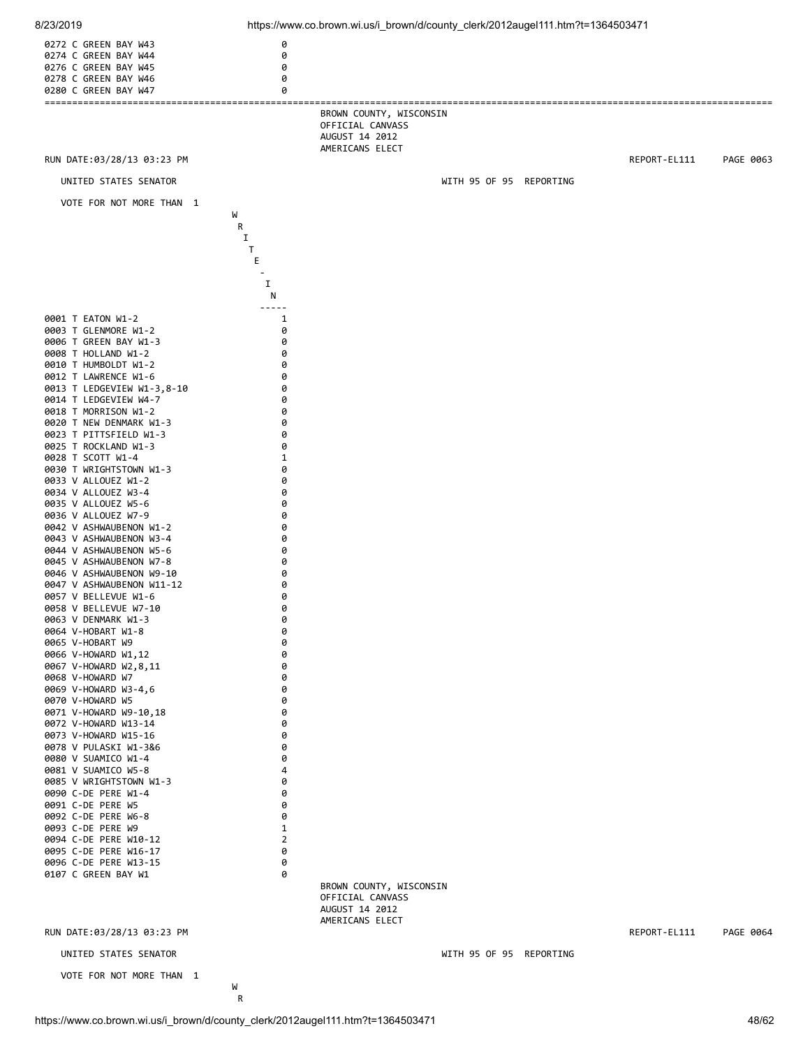| | |
|---|---|
| 0272 C GREEN BAY W43 | 0 |
| 0274 C GREEN BAY W44 | 0 |
| 0276 C GREEN BAY W45 | 0 |
| 0278 C GREEN BAY W46 | 0 |
| 0280 C GREEN BAY W47 | 0 |

BROWN COUNTY, WISCONSIN
OFFICIAL CANVASS
AUGUST 14 2012
AMERICANS ELECT

RUN DATE:03/28/13 03:23 PM REPORT-EL111 PAGE 0063

UNITED STATES SENATOR WITH 95 OF 95 REPORTING

VOTE FOR NOT MORE THAN 1

| | WRITE-IN |
|---|---|
| 0001 T EATON W1-2 | 1 |
| 0003 T GLENMORE W1-2 | 0 |
| 0006 T GREEN BAY W1-3 | 0 |
| 0008 T HOLLAND W1-2 | 0 |
| 0010 T HUMBOLDT W1-2 | 0 |
| 0012 T LAWRENCE W1-6 | 0 |
| 0013 T LEDGEVIEW W1-3,8-10 | 0 |
| 0014 T LEDGEVIEW W4-7 | 0 |
| 0018 T MORRISON W1-2 | 0 |
| 0020 T NEW DENMARK W1-3 | 0 |
| 0023 T PITTSFIELD W1-3 | 0 |
| 0025 T ROCKLAND W1-3 | 0 |
| 0028 T SCOTT W1-4 | 1 |
| 0030 T WRIGHTSTOWN W1-3 | 0 |
| 0033 V ALLOUEZ W1-2 | 0 |
| 0034 V ALLOUEZ W3-4 | 0 |
| 0035 V ALLOUEZ W5-6 | 0 |
| 0036 V ALLOUEZ W7-9 | 0 |
| 0042 V ASHWAUBENON W1-2 | 0 |
| 0043 V ASHWAUBENON W3-4 | 0 |
| 0044 V ASHWAUBENON W5-6 | 0 |
| 0045 V ASHWAUBENON W7-8 | 0 |
| 0046 V ASHWAUBENON W9-10 | 0 |
| 0047 V ASHWAUBENON W11-12 | 0 |
| 0057 V BELLEVUE W1-6 | 0 |
| 0058 V BELLEVUE W7-10 | 0 |
| 0063 V DENMARK W1-3 | 0 |
| 0064 V-HOBART W1-8 | 0 |
| 0065 V-HOBART W9 | 0 |
| 0066 V-HOWARD W1,12 | 0 |
| 0067 V-HOWARD W2,8,11 | 0 |
| 0068 V-HOWARD W7 | 0 |
| 0069 V-HOWARD W3-4,6 | 0 |
| 0070 V-HOWARD W5 | 0 |
| 0071 V-HOWARD W9-10,18 | 0 |
| 0072 V-HOWARD W13-14 | 0 |
| 0073 V-HOWARD W15-16 | 0 |
| 0078 V PULASKI W1-3&6 | 0 |
| 0080 V SUAMICO W1-4 | 0 |
| 0081 V SUAMICO W5-8 | 4 |
| 0085 V WRIGHTSTOWN W1-3 | 0 |
| 0090 C-DE PERE W1-4 | 0 |
| 0091 C-DE PERE W5 | 0 |
| 0092 C-DE PERE W6-8 | 0 |
| 0093 C-DE PERE W9 | 1 |
| 0094 C-DE PERE W10-12 | 2 |
| 0095 C-DE PERE W16-17 | 0 |
| 0096 C-DE PERE W13-15 | 0 |
| 0107 C GREEN BAY W1 | 0 |

BROWN COUNTY, WISCONSIN
OFFICIAL CANVASS
AUGUST 14 2012
AMERICANS ELECT

RUN DATE:03/28/13 03:23 PM REPORT-EL111 PAGE 0064

UNITED STATES SENATOR WITH 95 OF 95 REPORTING

VOTE FOR NOT MORE THAN 1

W
R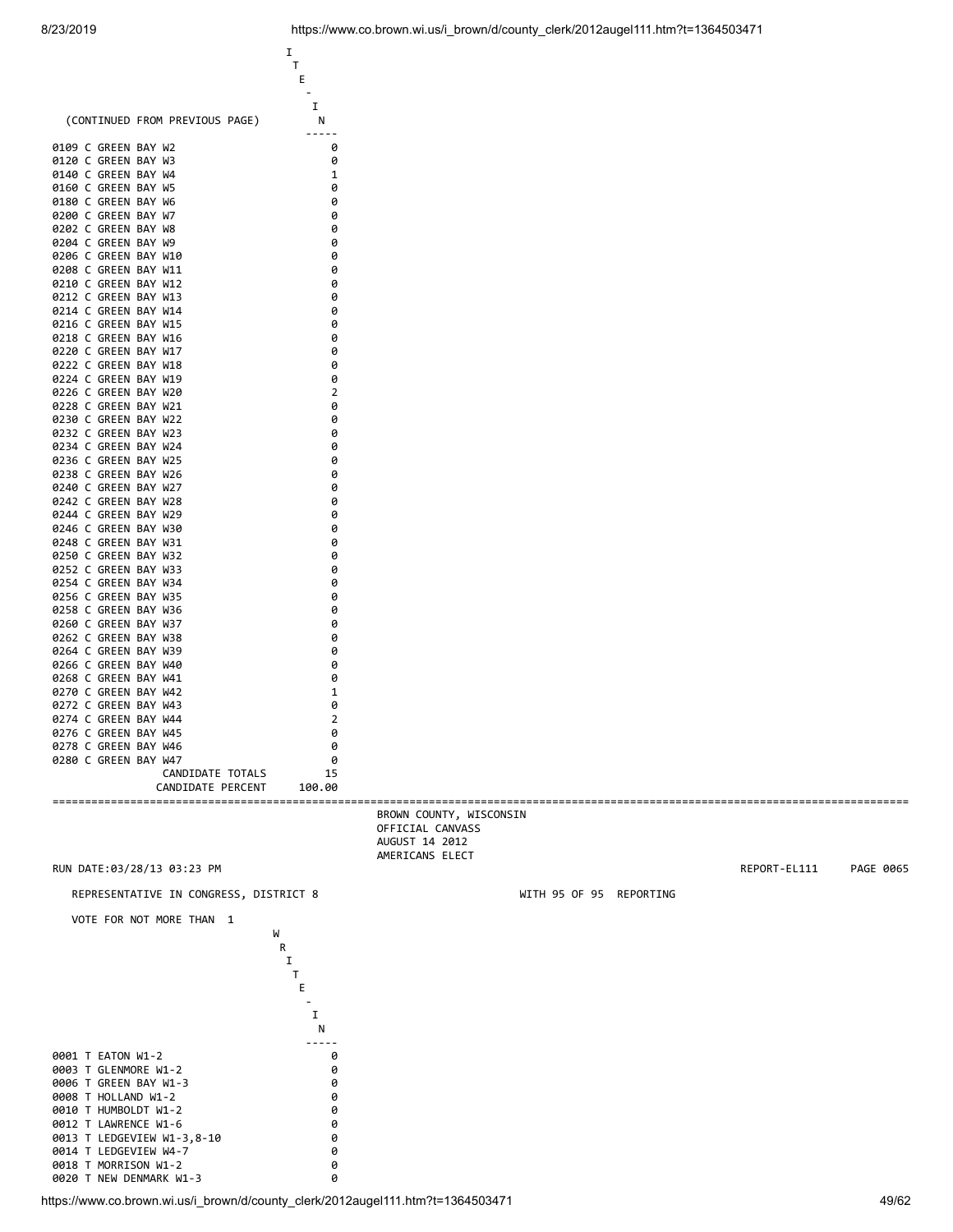(CONTINUED FROM PREVIOUS PAGE)

| | WRITE-IN |
|---|---|
| 0109 C GREEN BAY W2 | 0 |
| 0120 C GREEN BAY W3 | 0 |
| 0140 C GREEN BAY W4 | 1 |
| 0160 C GREEN BAY W5 | 0 |
| 0180 C GREEN BAY W6 | 0 |
| 0200 C GREEN BAY W7 | 0 |
| 0202 C GREEN BAY W8 | 0 |
| 0204 C GREEN BAY W9 | 0 |
| 0206 C GREEN BAY W10 | 0 |
| 0208 C GREEN BAY W11 | 0 |
| 0210 C GREEN BAY W12 | 0 |
| 0212 C GREEN BAY W13 | 0 |
| 0214 C GREEN BAY W14 | 0 |
| 0216 C GREEN BAY W15 | 0 |
| 0218 C GREEN BAY W16 | 0 |
| 0220 C GREEN BAY W17 | 0 |
| 0222 C GREEN BAY W18 | 0 |
| 0224 C GREEN BAY W19 | 0 |
| 0226 C GREEN BAY W20 | 2 |
| 0228 C GREEN BAY W21 | 0 |
| 0230 C GREEN BAY W22 | 0 |
| 0232 C GREEN BAY W23 | 0 |
| 0234 C GREEN BAY W24 | 0 |
| 0236 C GREEN BAY W25 | 0 |
| 0238 C GREEN BAY W26 | 0 |
| 0240 C GREEN BAY W27 | 0 |
| 0242 C GREEN BAY W28 | 0 |
| 0244 C GREEN BAY W29 | 0 |
| 0246 C GREEN BAY W30 | 0 |
| 0248 C GREEN BAY W31 | 0 |
| 0250 C GREEN BAY W32 | 0 |
| 0252 C GREEN BAY W33 | 0 |
| 0254 C GREEN BAY W34 | 0 |
| 0256 C GREEN BAY W35 | 0 |
| 0258 C GREEN BAY W36 | 0 |
| 0260 C GREEN BAY W37 | 0 |
| 0262 C GREEN BAY W38 | 0 |
| 0264 C GREEN BAY W39 | 0 |
| 0266 C GREEN BAY W40 | 0 |
| 0268 C GREEN BAY W41 | 0 |
| 0270 C GREEN BAY W42 | 1 |
| 0272 C GREEN BAY W43 | 0 |
| 0274 C GREEN BAY W44 | 2 |
| 0276 C GREEN BAY W45 | 0 |
| 0278 C GREEN BAY W46 | 0 |
| 0280 C GREEN BAY W47 | 0 |
| CANDIDATE TOTALS | 15 |
| CANDIDATE PERCENT | 100.00 |

BROWN COUNTY, WISCONSIN
OFFICIAL CANVASS
AUGUST 14 2012
AMERICANS ELECT

RUN DATE:03/28/13 03:23 PM — REPORT-EL111 PAGE 0065

REPRESENTATIVE IN CONGRESS, DISTRICT 8 — WITH 95 OF 95 REPORTING

VOTE FOR NOT MORE THAN 1

| | WRITE-IN |
|---|---|
| 0001 T EATON W1-2 | 0 |
| 0003 T GLENMORE W1-2 | 0 |
| 0006 T GREEN BAY W1-3 | 0 |
| 0008 T HOLLAND W1-2 | 0 |
| 0010 T HUMBOLDT W1-2 | 0 |
| 0012 T LAWRENCE W1-6 | 0 |
| 0013 T LEDGEVIEW W1-3,8-10 | 0 |
| 0014 T LEDGEVIEW W4-7 | 0 |
| 0018 T MORRISON W1-2 | 0 |
| 0020 T NEW DENMARK W1-3 | 0 |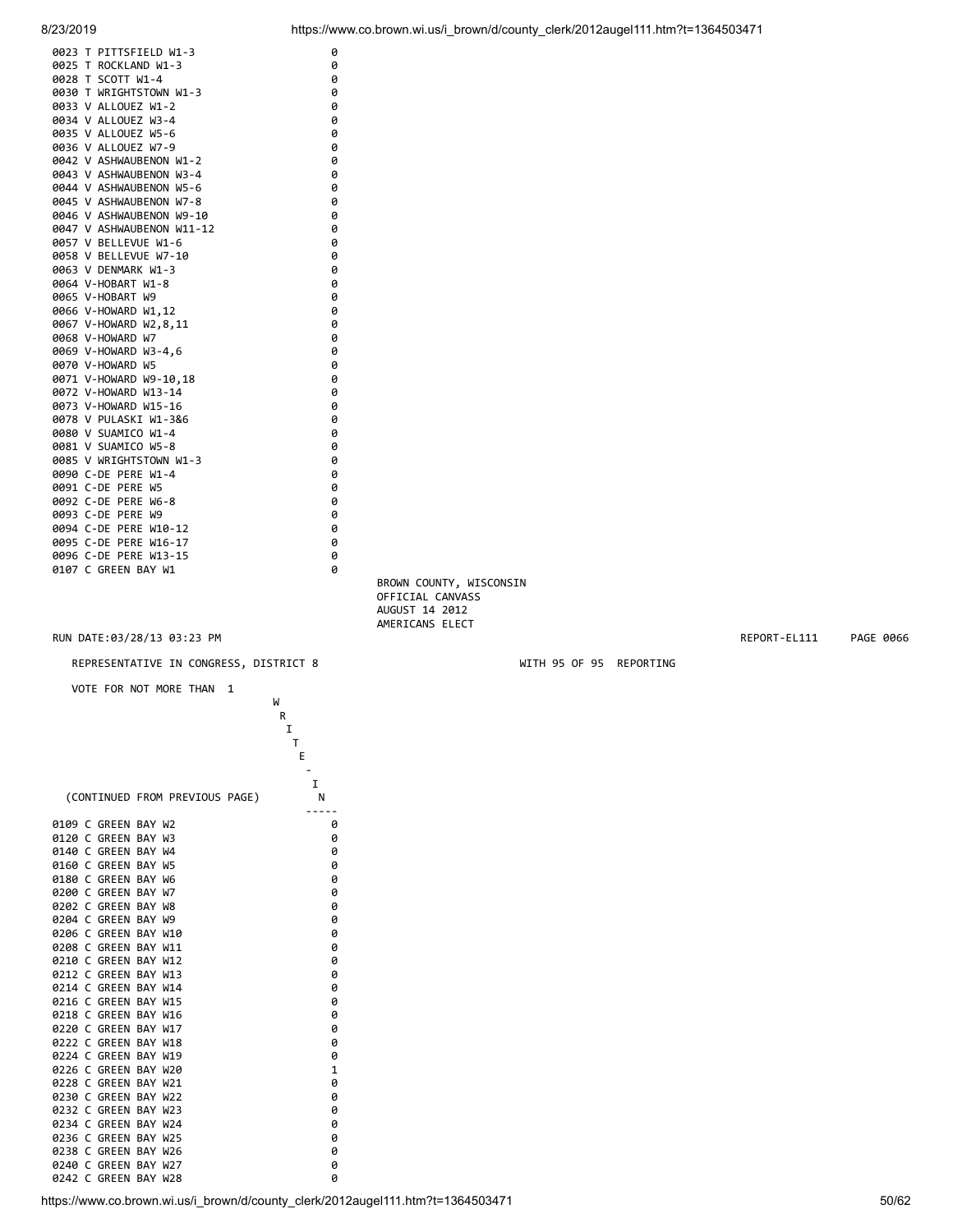| | |
|---|---|
| 0023 T PITTSFIELD W1-3 | 0 |
| 0025 T ROCKLAND W1-3 | 0 |
| 0028 T SCOTT W1-4 | 0 |
| 0030 T WRIGHTSTOWN W1-3 | 0 |
| 0033 V ALLOUEZ W1-2 | 0 |
| 0034 V ALLOUEZ W3-4 | 0 |
| 0035 V ALLOUEZ W5-6 | 0 |
| 0036 V ALLOUEZ W7-9 | 0 |
| 0042 V ASHWAUBENON W1-2 | 0 |
| 0043 V ASHWAUBENON W3-4 | 0 |
| 0044 V ASHWAUBENON W5-6 | 0 |
| 0045 V ASHWAUBENON W7-8 | 0 |
| 0046 V ASHWAUBENON W9-10 | 0 |
| 0047 V ASHWAUBENON W11-12 | 0 |
| 0057 V BELLEVUE W1-6 | 0 |
| 0058 V BELLEVUE W7-10 | 0 |
| 0063 V DENMARK W1-3 | 0 |
| 0064 V-HOBART W1-8 | 0 |
| 0065 V-HOBART W9 | 0 |
| 0066 V-HOWARD W1,12 | 0 |
| 0067 V-HOWARD W2,8,11 | 0 |
| 0068 V-HOWARD W7 | 0 |
| 0069 V-HOWARD W3-4,6 | 0 |
| 0070 V-HOWARD W5 | 0 |
| 0071 V-HOWARD W9-10,18 | 0 |
| 0072 V-HOWARD W13-14 | 0 |
| 0073 V-HOWARD W15-16 | 0 |
| 0078 V PULASKI W1-3&6 | 0 |
| 0080 V SUAMICO W1-4 | 0 |
| 0081 V SUAMICO W5-8 | 0 |
| 0085 V WRIGHTSTOWN W1-3 | 0 |
| 0090 C-DE PERE W1-4 | 0 |
| 0091 C-DE PERE W5 | 0 |
| 0092 C-DE PERE W6-8 | 0 |
| 0093 C-DE PERE W9 | 0 |
| 0094 C-DE PERE W10-12 | 0 |
| 0095 C-DE PERE W16-17 | 0 |
| 0096 C-DE PERE W13-15 | 0 |
| 0107 C GREEN BAY W1 | 0 |

BROWN COUNTY, WISCONSIN
OFFICIAL CANVASS
AUGUST 14 2012
AMERICANS ELECT

RUN DATE:03/28/13 03:23 PM REPORT-EL111 PAGE 0066

REPRESENTATIVE IN CONGRESS, DISTRICT 8 WITH 95 OF 95 REPORTING

VOTE FOR NOT MORE THAN 1

| (CONTINUED FROM PREVIOUS PAGE) | WRITE-IN |
|---|---|
| 0109 C GREEN BAY W2 | 0 |
| 0120 C GREEN BAY W3 | 0 |
| 0140 C GREEN BAY W4 | 0 |
| 0160 C GREEN BAY W5 | 0 |
| 0180 C GREEN BAY W6 | 0 |
| 0200 C GREEN BAY W7 | 0 |
| 0202 C GREEN BAY W8 | 0 |
| 0204 C GREEN BAY W9 | 0 |
| 0206 C GREEN BAY W10 | 0 |
| 0208 C GREEN BAY W11 | 0 |
| 0210 C GREEN BAY W12 | 0 |
| 0212 C GREEN BAY W13 | 0 |
| 0214 C GREEN BAY W14 | 0 |
| 0216 C GREEN BAY W15 | 0 |
| 0218 C GREEN BAY W16 | 0 |
| 0220 C GREEN BAY W17 | 0 |
| 0222 C GREEN BAY W18 | 0 |
| 0224 C GREEN BAY W19 | 0 |
| 0226 C GREEN BAY W20 | 1 |
| 0228 C GREEN BAY W21 | 0 |
| 0230 C GREEN BAY W22 | 0 |
| 0232 C GREEN BAY W23 | 0 |
| 0234 C GREEN BAY W24 | 0 |
| 0236 C GREEN BAY W25 | 0 |
| 0238 C GREEN BAY W26 | 0 |
| 0240 C GREEN BAY W27 | 0 |
| 0242 C GREEN BAY W28 | 0 |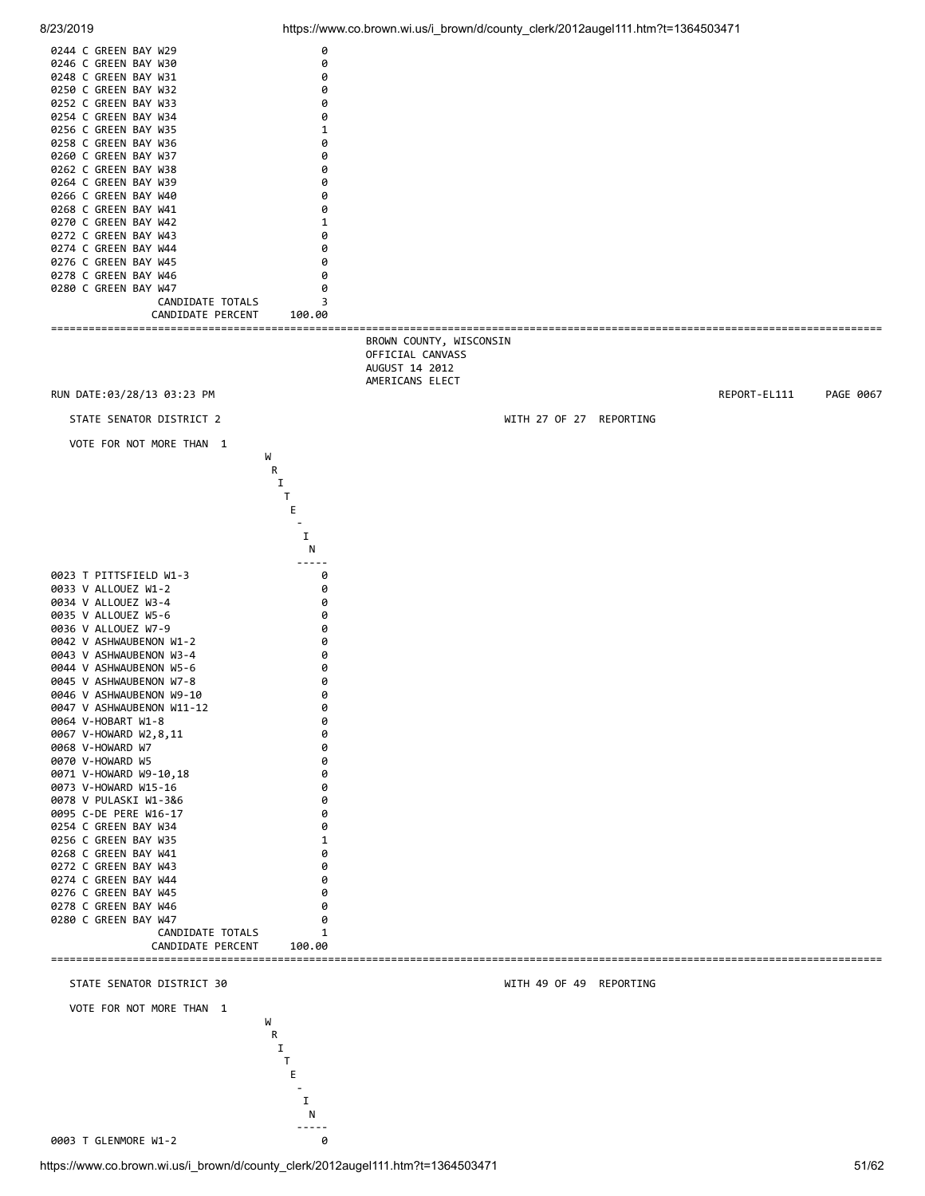| | |
|---|---|
| 0244 C GREEN BAY W29 | 0 |
| 0246 C GREEN BAY W30 | 0 |
| 0248 C GREEN BAY W31 | 0 |
| 0250 C GREEN BAY W32 | 0 |
| 0252 C GREEN BAY W33 | 0 |
| 0254 C GREEN BAY W34 | 0 |
| 0256 C GREEN BAY W35 | 1 |
| 0258 C GREEN BAY W36 | 0 |
| 0260 C GREEN BAY W37 | 0 |
| 0262 C GREEN BAY W38 | 0 |
| 0264 C GREEN BAY W39 | 0 |
| 0266 C GREEN BAY W40 | 0 |
| 0268 C GREEN BAY W41 | 0 |
| 0270 C GREEN BAY W42 | 1 |
| 0272 C GREEN BAY W43 | 0 |
| 0274 C GREEN BAY W44 | 0 |
| 0276 C GREEN BAY W45 | 0 |
| 0278 C GREEN BAY W46 | 0 |
| 0280 C GREEN BAY W47 | 0 |
| CANDIDATE TOTALS | 3 |
| CANDIDATE PERCENT | 100.00 |

BROWN COUNTY, WISCONSIN
OFFICIAL CANVASS
AUGUST 14 2012
AMERICANS ELECT

RUN DATE:03/28/13 03:23 PM REPORT-EL111 PAGE 0067

STATE SENATOR DISTRICT 2 WITH 27 OF 27 REPORTING

VOTE FOR NOT MORE THAN 1

| | WRITE-IN |
|---|---|
| 0023 T PITTSFIELD W1-3 | 0 |
| 0033 V ALLOUEZ W1-2 | 0 |
| 0034 V ALLOUEZ W3-4 | 0 |
| 0035 V ALLOUEZ W5-6 | 0 |
| 0036 V ALLOUEZ W7-9 | 0 |
| 0042 V ASHWAUBENON W1-2 | 0 |
| 0043 V ASHWAUBENON W3-4 | 0 |
| 0044 V ASHWAUBENON W5-6 | 0 |
| 0045 V ASHWAUBENON W7-8 | 0 |
| 0046 V ASHWAUBENON W9-10 | 0 |
| 0047 V ASHWAUBENON W11-12 | 0 |
| 0064 V-HOBART W1-8 | 0 |
| 0067 V-HOWARD W2,8,11 | 0 |
| 0068 V-HOWARD W7 | 0 |
| 0070 V-HOWARD W5 | 0 |
| 0071 V-HOWARD W9-10,18 | 0 |
| 0073 V-HOWARD W15-16 | 0 |
| 0078 V PULASKI W1-3&6 | 0 |
| 0095 C-DE PERE W16-17 | 0 |
| 0254 C GREEN BAY W34 | 0 |
| 0256 C GREEN BAY W35 | 1 |
| 0268 C GREEN BAY W41 | 0 |
| 0272 C GREEN BAY W43 | 0 |
| 0274 C GREEN BAY W44 | 0 |
| 0276 C GREEN BAY W45 | 0 |
| 0278 C GREEN BAY W46 | 0 |
| 0280 C GREEN BAY W47 | 0 |
| CANDIDATE TOTALS | 1 |
| CANDIDATE PERCENT | 100.00 |

STATE SENATOR DISTRICT 30 WITH 49 OF 49 REPORTING

VOTE FOR NOT MORE THAN 1

| | WRITE-IN |
|---|---|
| 0003 T GLENMORE W1-2 | 0 |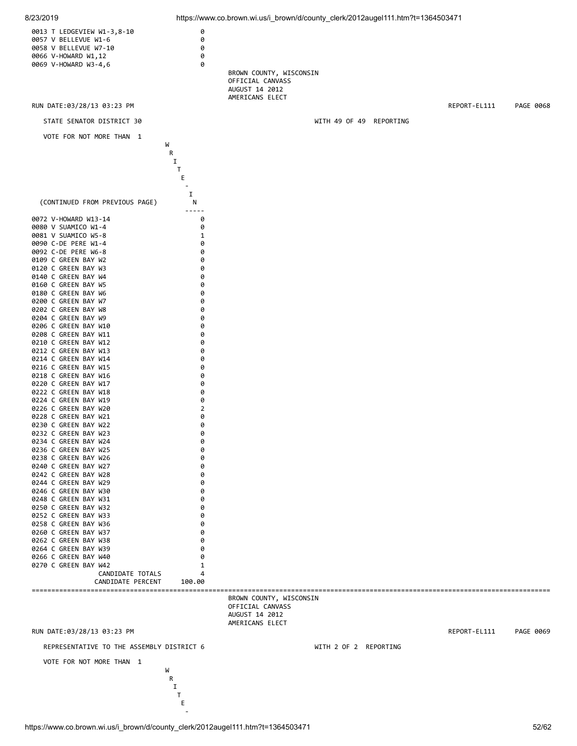| | WRITE-IN |
|---|---|
| 0013 T LEDGEVIEW W1-3,8-10 | 0 |
| 0057 V BELLEVUE W1-6 | 0 |
| 0058 V BELLEVUE W7-10 | 0 |
| 0066 V-HOWARD W1,12 | 0 |
| 0069 V-HOWARD W3-4,6 | 0 |

BROWN COUNTY, WISCONSIN
OFFICIAL CANVASS
AUGUST 14 2012
AMERICANS ELECT

RUN DATE:03/28/13 03:23 PM REPORT-EL111 PAGE 0068

STATE SENATOR DISTRICT 30 WITH 49 OF 49 REPORTING

VOTE FOR NOT MORE THAN 1

| (CONTINUED FROM PREVIOUS PAGE) | WRITE-IN |
|---|---|
| 0072 V-HOWARD W13-14 | 0 |
| 0080 V SUAMICO W1-4 | 0 |
| 0081 V SUAMICO W5-8 | 1 |
| 0090 C-DE PERE W1-4 | 0 |
| 0092 C-DE PERE W6-8 | 0 |
| 0109 C GREEN BAY W2 | 0 |
| 0120 C GREEN BAY W3 | 0 |
| 0140 C GREEN BAY W4 | 0 |
| 0160 C GREEN BAY W5 | 0 |
| 0180 C GREEN BAY W6 | 0 |
| 0200 C GREEN BAY W7 | 0 |
| 0202 C GREEN BAY W8 | 0 |
| 0204 C GREEN BAY W9 | 0 |
| 0206 C GREEN BAY W10 | 0 |
| 0208 C GREEN BAY W11 | 0 |
| 0210 C GREEN BAY W12 | 0 |
| 0212 C GREEN BAY W13 | 0 |
| 0214 C GREEN BAY W14 | 0 |
| 0216 C GREEN BAY W15 | 0 |
| 0218 C GREEN BAY W16 | 0 |
| 0220 C GREEN BAY W17 | 0 |
| 0222 C GREEN BAY W18 | 0 |
| 0224 C GREEN BAY W19 | 0 |
| 0226 C GREEN BAY W20 | 2 |
| 0228 C GREEN BAY W21 | 0 |
| 0230 C GREEN BAY W22 | 0 |
| 0232 C GREEN BAY W23 | 0 |
| 0234 C GREEN BAY W24 | 0 |
| 0236 C GREEN BAY W25 | 0 |
| 0238 C GREEN BAY W26 | 0 |
| 0240 C GREEN BAY W27 | 0 |
| 0242 C GREEN BAY W28 | 0 |
| 0244 C GREEN BAY W29 | 0 |
| 0246 C GREEN BAY W30 | 0 |
| 0248 C GREEN BAY W31 | 0 |
| 0250 C GREEN BAY W32 | 0 |
| 0252 C GREEN BAY W33 | 0 |
| 0258 C GREEN BAY W36 | 0 |
| 0260 C GREEN BAY W37 | 0 |
| 0262 C GREEN BAY W38 | 0 |
| 0264 C GREEN BAY W39 | 0 |
| 0266 C GREEN BAY W40 | 0 |
| 0270 C GREEN BAY W42 | 1 |
| CANDIDATE TOTALS | 4 |
| CANDIDATE PERCENT | 100.00 |

BROWN COUNTY, WISCONSIN
OFFICIAL CANVASS
AUGUST 14 2012
AMERICANS ELECT

RUN DATE:03/28/13 03:23 PM REPORT-EL111 PAGE 0069

REPRESENTATIVE TO THE ASSEMBLY DISTRICT 6 WITH 2 OF 2 REPORTING

VOTE FOR NOT MORE THAN 1

W
R
I
T
E
-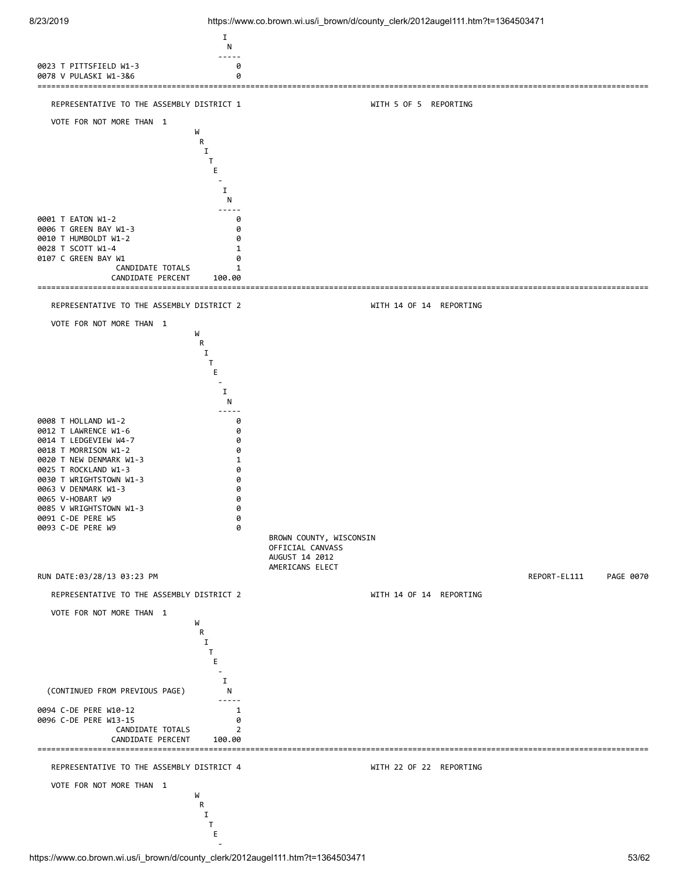| | WRITE-IN |
|---|---|
| 0023 T PITTSFIELD W1-3 | 0 |
| 0078 V PULASKI W1-3&6 | 0 |

REPRESENTATIVE TO THE ASSEMBLY DISTRICT 1 WITH 5 OF 5 REPORTING

VOTE FOR NOT MORE THAN 1

| | WRITE-IN |
|---|---|
| 0001 T EATON W1-2 | 0 |
| 0006 T GREEN BAY W1-3 | 0 |
| 0010 T HUMBOLDT W1-2 | 0 |
| 0028 T SCOTT W1-4 | 1 |
| 0107 C GREEN BAY W1 | 0 |
| CANDIDATE TOTALS | 1 |
| CANDIDATE PERCENT | 100.00 |

REPRESENTATIVE TO THE ASSEMBLY DISTRICT 2 WITH 14 OF 14 REPORTING

VOTE FOR NOT MORE THAN 1

| | WRITE-IN |
|---|---|
| 0008 T HOLLAND W1-2 | 0 |
| 0012 T LAWRENCE W1-6 | 0 |
| 0014 T LEDGEVIEW W4-7 | 0 |
| 0018 T MORRISON W1-2 | 0 |
| 0020 T NEW DENMARK W1-3 | 1 |
| 0025 T ROCKLAND W1-3 | 0 |
| 0030 T WRIGHTSTOWN W1-3 | 0 |
| 0063 V DENMARK W1-3 | 0 |
| 0065 V-HOBART W9 | 0 |
| 0085 V WRIGHTSTOWN W1-3 | 0 |
| 0091 C-DE PERE W5 | 0 |
| 0093 C-DE PERE W9 | 0 |

BROWN COUNTY, WISCONSIN
OFFICIAL CANVASS
AUGUST 14 2012
AMERICANS ELECT

RUN DATE:03/28/13 03:23 PM REPORT-EL111 PAGE 0070

REPRESENTATIVE TO THE ASSEMBLY DISTRICT 2 WITH 14 OF 14 REPORTING

VOTE FOR NOT MORE THAN 1

| (CONTINUED FROM PREVIOUS PAGE) | WRITE-IN |
|---|---|
| 0094 C-DE PERE W10-12 | 1 |
| 0096 C-DE PERE W13-15 | 0 |
| CANDIDATE TOTALS | 2 |
| CANDIDATE PERCENT | 100.00 |

REPRESENTATIVE TO THE ASSEMBLY DISTRICT 4 WITH 22 OF 22 REPORTING

VOTE FOR NOT MORE THAN 1

WRITE-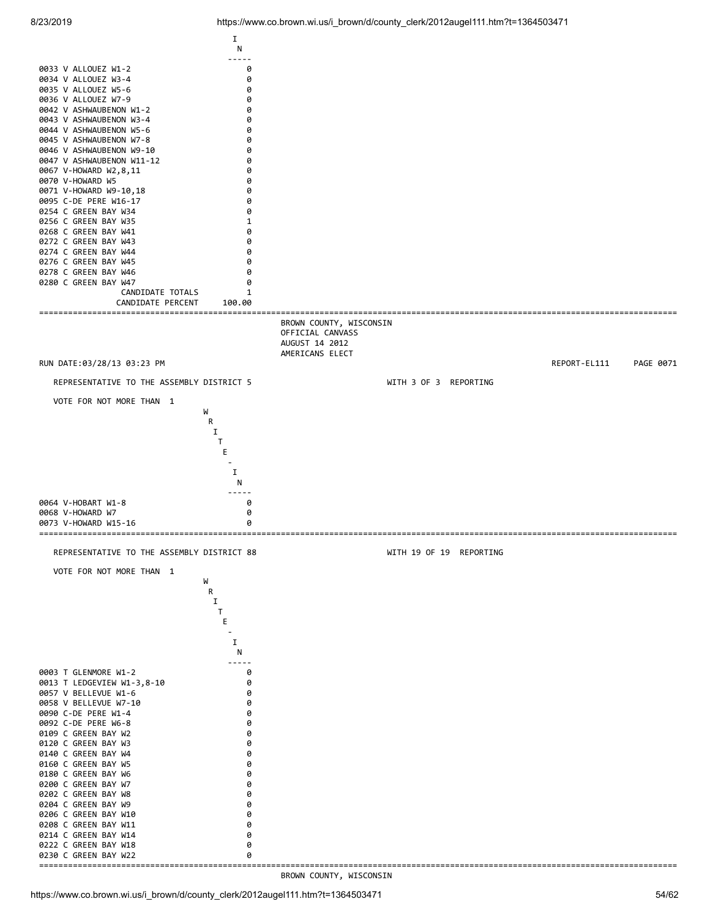| | WRITE-IN |
|---|---|
| 0033 V ALLOUEZ W1-2 | 0 |
| 0034 V ALLOUEZ W3-4 | 0 |
| 0035 V ALLOUEZ W5-6 | 0 |
| 0036 V ALLOUEZ W7-9 | 0 |
| 0042 V ASHWAUBENON W1-2 | 0 |
| 0043 V ASHWAUBENON W3-4 | 0 |
| 0044 V ASHWAUBENON W5-6 | 0 |
| 0045 V ASHWAUBENON W7-8 | 0 |
| 0046 V ASHWAUBENON W9-10 | 0 |
| 0047 V ASHWAUBENON W11-12 | 0 |
| 0067 V-HOWARD W2,8,11 | 0 |
| 0070 V-HOWARD W5 | 0 |
| 0071 V-HOWARD W9-10,18 | 0 |
| 0095 C-DE PERE W16-17 | 0 |
| 0254 C GREEN BAY W34 | 0 |
| 0256 C GREEN BAY W35 | 1 |
| 0268 C GREEN BAY W41 | 0 |
| 0272 C GREEN BAY W43 | 0 |
| 0274 C GREEN BAY W44 | 0 |
| 0276 C GREEN BAY W45 | 0 |
| 0278 C GREEN BAY W46 | 0 |
| 0280 C GREEN BAY W47 | 0 |
| CANDIDATE TOTALS | 1 |
| CANDIDATE PERCENT | 100.00 |

BROWN COUNTY, WISCONSIN
OFFICIAL CANVASS
AUGUST 14 2012
AMERICANS ELECT

RUN DATE:03/28/13 03:23 PM — REPORT-EL111 — PAGE 0071

REPRESENTATIVE TO THE ASSEMBLY DISTRICT 5 — WITH 3 OF 3 REPORTING

VOTE FOR NOT MORE THAN 1

| | WRITE-IN |
|---|---|
| 0064 V-HOBART W1-8 | 0 |
| 0068 V-HOWARD W7 | 0 |
| 0073 V-HOWARD W15-16 | 0 |

REPRESENTATIVE TO THE ASSEMBLY DISTRICT 88 — WITH 19 OF 19 REPORTING

VOTE FOR NOT MORE THAN 1

| | WRITE-IN |
|---|---|
| 0003 T GLENMORE W1-2 | 0 |
| 0013 T LEDGEVIEW W1-3,8-10 | 0 |
| 0057 V BELLEVUE W1-6 | 0 |
| 0058 V BELLEVUE W7-10 | 0 |
| 0090 C-DE PERE W1-4 | 0 |
| 0092 C-DE PERE W6-8 | 0 |
| 0109 C GREEN BAY W2 | 0 |
| 0120 C GREEN BAY W3 | 0 |
| 0140 C GREEN BAY W4 | 0 |
| 0160 C GREEN BAY W5 | 0 |
| 0180 C GREEN BAY W6 | 0 |
| 0200 C GREEN BAY W7 | 0 |
| 0202 C GREEN BAY W8 | 0 |
| 0204 C GREEN BAY W9 | 0 |
| 0206 C GREEN BAY W10 | 0 |
| 0208 C GREEN BAY W11 | 0 |
| 0214 C GREEN BAY W14 | 0 |
| 0222 C GREEN BAY W18 | 0 |
| 0230 C GREEN BAY W22 | 0 |

BROWN COUNTY, WISCONSIN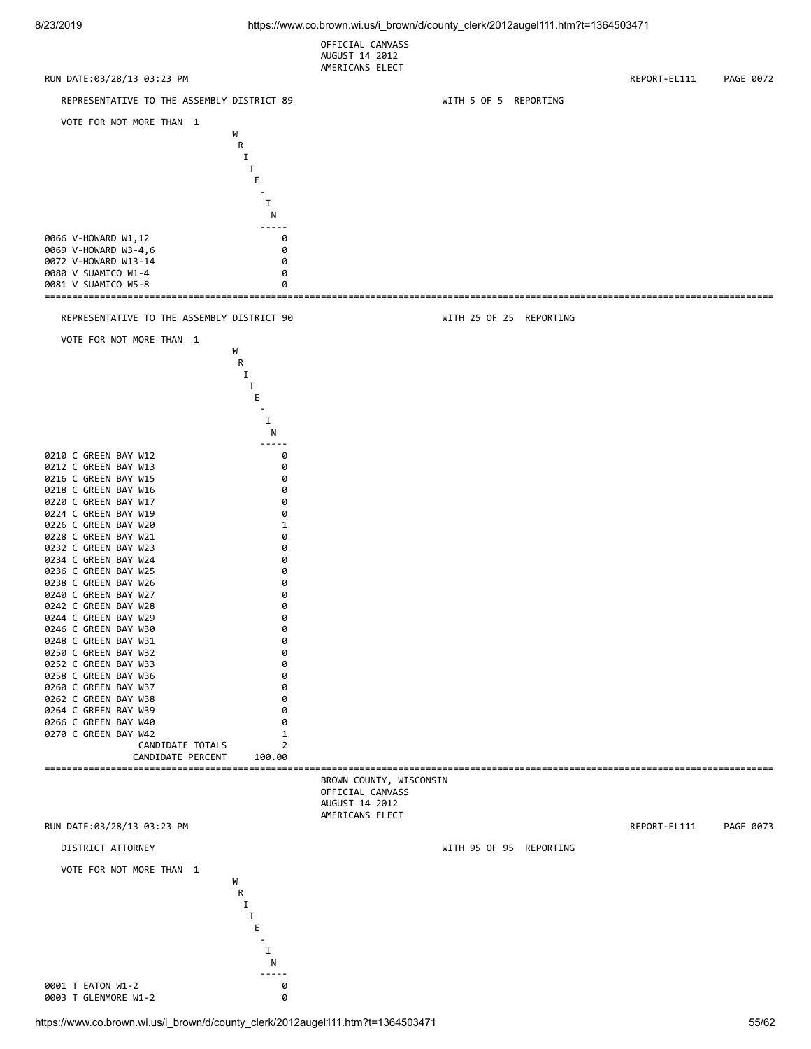OFFICIAL CANVASS
AUGUST 14 2012
AMERICANS ELECT

RUN DATE:03/28/13 03:23 PM REPORT-EL111 PAGE 0072

## REPRESENTATIVE TO THE ASSEMBLY DISTRICT 89

WITH 5 OF 5 REPORTING

VOTE FOR NOT MORE THAN 1

| | WRITE-IN |
|---|---|
| 0066 V-HOWARD W1,12 | 0 |
| 0069 V-HOWARD W3-4,6 | 0 |
| 0072 V-HOWARD W13-14 | 0 |
| 0080 V SUAMICO W1-4 | 0 |
| 0081 V SUAMICO W5-8 | 0 |

## REPRESENTATIVE TO THE ASSEMBLY DISTRICT 90

WITH 25 OF 25 REPORTING

VOTE FOR NOT MORE THAN 1

| | WRITE-IN |
|---|---|
| 0210 C GREEN BAY W12 | 0 |
| 0212 C GREEN BAY W13 | 0 |
| 0216 C GREEN BAY W15 | 0 |
| 0218 C GREEN BAY W16 | 0 |
| 0220 C GREEN BAY W17 | 0 |
| 0224 C GREEN BAY W19 | 0 |
| 0226 C GREEN BAY W20 | 1 |
| 0228 C GREEN BAY W21 | 0 |
| 0232 C GREEN BAY W23 | 0 |
| 0234 C GREEN BAY W24 | 0 |
| 0236 C GREEN BAY W25 | 0 |
| 0238 C GREEN BAY W26 | 0 |
| 0240 C GREEN BAY W27 | 0 |
| 0242 C GREEN BAY W28 | 0 |
| 0244 C GREEN BAY W29 | 0 |
| 0246 C GREEN BAY W30 | 0 |
| 0248 C GREEN BAY W31 | 0 |
| 0250 C GREEN BAY W32 | 0 |
| 0252 C GREEN BAY W33 | 0 |
| 0258 C GREEN BAY W36 | 0 |
| 0260 C GREEN BAY W37 | 0 |
| 0262 C GREEN BAY W38 | 0 |
| 0264 C GREEN BAY W39 | 0 |
| 0266 C GREEN BAY W40 | 0 |
| 0270 C GREEN BAY W42 | 1 |
| CANDIDATE TOTALS | 2 |
| CANDIDATE PERCENT | 100.00 |

BROWN COUNTY, WISCONSIN
OFFICIAL CANVASS
AUGUST 14 2012
AMERICANS ELECT

RUN DATE:03/28/13 03:23 PM REPORT-EL111 PAGE 0073

## DISTRICT ATTORNEY

WITH 95 OF 95 REPORTING

VOTE FOR NOT MORE THAN 1

| | WRITE-IN |
|---|---|
| 0001 T EATON W1-2 | 0 |
| 0003 T GLENMORE W1-2 | 0 |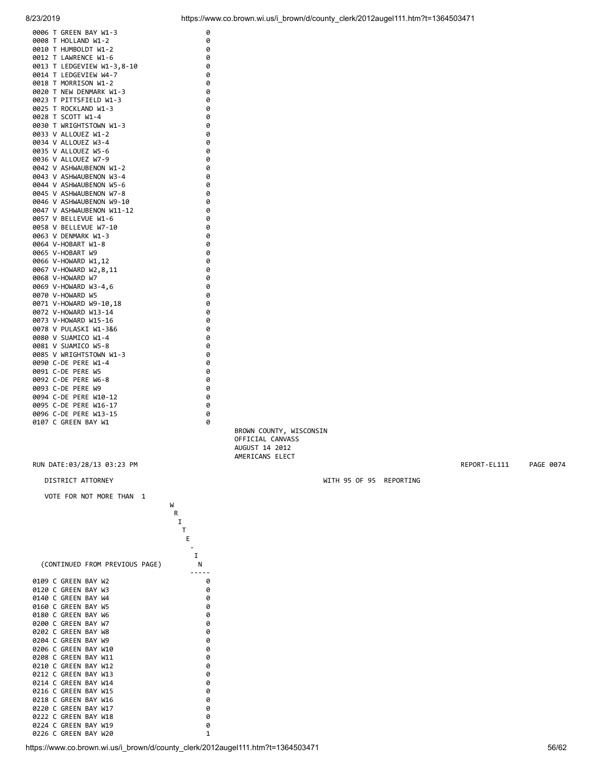| | |
|---|---|
| 0006 T GREEN BAY W1-3 | 0 |
| 0008 T HOLLAND W1-2 | 0 |
| 0010 T HUMBOLDT W1-2 | 0 |
| 0012 T LAWRENCE W1-6 | 0 |
| 0013 T LEDGEVIEW W1-3,8-10 | 0 |
| 0014 T LEDGEVIEW W4-7 | 0 |
| 0018 T MORRISON W1-2 | 0 |
| 0020 T NEW DENMARK W1-3 | 0 |
| 0023 T PITTSFIELD W1-3 | 0 |
| 0025 T ROCKLAND W1-3 | 0 |
| 0028 T SCOTT W1-4 | 0 |
| 0030 T WRIGHTSTOWN W1-3 | 0 |
| 0033 V ALLOUEZ W1-2 | 0 |
| 0034 V ALLOUEZ W3-4 | 0 |
| 0035 V ALLOUEZ W5-6 | 0 |
| 0036 V ALLOUEZ W7-9 | 0 |
| 0042 V ASHWAUBENON W1-2 | 0 |
| 0043 V ASHWAUBENON W3-4 | 0 |
| 0044 V ASHWAUBENON W5-6 | 0 |
| 0045 V ASHWAUBENON W7-8 | 0 |
| 0046 V ASHWAUBENON W9-10 | 0 |
| 0047 V ASHWAUBENON W11-12 | 0 |
| 0057 V BELLEVUE W1-6 | 0 |
| 0058 V BELLEVUE W7-10 | 0 |
| 0063 V DENMARK W1-3 | 0 |
| 0064 V-HOBART W1-8 | 0 |
| 0065 V-HOBART W9 | 0 |
| 0066 V-HOWARD W1,12 | 0 |
| 0067 V-HOWARD W2,8,11 | 0 |
| 0068 V-HOWARD W7 | 0 |
| 0069 V-HOWARD W3-4,6 | 0 |
| 0070 V-HOWARD W5 | 0 |
| 0071 V-HOWARD W9-10,18 | 0 |
| 0072 V-HOWARD W13-14 | 0 |
| 0073 V-HOWARD W15-16 | 0 |
| 0078 V PULASKI W1-3&6 | 0 |
| 0080 V SUAMICO W1-4 | 0 |
| 0081 V SUAMICO W5-8 | 0 |
| 0085 V WRIGHTSTOWN W1-3 | 0 |
| 0090 C-DE PERE W1-4 | 0 |
| 0091 C-DE PERE W5 | 0 |
| 0092 C-DE PERE W6-8 | 0 |
| 0093 C-DE PERE W9 | 0 |
| 0094 C-DE PERE W10-12 | 0 |
| 0095 C-DE PERE W16-17 | 0 |
| 0096 C-DE PERE W13-15 | 0 |
| 0107 C GREEN BAY W1 | 0 |

BROWN COUNTY, WISCONSIN
OFFICIAL CANVASS
AUGUST 14 2012
AMERICANS ELECT

RUN DATE:03/28/13 03:23 PM REPORT-EL111 PAGE 0074

DISTRICT ATTORNEY WITH 95 OF 95 REPORTING

VOTE FOR NOT MORE THAN 1

| (CONTINUED FROM PREVIOUS PAGE) | WRITE-IN |
|---|---|
| 0109 C GREEN BAY W2 | 0 |
| 0120 C GREEN BAY W3 | 0 |
| 0140 C GREEN BAY W4 | 0 |
| 0160 C GREEN BAY W5 | 0 |
| 0180 C GREEN BAY W6 | 0 |
| 0200 C GREEN BAY W7 | 0 |
| 0202 C GREEN BAY W8 | 0 |
| 0204 C GREEN BAY W9 | 0 |
| 0206 C GREEN BAY W10 | 0 |
| 0208 C GREEN BAY W11 | 0 |
| 0210 C GREEN BAY W12 | 0 |
| 0212 C GREEN BAY W13 | 0 |
| 0214 C GREEN BAY W14 | 0 |
| 0216 C GREEN BAY W15 | 0 |
| 0218 C GREEN BAY W16 | 0 |
| 0220 C GREEN BAY W17 | 0 |
| 0222 C GREEN BAY W18 | 0 |
| 0224 C GREEN BAY W19 | 0 |
| 0226 C GREEN BAY W20 | 1 |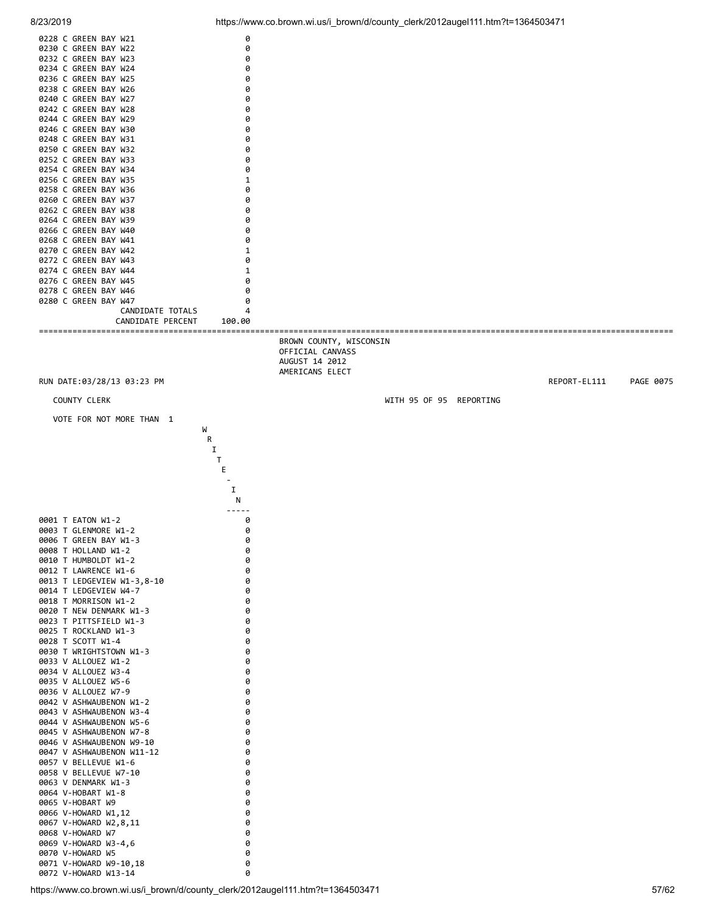| Precinct | Votes |
|---|---|
| 0228 C GREEN BAY W21 | 0 |
| 0230 C GREEN BAY W22 | 0 |
| 0232 C GREEN BAY W23 | 0 |
| 0234 C GREEN BAY W24 | 0 |
| 0236 C GREEN BAY W25 | 0 |
| 0238 C GREEN BAY W26 | 0 |
| 0240 C GREEN BAY W27 | 0 |
| 0242 C GREEN BAY W28 | 0 |
| 0244 C GREEN BAY W29 | 0 |
| 0246 C GREEN BAY W30 | 0 |
| 0248 C GREEN BAY W31 | 0 |
| 0250 C GREEN BAY W32 | 0 |
| 0252 C GREEN BAY W33 | 0 |
| 0254 C GREEN BAY W34 | 0 |
| 0256 C GREEN BAY W35 | 1 |
| 0258 C GREEN BAY W36 | 0 |
| 0260 C GREEN BAY W37 | 0 |
| 0262 C GREEN BAY W38 | 0 |
| 0264 C GREEN BAY W39 | 0 |
| 0266 C GREEN BAY W40 | 0 |
| 0268 C GREEN BAY W41 | 0 |
| 0270 C GREEN BAY W42 | 1 |
| 0272 C GREEN BAY W43 | 0 |
| 0274 C GREEN BAY W44 | 1 |
| 0276 C GREEN BAY W45 | 0 |
| 0278 C GREEN BAY W46 | 0 |
| 0280 C GREEN BAY W47 | 0 |
| CANDIDATE TOTALS | 4 |
| CANDIDATE PERCENT | 100.00 |

---

BROWN COUNTY, WISCONSIN
OFFICIAL CANVASS
AUGUST 14 2012
AMERICANS ELECT

RUN DATE:03/28/13 03:23 PM — REPORT-EL111 PAGE 0075

COUNTY CLERK — WITH 95 OF 95 REPORTING

VOTE FOR NOT MORE THAN 1

| Precinct | WRITE-IN |
|---|---|
| 0001 T EATON W1-2 | 0 |
| 0003 T GLENMORE W1-2 | 0 |
| 0006 T GREEN BAY W1-3 | 0 |
| 0008 T HOLLAND W1-2 | 0 |
| 0010 T HUMBOLDT W1-2 | 0 |
| 0012 T LAWRENCE W1-6 | 0 |
| 0013 T LEDGEVIEW W1-3,8-10 | 0 |
| 0014 T LEDGEVIEW W4-7 | 0 |
| 0018 T MORRISON W1-2 | 0 |
| 0020 T NEW DENMARK W1-3 | 0 |
| 0023 T PITTSFIELD W1-3 | 0 |
| 0025 T ROCKLAND W1-3 | 0 |
| 0028 T SCOTT W1-4 | 0 |
| 0030 T WRIGHTSTOWN W1-3 | 0 |
| 0033 V ALLOUEZ W1-2 | 0 |
| 0034 V ALLOUEZ W3-4 | 0 |
| 0035 V ALLOUEZ W5-6 | 0 |
| 0036 V ALLOUEZ W7-9 | 0 |
| 0042 V ASHWAUBENON W1-2 | 0 |
| 0043 V ASHWAUBENON W3-4 | 0 |
| 0044 V ASHWAUBENON W5-6 | 0 |
| 0045 V ASHWAUBENON W7-8 | 0 |
| 0046 V ASHWAUBENON W9-10 | 0 |
| 0047 V ASHWAUBENON W11-12 | 0 |
| 0057 V BELLEVUE W1-6 | 0 |
| 0058 V BELLEVUE W7-10 | 0 |
| 0063 V DENMARK W1-3 | 0 |
| 0064 V-HOBART W1-8 | 0 |
| 0065 V-HOBART W9 | 0 |
| 0066 V-HOWARD W1,12 | 0 |
| 0067 V-HOWARD W2,8,11 | 0 |
| 0068 V-HOWARD W7 | 0 |
| 0069 V-HOWARD W3-4,6 | 0 |
| 0070 V-HOWARD W5 | 0 |
| 0071 V-HOWARD W9-10,18 | 0 |
| 0072 V-HOWARD W13-14 | 0 |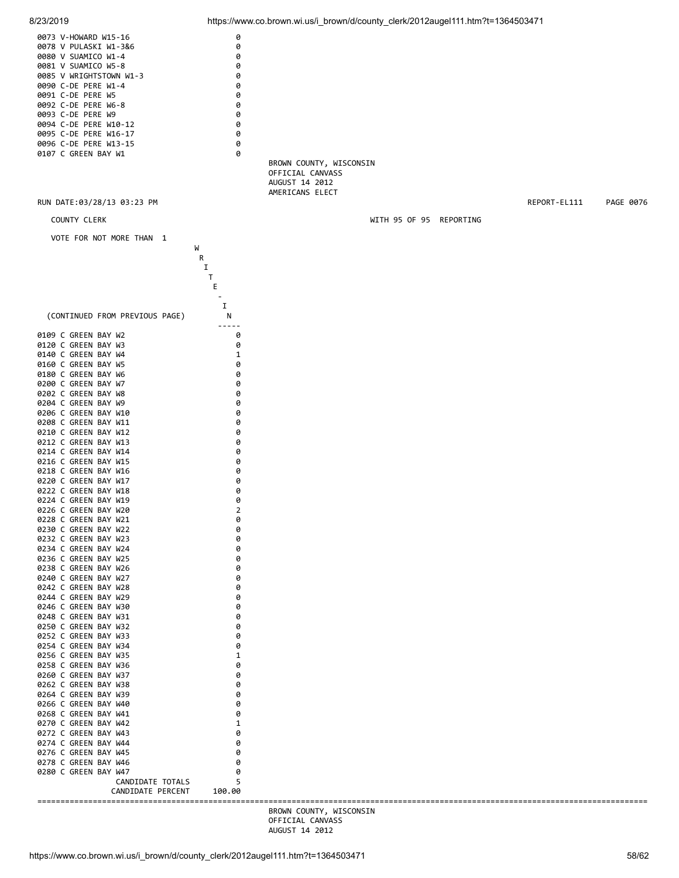| Ward | WRITE-IN |
|---|---|
| 0073 V-HOWARD W15-16 | 0 |
| 0078 V PULASKI W1-3&6 | 0 |
| 0080 V SUAMICO W1-4 | 0 |
| 0081 V SUAMICO W5-8 | 0 |
| 0085 V WRIGHTSTOWN W1-3 | 0 |
| 0090 C-DE PERE W1-4 | 0 |
| 0091 C-DE PERE W5 | 0 |
| 0092 C-DE PERE W6-8 | 0 |
| 0093 C-DE PERE W9 | 0 |
| 0094 C-DE PERE W10-12 | 0 |
| 0095 C-DE PERE W16-17 | 0 |
| 0096 C-DE PERE W13-15 | 0 |
| 0107 C GREEN BAY W1 | 0 |

BROWN COUNTY, WISCONSIN
OFFICIAL CANVASS
AUGUST 14 2012
AMERICANS ELECT

RUN DATE:03/28/13 03:23 PM — REPORT-EL111 — PAGE 0076

COUNTY CLERK — WITH 95 OF 95 REPORTING

VOTE FOR NOT MORE THAN 1

| (CONTINUED FROM PREVIOUS PAGE) | WRITE-IN |
|---|---|
| 0109 C GREEN BAY W2 | 0 |
| 0120 C GREEN BAY W3 | 0 |
| 0140 C GREEN BAY W4 | 1 |
| 0160 C GREEN BAY W5 | 0 |
| 0180 C GREEN BAY W6 | 0 |
| 0200 C GREEN BAY W7 | 0 |
| 0202 C GREEN BAY W8 | 0 |
| 0204 C GREEN BAY W9 | 0 |
| 0206 C GREEN BAY W10 | 0 |
| 0208 C GREEN BAY W11 | 0 |
| 0210 C GREEN BAY W12 | 0 |
| 0212 C GREEN BAY W13 | 0 |
| 0214 C GREEN BAY W14 | 0 |
| 0216 C GREEN BAY W15 | 0 |
| 0218 C GREEN BAY W16 | 0 |
| 0220 C GREEN BAY W17 | 0 |
| 0222 C GREEN BAY W18 | 0 |
| 0224 C GREEN BAY W19 | 0 |
| 0226 C GREEN BAY W20 | 2 |
| 0228 C GREEN BAY W21 | 0 |
| 0230 C GREEN BAY W22 | 0 |
| 0232 C GREEN BAY W23 | 0 |
| 0234 C GREEN BAY W24 | 0 |
| 0236 C GREEN BAY W25 | 0 |
| 0238 C GREEN BAY W26 | 0 |
| 0240 C GREEN BAY W27 | 0 |
| 0242 C GREEN BAY W28 | 0 |
| 0244 C GREEN BAY W29 | 0 |
| 0246 C GREEN BAY W30 | 0 |
| 0248 C GREEN BAY W31 | 0 |
| 0250 C GREEN BAY W32 | 0 |
| 0252 C GREEN BAY W33 | 0 |
| 0254 C GREEN BAY W34 | 0 |
| 0256 C GREEN BAY W35 | 1 |
| 0258 C GREEN BAY W36 | 0 |
| 0260 C GREEN BAY W37 | 0 |
| 0262 C GREEN BAY W38 | 0 |
| 0264 C GREEN BAY W39 | 0 |
| 0266 C GREEN BAY W40 | 0 |
| 0268 C GREEN BAY W41 | 0 |
| 0270 C GREEN BAY W42 | 1 |
| 0272 C GREEN BAY W43 | 0 |
| 0274 C GREEN BAY W44 | 0 |
| 0276 C GREEN BAY W45 | 0 |
| 0278 C GREEN BAY W46 | 0 |
| 0280 C GREEN BAY W47 | 0 |
| CANDIDATE TOTALS | 5 |
| CANDIDATE PERCENT | 100.00 |

BROWN COUNTY, WISCONSIN
OFFICIAL CANVASS
AUGUST 14 2012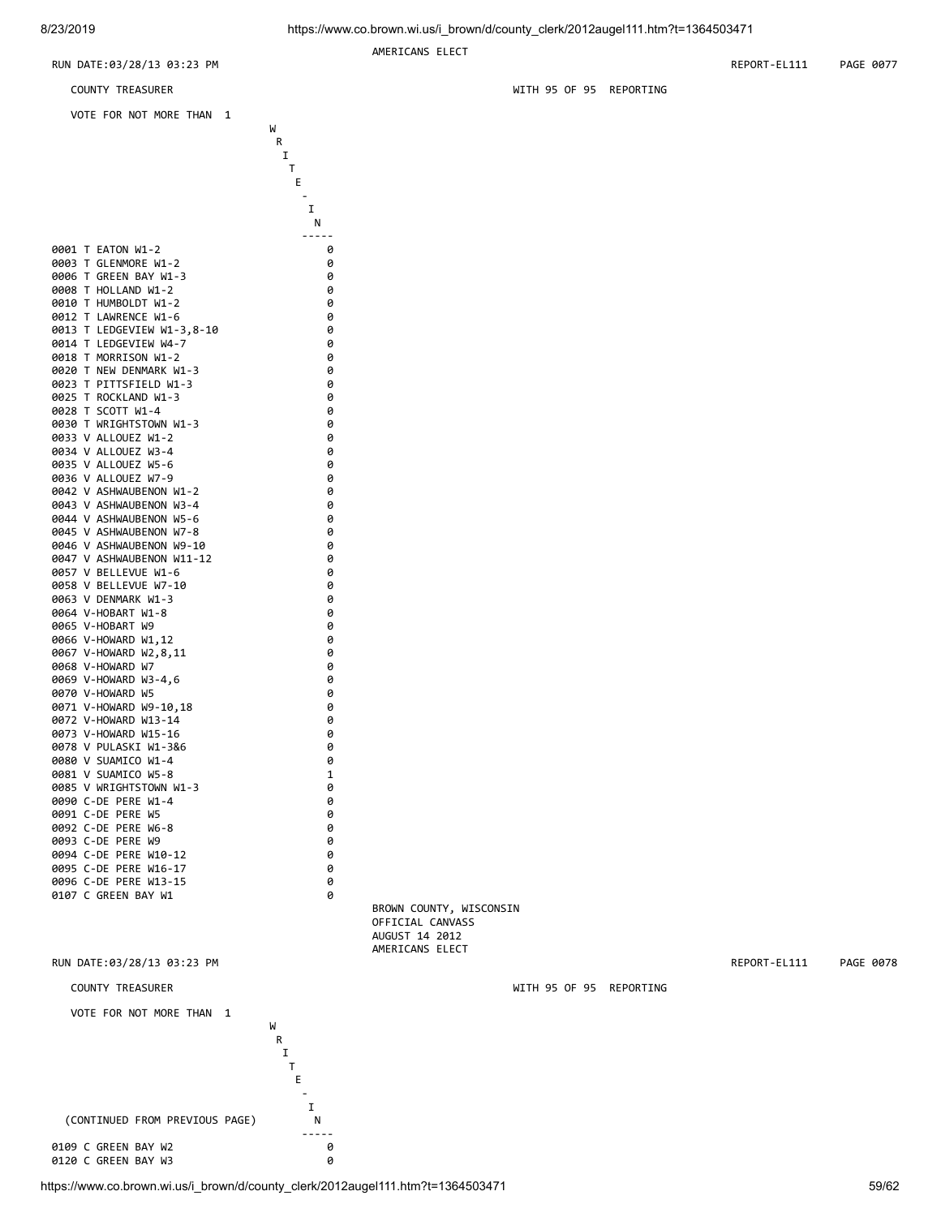AMERICANS ELECT

RUN DATE:03/28/13 03:23 PM REPORT-EL111 PAGE 0077

COUNTY TREASURER WITH 95 OF 95 REPORTING

VOTE FOR NOT MORE THAN 1

| | WRITE-IN |
|---|---|
| 0001 T EATON W1-2 | 0 |
| 0003 T GLENMORE W1-2 | 0 |
| 0006 T GREEN BAY W1-3 | 0 |
| 0008 T HOLLAND W1-2 | 0 |
| 0010 T HUMBOLDT W1-2 | 0 |
| 0012 T LAWRENCE W1-6 | 0 |
| 0013 T LEDGEVIEW W1-3,8-10 | 0 |
| 0014 T LEDGEVIEW W4-7 | 0 |
| 0018 T MORRISON W1-2 | 0 |
| 0020 T NEW DENMARK W1-3 | 0 |
| 0023 T PITTSFIELD W1-3 | 0 |
| 0025 T ROCKLAND W1-3 | 0 |
| 0028 T SCOTT W1-4 | 0 |
| 0030 T WRIGHTSTOWN W1-3 | 0 |
| 0033 V ALLOUEZ W1-2 | 0 |
| 0034 V ALLOUEZ W3-4 | 0 |
| 0035 V ALLOUEZ W5-6 | 0 |
| 0036 V ALLOUEZ W7-9 | 0 |
| 0042 V ASHWAUBENON W1-2 | 0 |
| 0043 V ASHWAUBENON W3-4 | 0 |
| 0044 V ASHWAUBENON W5-6 | 0 |
| 0045 V ASHWAUBENON W7-8 | 0 |
| 0046 V ASHWAUBENON W9-10 | 0 |
| 0047 V ASHWAUBENON W11-12 | 0 |
| 0057 V BELLEVUE W1-6 | 0 |
| 0058 V BELLEVUE W7-10 | 0 |
| 0063 V DENMARK W1-3 | 0 |
| 0064 V-HOBART W1-8 | 0 |
| 0065 V-HOBART W9 | 0 |
| 0066 V-HOWARD W1,12 | 0 |
| 0067 V-HOWARD W2,8,11 | 0 |
| 0068 V-HOWARD W7 | 0 |
| 0069 V-HOWARD W3-4,6 | 0 |
| 0070 V-HOWARD W5 | 0 |
| 0071 V-HOWARD W9-10,18 | 0 |
| 0072 V-HOWARD W13-14 | 0 |
| 0073 V-HOWARD W15-16 | 0 |
| 0078 V PULASKI W1-3&6 | 0 |
| 0080 V SUAMICO W1-4 | 0 |
| 0081 V SUAMICO W5-8 | 1 |
| 0085 V WRIGHTSTOWN W1-3 | 0 |
| 0090 C-DE PERE W1-4 | 0 |
| 0091 C-DE PERE W5 | 0 |
| 0092 C-DE PERE W6-8 | 0 |
| 0093 C-DE PERE W9 | 0 |
| 0094 C-DE PERE W10-12 | 0 |
| 0095 C-DE PERE W16-17 | 0 |
| 0096 C-DE PERE W13-15 | 0 |
| 0107 C GREEN BAY W1 | 0 |

BROWN COUNTY, WISCONSIN
OFFICIAL CANVASS
AUGUST 14 2012
AMERICANS ELECT

RUN DATE:03/28/13 03:23 PM REPORT-EL111 PAGE 0078

COUNTY TREASURER WITH 95 OF 95 REPORTING

VOTE FOR NOT MORE THAN 1

| (CONTINUED FROM PREVIOUS PAGE) | WRITE-IN |
|---|---|
| 0109 C GREEN BAY W2 | 0 |
| 0120 C GREEN BAY W3 | 0 |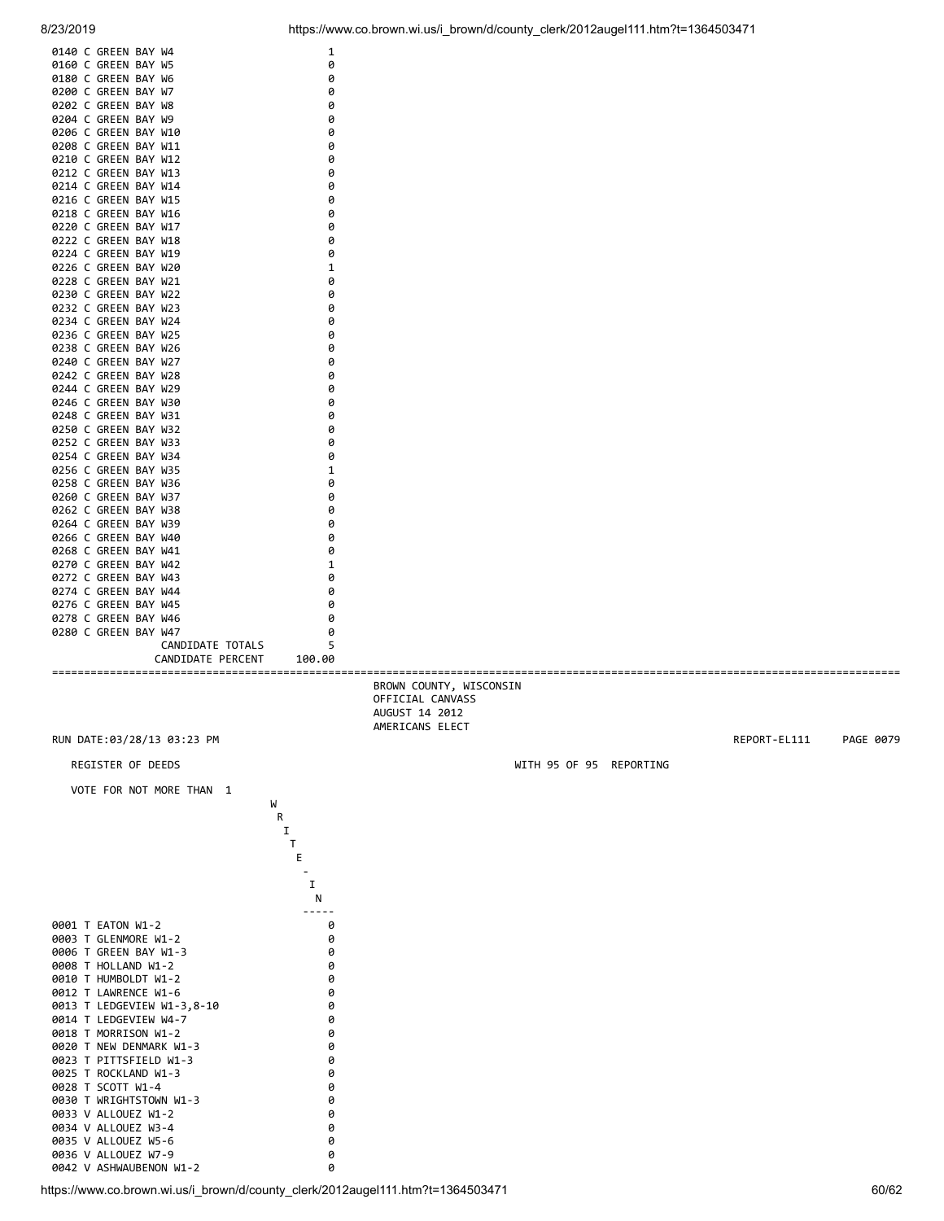| | |
|---|---|
| 0140 C GREEN BAY W4 | 1 |
| 0160 C GREEN BAY W5 | 0 |
| 0180 C GREEN BAY W6 | 0 |
| 0200 C GREEN BAY W7 | 0 |
| 0202 C GREEN BAY W8 | 0 |
| 0204 C GREEN BAY W9 | 0 |
| 0206 C GREEN BAY W10 | 0 |
| 0208 C GREEN BAY W11 | 0 |
| 0210 C GREEN BAY W12 | 0 |
| 0212 C GREEN BAY W13 | 0 |
| 0214 C GREEN BAY W14 | 0 |
| 0216 C GREEN BAY W15 | 0 |
| 0218 C GREEN BAY W16 | 0 |
| 0220 C GREEN BAY W17 | 0 |
| 0222 C GREEN BAY W18 | 0 |
| 0224 C GREEN BAY W19 | 0 |
| 0226 C GREEN BAY W20 | 1 |
| 0228 C GREEN BAY W21 | 0 |
| 0230 C GREEN BAY W22 | 0 |
| 0232 C GREEN BAY W23 | 0 |
| 0234 C GREEN BAY W24 | 0 |
| 0236 C GREEN BAY W25 | 0 |
| 0238 C GREEN BAY W26 | 0 |
| 0240 C GREEN BAY W27 | 0 |
| 0242 C GREEN BAY W28 | 0 |
| 0244 C GREEN BAY W29 | 0 |
| 0246 C GREEN BAY W30 | 0 |
| 0248 C GREEN BAY W31 | 0 |
| 0250 C GREEN BAY W32 | 0 |
| 0252 C GREEN BAY W33 | 0 |
| 0254 C GREEN BAY W34 | 0 |
| 0256 C GREEN BAY W35 | 1 |
| 0258 C GREEN BAY W36 | 0 |
| 0260 C GREEN BAY W37 | 0 |
| 0262 C GREEN BAY W38 | 0 |
| 0264 C GREEN BAY W39 | 0 |
| 0266 C GREEN BAY W40 | 0 |
| 0268 C GREEN BAY W41 | 0 |
| 0270 C GREEN BAY W42 | 1 |
| 0272 C GREEN BAY W43 | 0 |
| 0274 C GREEN BAY W44 | 0 |
| 0276 C GREEN BAY W45 | 0 |
| 0278 C GREEN BAY W46 | 0 |
| 0280 C GREEN BAY W47 | 0 |
| CANDIDATE TOTALS | 5 |
| CANDIDATE PERCENT | 100.00 |

---

BROWN COUNTY, WISCONSIN
OFFICIAL CANVASS
AUGUST 14 2012
AMERICANS ELECT

RUN DATE:03/28/13 03:23 PM REPORT-EL111 PAGE 0079

REGISTER OF DEEDS WITH 95 OF 95 REPORTING

VOTE FOR NOT MORE THAN 1

| | WRITE-IN |
|---|---|
| 0001 T EATON W1-2 | 0 |
| 0003 T GLENMORE W1-2 | 0 |
| 0006 T GREEN BAY W1-3 | 0 |
| 0008 T HOLLAND W1-2 | 0 |
| 0010 T HUMBOLDT W1-2 | 0 |
| 0012 T LAWRENCE W1-6 | 0 |
| 0013 T LEDGEVIEW W1-3,8-10 | 0 |
| 0014 T LEDGEVIEW W4-7 | 0 |
| 0018 T MORRISON W1-2 | 0 |
| 0020 T NEW DENMARK W1-3 | 0 |
| 0023 T PITTSFIELD W1-3 | 0 |
| 0025 T ROCKLAND W1-3 | 0 |
| 0028 T SCOTT W1-4 | 0 |
| 0030 T WRIGHTSTOWN W1-3 | 0 |
| 0033 V ALLOUEZ W1-2 | 0 |
| 0034 V ALLOUEZ W3-4 | 0 |
| 0035 V ALLOUEZ W5-6 | 0 |
| 0036 V ALLOUEZ W7-9 | 0 |
| 0042 V ASHWAUBENON W1-2 | 0 |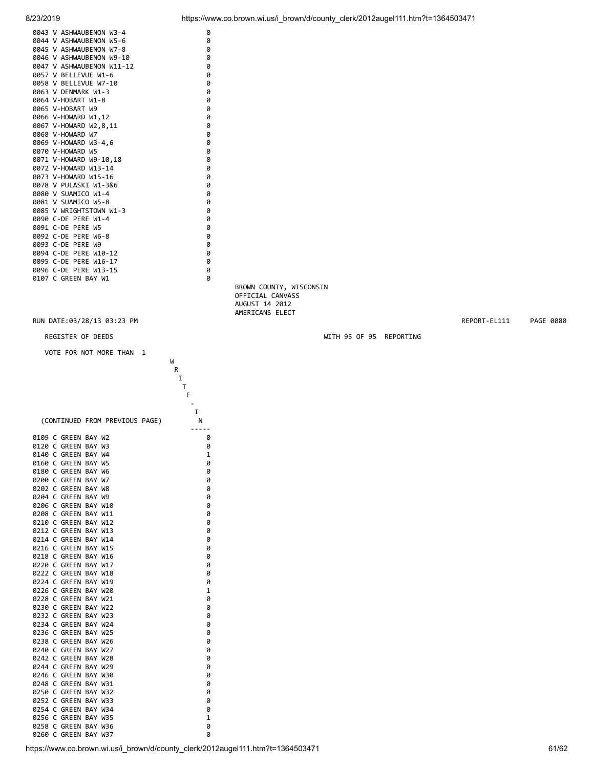| Precinct | WRITE-IN |
|---|---|
| 0043 V ASHWAUBENON W3-4 | 0 |
| 0044 V ASHWAUBENON W5-6 | 0 |
| 0045 V ASHWAUBENON W7-8 | 0 |
| 0046 V ASHWAUBENON W9-10 | 0 |
| 0047 V ASHWAUBENON W11-12 | 0 |
| 0057 V BELLEVUE W1-6 | 0 |
| 0058 V BELLEVUE W7-10 | 0 |
| 0063 V DENMARK W1-3 | 0 |
| 0064 V-HOBART W1-8 | 0 |
| 0065 V-HOBART W9 | 0 |
| 0066 V-HOWARD W1,12 | 0 |
| 0067 V-HOWARD W2,8,11 | 0 |
| 0068 V-HOWARD W7 | 0 |
| 0069 V-HOWARD W3-4,6 | 0 |
| 0070 V-HOWARD W5 | 0 |
| 0071 V-HOWARD W9-10,18 | 0 |
| 0072 V-HOWARD W13-14 | 0 |
| 0073 V-HOWARD W15-16 | 0 |
| 0078 V PULASKI W1-3&6 | 0 |
| 0080 V SUAMICO W1-4 | 0 |
| 0081 V SUAMICO W5-8 | 0 |
| 0085 V WRIGHTSTOWN W1-3 | 0 |
| 0090 C-DE PERE W1-4 | 0 |
| 0091 C-DE PERE W5 | 0 |
| 0092 C-DE PERE W6-8 | 0 |
| 0093 C-DE PERE W9 | 0 |
| 0094 C-DE PERE W10-12 | 0 |
| 0095 C-DE PERE W16-17 | 0 |
| 0096 C-DE PERE W13-15 | 0 |
| 0107 C GREEN BAY W1 | 0 |

BROWN COUNTY, WISCONSIN
OFFICIAL CANVASS
AUGUST 14 2012
AMERICANS ELECT

RUN DATE:03/28/13 03:23 PM REPORT-EL111 PAGE 0080

REGISTER OF DEEDS WITH 95 OF 95 REPORTING

VOTE FOR NOT MORE THAN 1

| (CONTINUED FROM PREVIOUS PAGE) | WRITE-IN |
|---|---|
| 0109 C GREEN BAY W2 | 0 |
| 0120 C GREEN BAY W3 | 0 |
| 0140 C GREEN BAY W4 | 1 |
| 0160 C GREEN BAY W5 | 0 |
| 0180 C GREEN BAY W6 | 0 |
| 0200 C GREEN BAY W7 | 0 |
| 0202 C GREEN BAY W8 | 0 |
| 0204 C GREEN BAY W9 | 0 |
| 0206 C GREEN BAY W10 | 0 |
| 0208 C GREEN BAY W11 | 0 |
| 0210 C GREEN BAY W12 | 0 |
| 0212 C GREEN BAY W13 | 0 |
| 0214 C GREEN BAY W14 | 0 |
| 0216 C GREEN BAY W15 | 0 |
| 0218 C GREEN BAY W16 | 0 |
| 0220 C GREEN BAY W17 | 0 |
| 0222 C GREEN BAY W18 | 0 |
| 0224 C GREEN BAY W19 | 0 |
| 0226 C GREEN BAY W20 | 1 |
| 0228 C GREEN BAY W21 | 0 |
| 0230 C GREEN BAY W22 | 0 |
| 0232 C GREEN BAY W23 | 0 |
| 0234 C GREEN BAY W24 | 0 |
| 0236 C GREEN BAY W25 | 0 |
| 0238 C GREEN BAY W26 | 0 |
| 0240 C GREEN BAY W27 | 0 |
| 0242 C GREEN BAY W28 | 0 |
| 0244 C GREEN BAY W29 | 0 |
| 0246 C GREEN BAY W30 | 0 |
| 0248 C GREEN BAY W31 | 0 |
| 0250 C GREEN BAY W32 | 0 |
| 0252 C GREEN BAY W33 | 0 |
| 0254 C GREEN BAY W34 | 0 |
| 0256 C GREEN BAY W35 | 1 |
| 0258 C GREEN BAY W36 | 0 |
| 0260 C GREEN BAY W37 | 0 |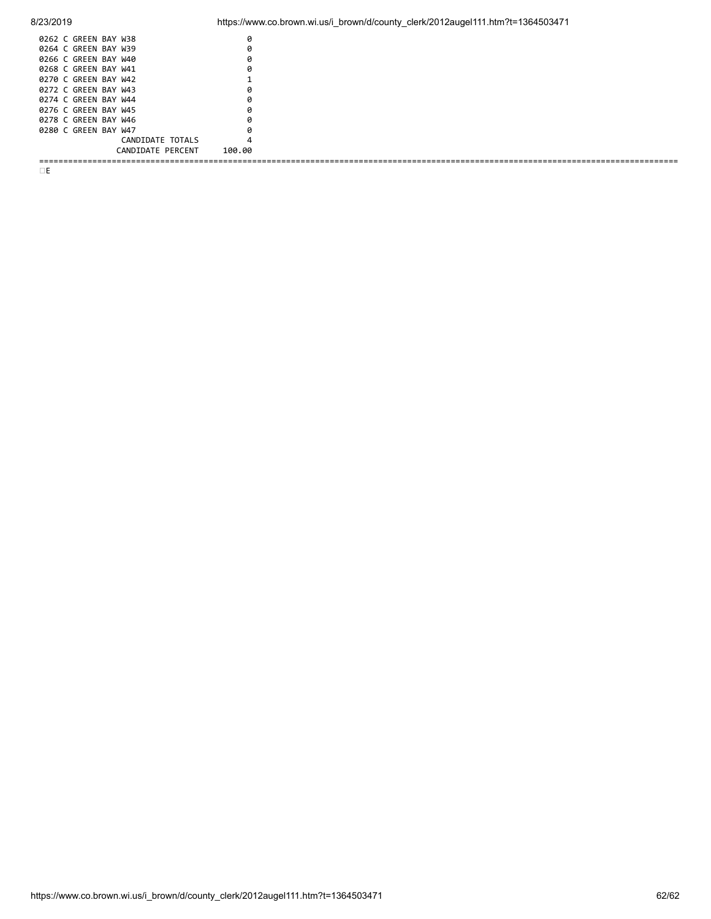| | |
|---|---|
| 0262 C GREEN BAY W38 | 0 |
| 0264 C GREEN BAY W39 | 0 |
| 0266 C GREEN BAY W40 | 0 |
| 0268 C GREEN BAY W41 | 0 |
| 0270 C GREEN BAY W42 | 1 |
| 0272 C GREEN BAY W43 | 0 |
| 0274 C GREEN BAY W44 | 0 |
| 0276 C GREEN BAY W45 | 0 |
| 0278 C GREEN BAY W46 | 0 |
| 0280 C GREEN BAY W47 | 0 |
| CANDIDATE TOTALS | 4 |
| CANDIDATE PERCENT | 100.00 |

================================================================================================================================

E